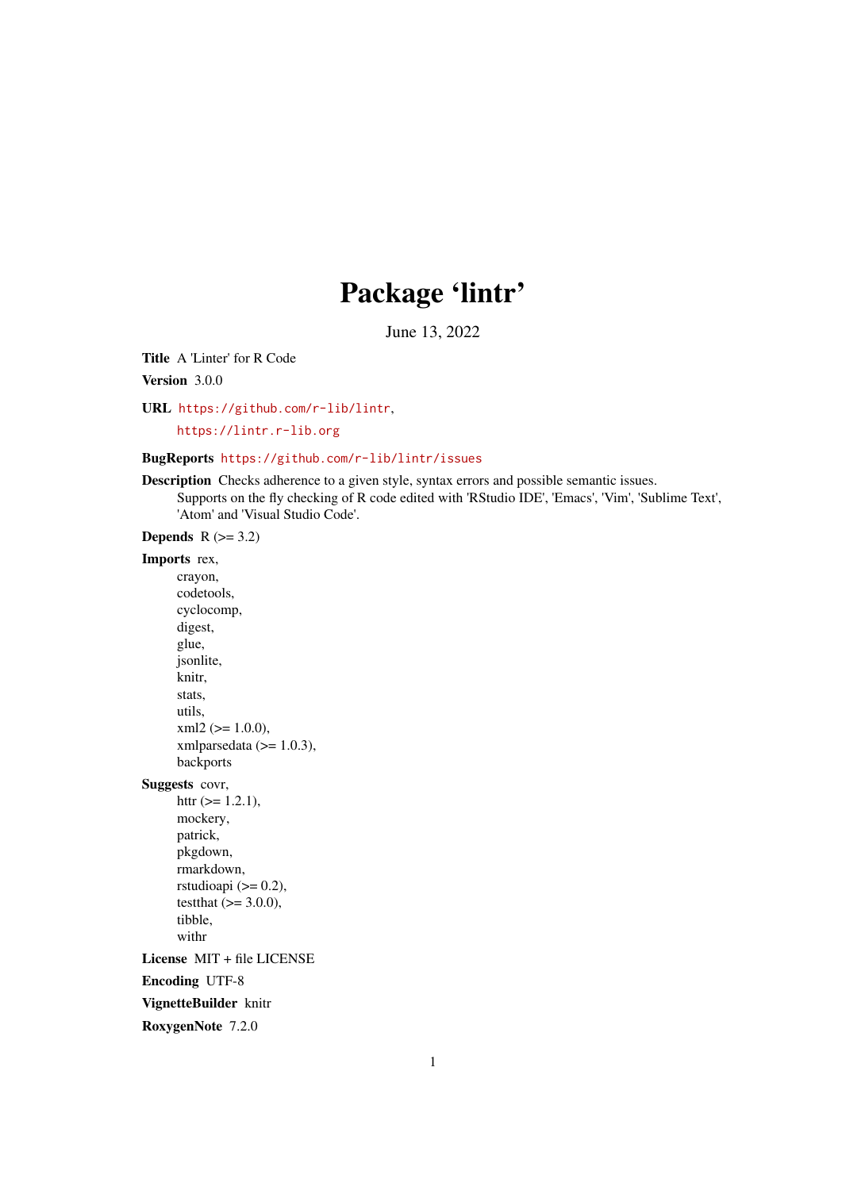# Package 'lintr'

June 13, 2022

**Title** A 'Linter' for R Code

**Version** 3.0.0

**URL** https://github.com/r-lib/lintr,
https://lintr.r-lib.org

**BugReports** https://github.com/r-lib/lintr/issues

**Description** Checks adherence to a given style, syntax errors and possible semantic issues.
Supports on the fly checking of R code edited with 'RStudio IDE', 'Emacs', 'Vim', 'Sublime Text', 'Atom' and 'Visual Studio Code'.

**Depends** R (>= 3.2)

**Imports** rex,
crayon,
codetools,
cyclocomp,
digest,
glue,
jsonlite,
knitr,
stats,
utils,
xml2 (>= 1.0.0),
xmlparsedata (>= 1.0.3),
backports

**Suggests** covr,
httr (>= 1.2.1),
mockery,
patrick,
pkgdown,
rmarkdown,
rstudioapi (>= 0.2),
testthat (>= 3.0.0),
tibble,
withr

**License** MIT + file LICENSE

**Encoding** UTF-8

**VignetteBuilder** knitr

**RoxygenNote** 7.2.0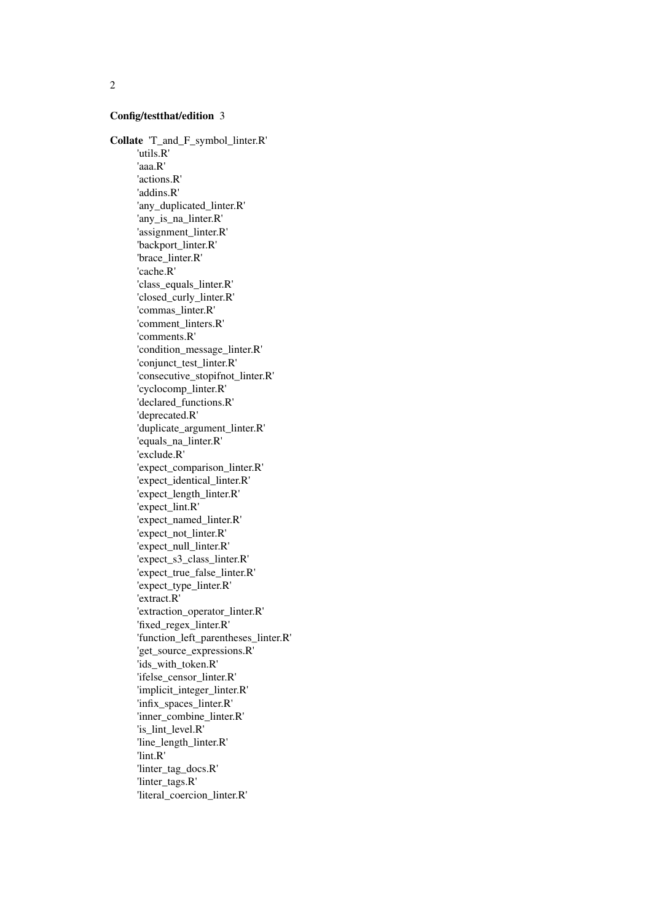**Config/testthat/edition** 3

**Collate** 'T_and_F_symbol_linter.R'
'utils.R'
'aaa.R'
'actions.R'
'addins.R'
'any_duplicated_linter.R'
'any_is_na_linter.R'
'assignment_linter.R'
'backport_linter.R'
'brace_linter.R'
'cache.R'
'class_equals_linter.R'
'closed_curly_linter.R'
'commas_linter.R'
'comment_linters.R'
'comments.R'
'condition_message_linter.R'
'conjunct_test_linter.R'
'consecutive_stopifnot_linter.R'
'cyclocomp_linter.R'
'declared_functions.R'
'deprecated.R'
'duplicate_argument_linter.R'
'equals_na_linter.R'
'exclude.R'
'expect_comparison_linter.R'
'expect_identical_linter.R'
'expect_length_linter.R'
'expect_lint.R'
'expect_named_linter.R'
'expect_not_linter.R'
'expect_null_linter.R'
'expect_s3_class_linter.R'
'expect_true_false_linter.R'
'expect_type_linter.R'
'extract.R'
'extraction_operator_linter.R'
'fixed_regex_linter.R'
'function_left_parentheses_linter.R'
'get_source_expressions.R'
'ids_with_token.R'
'ifelse_censor_linter.R'
'implicit_integer_linter.R'
'infix_spaces_linter.R'
'inner_combine_linter.R'
'is_lint_level.R'
'line_length_linter.R'
'lint.R'
'linter_tag_docs.R'
'linter_tags.R'
'literal_coercion_linter.R'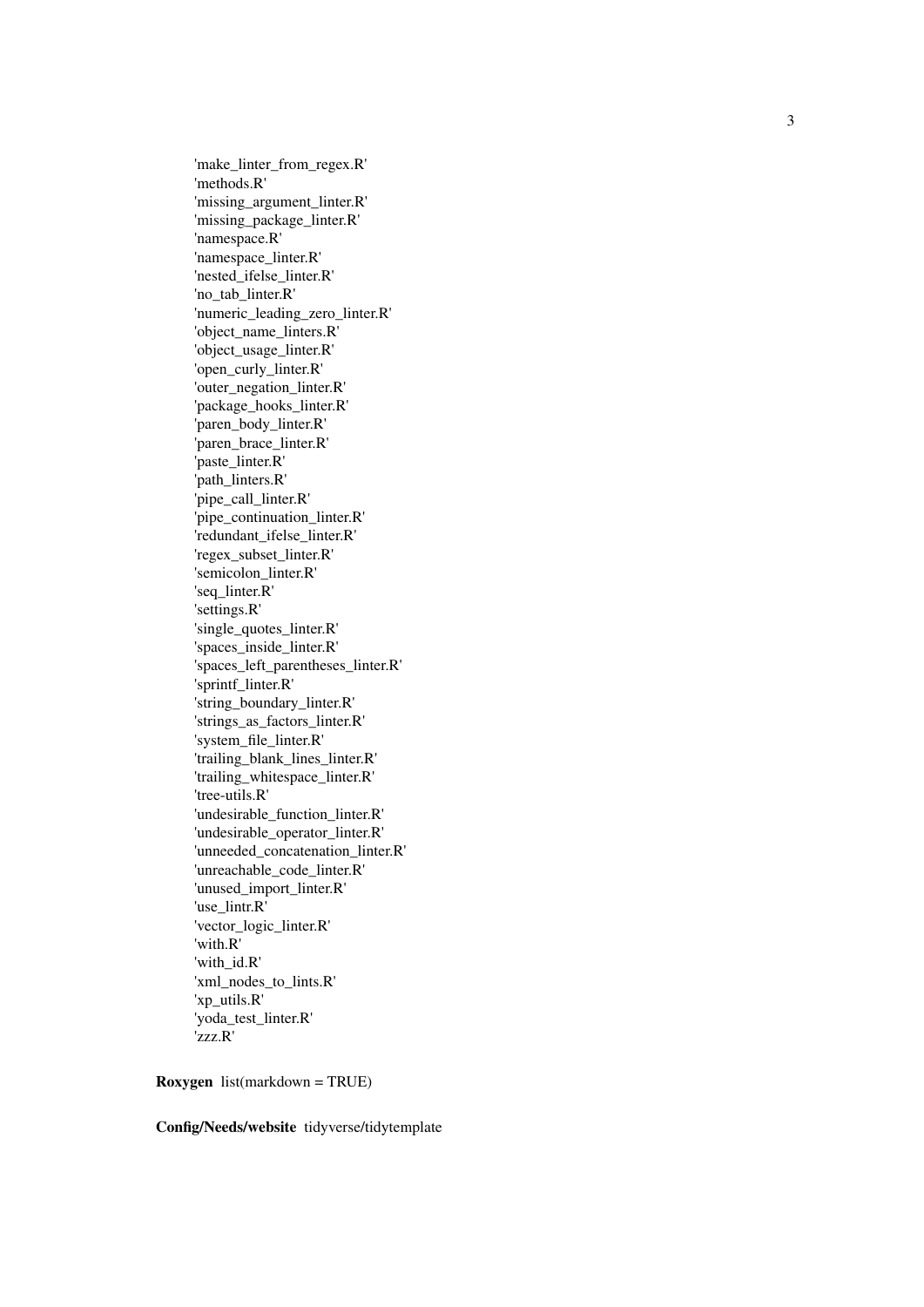'make_linter_from_regex.R'
'methods.R'
'missing_argument_linter.R'
'missing_package_linter.R'
'namespace.R'
'namespace_linter.R'
'nested_ifelse_linter.R'
'no_tab_linter.R'
'numeric_leading_zero_linter.R'
'object_name_linters.R'
'object_usage_linter.R'
'open_curly_linter.R'
'outer_negation_linter.R'
'package_hooks_linter.R'
'paren_body_linter.R'
'paren_brace_linter.R'
'paste_linter.R'
'path_linters.R'
'pipe_call_linter.R'
'pipe_continuation_linter.R'
'redundant_ifelse_linter.R'
'regex_subset_linter.R'
'semicolon_linter.R'
'seq_linter.R'
'settings.R'
'single_quotes_linter.R'
'spaces_inside_linter.R'
'spaces_left_parentheses_linter.R'
'sprintf_linter.R'
'string_boundary_linter.R'
'strings_as_factors_linter.R'
'system_file_linter.R'
'trailing_blank_lines_linter.R'
'trailing_whitespace_linter.R'
'tree-utils.R'
'undesirable_function_linter.R'
'undesirable_operator_linter.R'
'unneeded_concatenation_linter.R'
'unreachable_code_linter.R'
'unused_import_linter.R'
'use_lintr.R'
'vector_logic_linter.R'
'with.R'
'with_id.R'
'xml_nodes_to_lints.R'
'xp_utils.R'
'yoda_test_linter.R'
'zzz.R'

**Roxygen** list(markdown = TRUE)

**Config/Needs/website** tidyverse/tidytemplate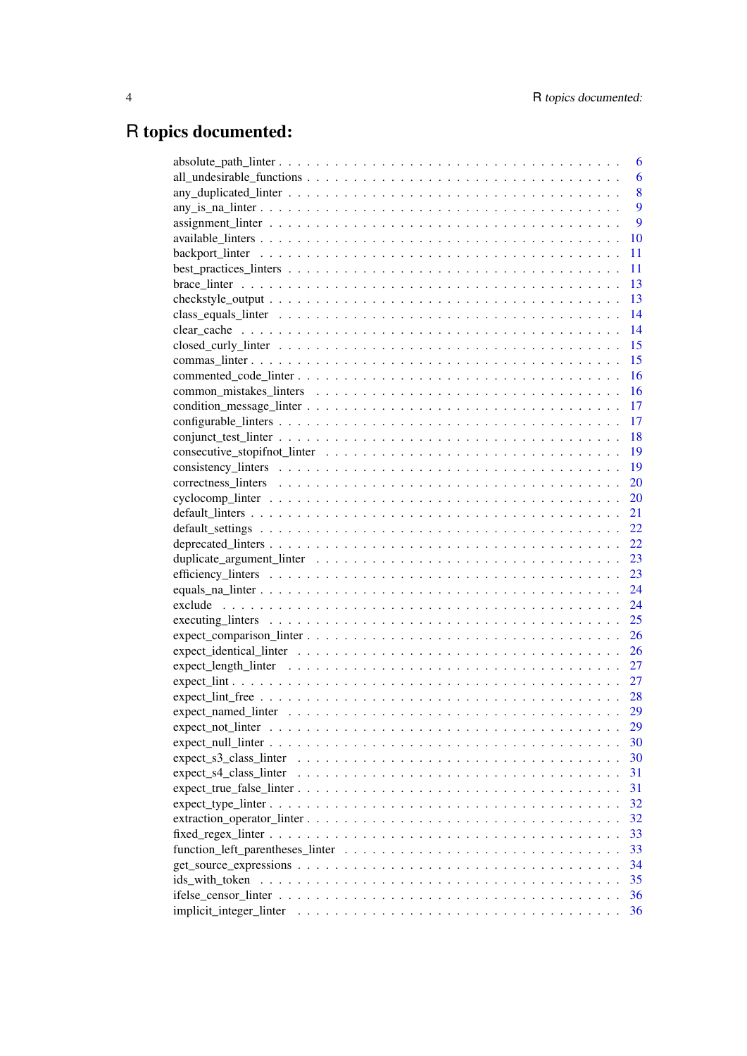# R topics documented:

| | |
|---|---|
| absolute_path_linter | 6 |
| all_undesirable_functions | 6 |
| any_duplicated_linter | 8 |
| any_is_na_linter | 9 |
| assignment_linter | 9 |
| available_linters | 10 |
| backport_linter | 11 |
| best_practices_linters | 11 |
| brace_linter | 13 |
| checkstyle_output | 13 |
| class_equals_linter | 14 |
| clear_cache | 14 |
| closed_curly_linter | 15 |
| commas_linter | 15 |
| commented_code_linter | 16 |
| common_mistakes_linters | 16 |
| condition_message_linter | 17 |
| configurable_linters | 17 |
| conjunct_test_linter | 18 |
| consecutive_stopifnot_linter | 19 |
| consistency_linters | 19 |
| correctness_linters | 20 |
| cyclocomp_linter | 20 |
| default_linters | 21 |
| default_settings | 22 |
| deprecated_linters | 22 |
| duplicate_argument_linter | 23 |
| efficiency_linters | 23 |
| equals_na_linter | 24 |
| exclude | 24 |
| executing_linters | 25 |
| expect_comparison_linter | 26 |
| expect_identical_linter | 26 |
| expect_length_linter | 27 |
| expect_lint | 27 |
| expect_lint_free | 28 |
| expect_named_linter | 29 |
| expect_not_linter | 29 |
| expect_null_linter | 30 |
| expect_s3_class_linter | 30 |
| expect_s4_class_linter | 31 |
| expect_true_false_linter | 31 |
| expect_type_linter | 32 |
| extraction_operator_linter | 32 |
| fixed_regex_linter | 33 |
| function_left_parentheses_linter | 33 |
| get_source_expressions | 34 |
| ids_with_token | 35 |
| ifelse_censor_linter | 36 |
| implicit_integer_linter | 36 |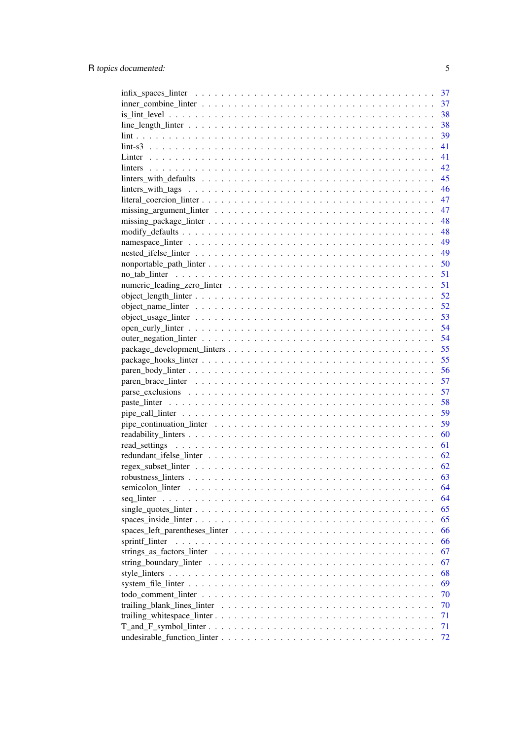| | |
|---|---|
| infix_spaces_linter | 37 |
| inner_combine_linter | 37 |
| is_lint_level | 38 |
| line_length_linter | 38 |
| lint | 39 |
| lint-s3 | 41 |
| Linter | 41 |
| linters | 42 |
| linters_with_defaults | 45 |
| linters_with_tags | 46 |
| literal_coercion_linter | 47 |
| missing_argument_linter | 47 |
| missing_package_linter | 48 |
| modify_defaults | 48 |
| namespace_linter | 49 |
| nested_ifelse_linter | 49 |
| nonportable_path_linter | 50 |
| no_tab_linter | 51 |
| numeric_leading_zero_linter | 51 |
| object_length_linter | 52 |
| object_name_linter | 52 |
| object_usage_linter | 53 |
| open_curly_linter | 54 |
| outer_negation_linter | 54 |
| package_development_linters | 55 |
| package_hooks_linter | 55 |
| paren_body_linter | 56 |
| paren_brace_linter | 57 |
| parse_exclusions | 57 |
| paste_linter | 58 |
| pipe_call_linter | 59 |
| pipe_continuation_linter | 59 |
| readability_linters | 60 |
| read_settings | 61 |
| redundant_ifelse_linter | 62 |
| regex_subset_linter | 62 |
| robustness_linters | 63 |
| semicolon_linter | 64 |
| seq_linter | 64 |
| single_quotes_linter | 65 |
| spaces_inside_linter | 65 |
| spaces_left_parentheses_linter | 66 |
| sprintf_linter | 66 |
| strings_as_factors_linter | 67 |
| string_boundary_linter | 67 |
| style_linters | 68 |
| system_file_linter | 69 |
| todo_comment_linter | 70 |
| trailing_blank_lines_linter | 70 |
| trailing_whitespace_linter | 71 |
| T_and_F_symbol_linter | 71 |
| undesirable_function_linter | 72 |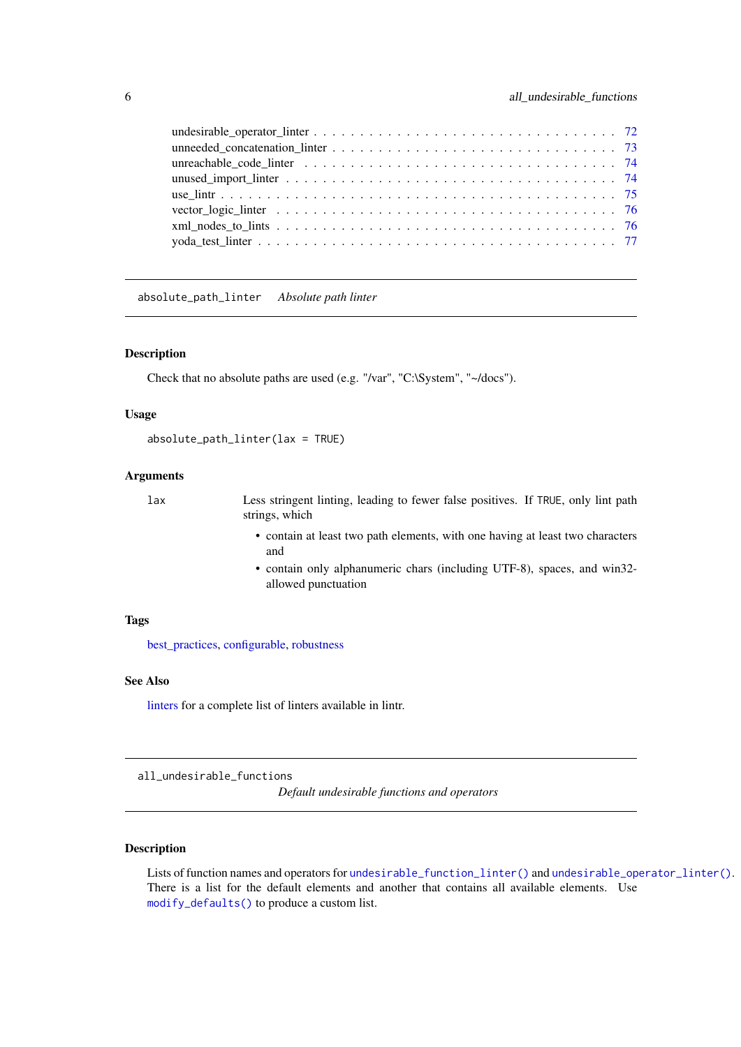undesirable_operator_linter . . . . . . . . . . . . . . . . . . . . . . . . . . . . . . 72
unneeded_concatenation_linter . . . . . . . . . . . . . . . . . . . . . . . . . . . . . 73
unreachable_code_linter . . . . . . . . . . . . . . . . . . . . . . . . . . . . . . . . 74
unused_import_linter . . . . . . . . . . . . . . . . . . . . . . . . . . . . . . . . . . 74
use_lintr . . . . . . . . . . . . . . . . . . . . . . . . . . . . . . . . . . . . . . . . 75
vector_logic_linter . . . . . . . . . . . . . . . . . . . . . . . . . . . . . . . . . . . 76
xml_nodes_to_lints . . . . . . . . . . . . . . . . . . . . . . . . . . . . . . . . . . . 76
yoda_test_linter . . . . . . . . . . . . . . . . . . . . . . . . . . . . . . . . . . . . 77

---

## absolute_path_linter *Absolute path linter*

### Description

Check that no absolute paths are used (e.g. "/var", "C:\System", "~/docs").

### Usage

```
absolute_path_linter(lax = TRUE)
```

### Arguments

| | |
|---|---|
| lax | Less stringent linting, leading to fewer false positives. If TRUE, only lint path strings, which<br>• contain at least two path elements, with one having at least two characters and<br>• contain only alphanumeric chars (including UTF-8), spaces, and win32-allowed punctuation |

### Tags

best_practices, configurable, robustness

### See Also

linters for a complete list of linters available in lintr.

---

## all_undesirable_functions *Default undesirable functions and operators*

### Description

Lists of function names and operators for `undesirable_function_linter()` and `undesirable_operator_linter()`. There is a list for the default elements and another that contains all available elements. Use `modify_defaults()` to produce a custom list.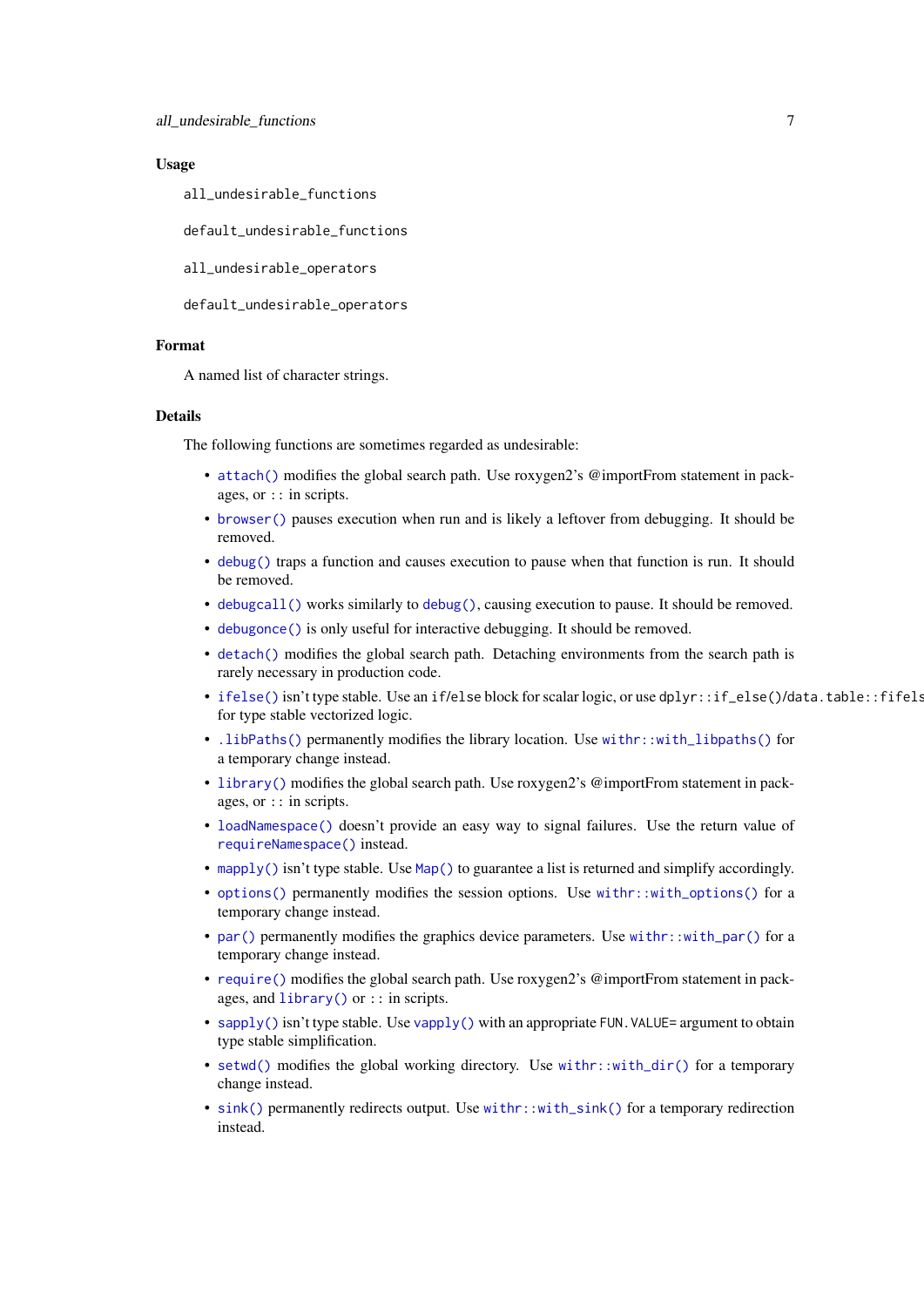### Usage

```
all_undesirable_functions

default_undesirable_functions

all_undesirable_operators

default_undesirable_operators
```

### Format

A named list of character strings.

### Details

The following functions are sometimes regarded as undesirable:

- `attach()` modifies the global search path. Use roxygen2's @importFrom statement in packages, or `::` in scripts.
- `browser()` pauses execution when run and is likely a leftover from debugging. It should be removed.
- `debug()` traps a function and causes execution to pause when that function is run. It should be removed.
- `debugcall()` works similarly to `debug()`, causing execution to pause. It should be removed.
- `debugonce()` is only useful for interactive debugging. It should be removed.
- `detach()` modifies the global search path. Detaching environments from the search path is rarely necessary in production code.
- `ifelse()` isn't type stable. Use an `if`/`else` block for scalar logic, or use `dplyr::if_else()`/`data.table::fifels` for type stable vectorized logic.
- `.libPaths()` permanently modifies the library location. Use `withr::with_libpaths()` for a temporary change instead.
- `library()` modifies the global search path. Use roxygen2's @importFrom statement in packages, or `::` in scripts.
- `loadNamespace()` doesn't provide an easy way to signal failures. Use the return value of `requireNamespace()` instead.
- `mapply()` isn't type stable. Use `Map()` to guarantee a list is returned and simplify accordingly.
- `options()` permanently modifies the session options. Use `withr::with_options()` for a temporary change instead.
- `par()` permanently modifies the graphics device parameters. Use `withr::with_par()` for a temporary change instead.
- `require()` modifies the global search path. Use roxygen2's @importFrom statement in packages, and `library()` or `::` in scripts.
- `sapply()` isn't type stable. Use `vapply()` with an appropriate `FUN.VALUE=` argument to obtain type stable simplification.
- `setwd()` modifies the global working directory. Use `withr::with_dir()` for a temporary change instead.
- `sink()` permanently redirects output. Use `withr::with_sink()` for a temporary redirection instead.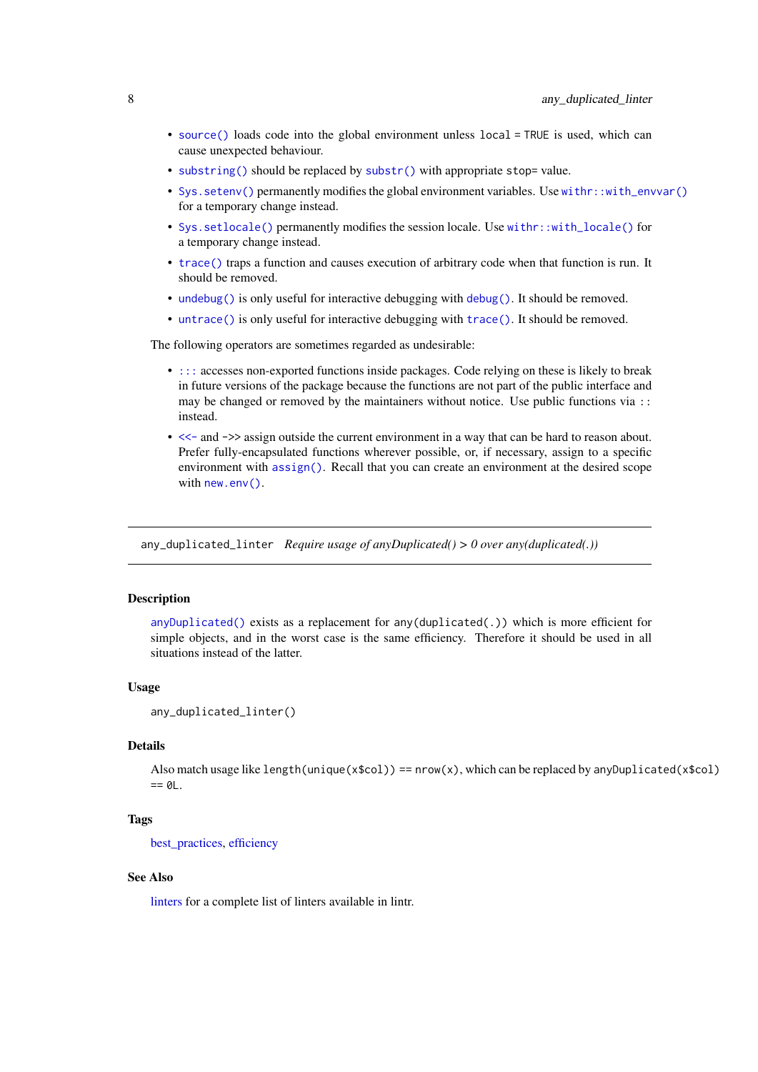- `source()` loads code into the global environment unless `local = TRUE` is used, which can cause unexpected behaviour.
- `substring()` should be replaced by `substr()` with appropriate `stop=` value.
- `Sys.setenv()` permanently modifies the global environment variables. Use `withr::with_envvar()` for a temporary change instead.
- `Sys.setlocale()` permanently modifies the session locale. Use `withr::with_locale()` for a temporary change instead.
- `trace()` traps a function and causes execution of arbitrary code when that function is run. It should be removed.
- `undebug()` is only useful for interactive debugging with `debug()`. It should be removed.
- `untrace()` is only useful for interactive debugging with `trace()`. It should be removed.

The following operators are sometimes regarded as undesirable:

- `:::` accesses non-exported functions inside packages. Code relying on these is likely to break in future versions of the package because the functions are not part of the public interface and may be changed or removed by the maintainers without notice. Use public functions via `::` instead.
- `<<-` and `->>` assign outside the current environment in a way that can be hard to reason about. Prefer fully-encapsulated functions wherever possible, or, if necessary, assign to a specific environment with `assign()`. Recall that you can create an environment at the desired scope with `new.env()`.

---

## any_duplicated_linter *Require usage of anyDuplicated() > 0 over any(duplicated(.))*

### Description

`anyDuplicated()` exists as a replacement for `any(duplicated(.))` which is more efficient for simple objects, and in the worst case is the same efficiency. Therefore it should be used in all situations instead of the latter.

### Usage

```
any_duplicated_linter()
```

### Details

Also match usage like `length(unique(x$col)) == nrow(x)`, which can be replaced by `anyDuplicated(x$col) == 0L`.

### Tags

best_practices, efficiency

### See Also

linters for a complete list of linters available in lintr.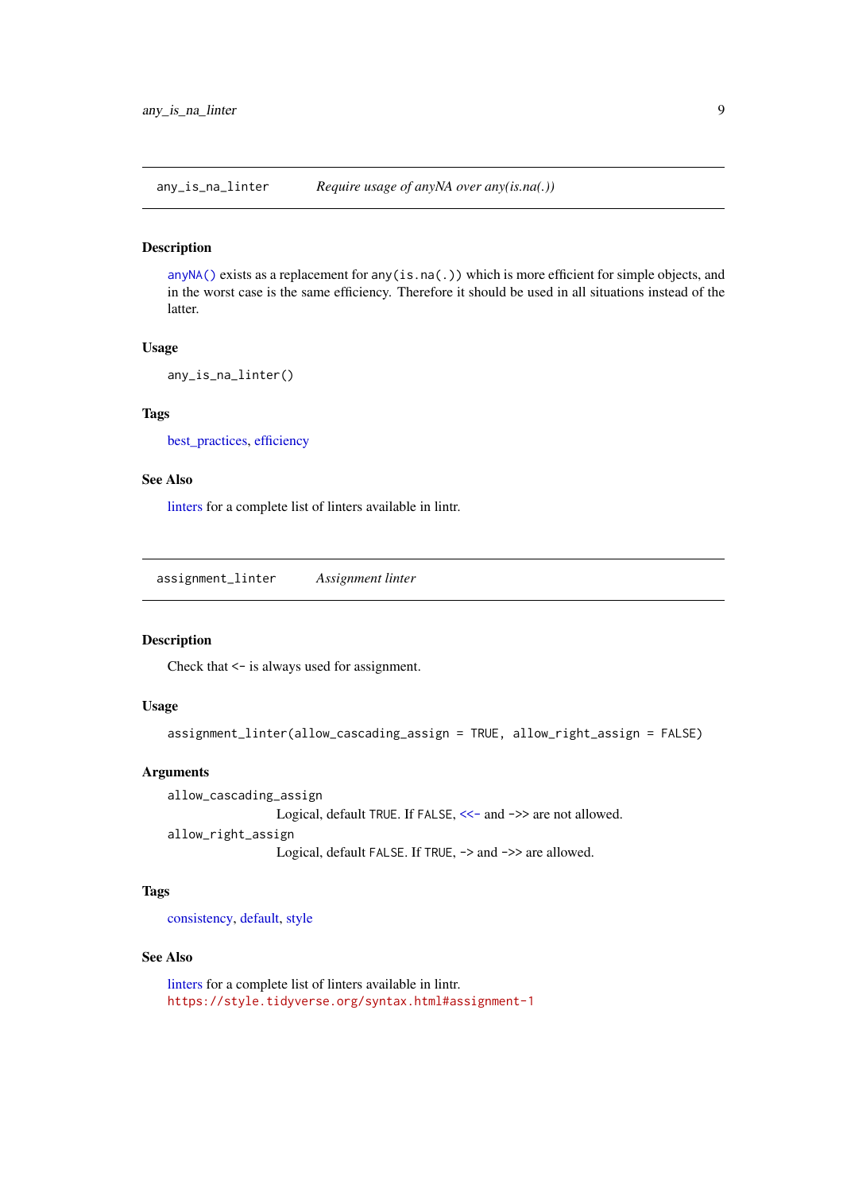## any_is_na_linter — *Require usage of anyNA over any(is.na(.))*

### Description

`anyNA()` exists as a replacement for `any(is.na(.))` which is more efficient for simple objects, and in the worst case is the same efficiency. Therefore it should be used in all situations instead of the latter.

### Usage

```
any_is_na_linter()
```

### Tags

best_practices, efficiency

### See Also

linters for a complete list of linters available in lintr.

## assignment_linter — *Assignment linter*

### Description

Check that <- is always used for assignment.

### Usage

```
assignment_linter(allow_cascading_assign = TRUE, allow_right_assign = FALSE)
```

### Arguments

`allow_cascading_assign`
: Logical, default `TRUE`. If `FALSE`, `<<-` and `->>` are not allowed.

`allow_right_assign`
: Logical, default `FALSE`. If `TRUE`, `->` and `->>` are allowed.

### Tags

consistency, default, style

### See Also

linters for a complete list of linters available in lintr.
https://style.tidyverse.org/syntax.html#assignment-1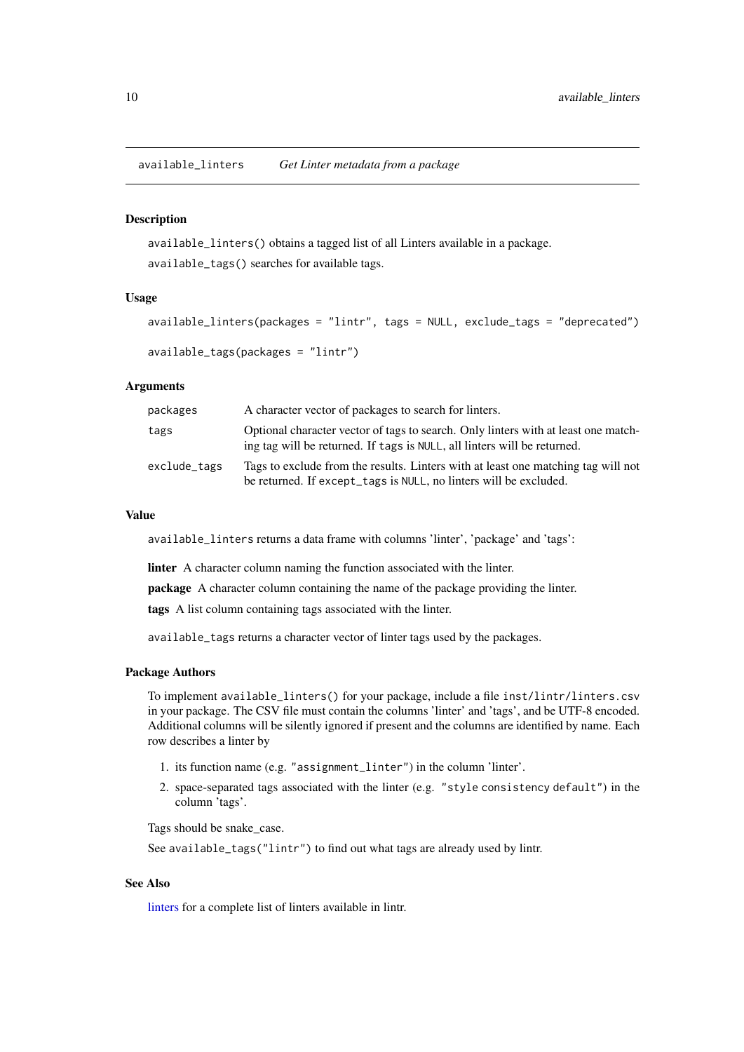## available_linters — *Get Linter metadata from a package*

### Description

`available_linters()` obtains a tagged list of all Linters available in a package.

`available_tags()` searches for available tags.

### Usage

```
available_linters(packages = "lintr", tags = NULL, exclude_tags = "deprecated")

available_tags(packages = "lintr")
```

### Arguments

| | |
|---|---|
| `packages` | A character vector of packages to search for linters. |
| `tags` | Optional character vector of tags to search. Only linters with at least one matching tag will be returned. If `tags` is `NULL`, all linters will be returned. |
| `exclude_tags` | Tags to exclude from the results. Linters with at least one matching tag will not be returned. If `except_tags` is `NULL`, no linters will be excluded. |

### Value

`available_linters` returns a data frame with columns 'linter', 'package' and 'tags':

**linter** A character column naming the function associated with the linter.

**package** A character column containing the name of the package providing the linter.

**tags** A list column containing tags associated with the linter.

`available_tags` returns a character vector of linter tags used by the packages.

### Package Authors

To implement `available_linters()` for your package, include a file `inst/lintr/linters.csv` in your package. The CSV file must contain the columns 'linter' and 'tags', and be UTF-8 encoded. Additional columns will be silently ignored if present and the columns are identified by name. Each row describes a linter by

1. its function name (e.g. `"assignment_linter"`) in the column 'linter'.
2. space-separated tags associated with the linter (e.g. `"style consistency default"`) in the column 'tags'.

Tags should be snake_case.

See `available_tags("lintr")` to find out what tags are already used by lintr.

### See Also

linters for a complete list of linters available in lintr.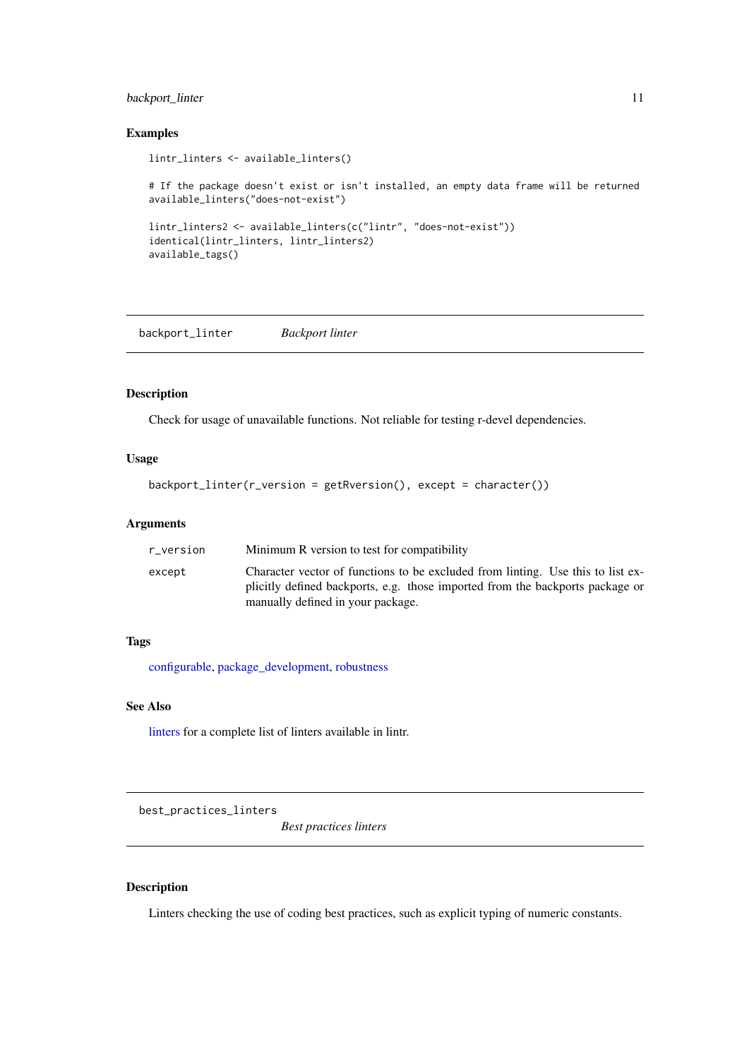### Examples

```
lintr_linters <- available_linters()

# If the package doesn't exist or isn't installed, an empty data frame will be returned
available_linters("does-not-exist")

lintr_linters2 <- available_linters(c("lintr", "does-not-exist"))
identical(lintr_linters, lintr_linters2)
available_tags()
```

---

## backport_linter — *Backport linter*

### Description

Check for usage of unavailable functions. Not reliable for testing r-devel dependencies.

### Usage

```
backport_linter(r_version = getRversion(), except = character())
```

### Arguments

| | |
|---|---|
| r_version | Minimum R version to test for compatibility |
| except | Character vector of functions to be excluded from linting. Use this to list explicitly defined backports, e.g. those imported from the backports package or manually defined in your package. |

### Tags

configurable, package_development, robustness

### See Also

linters for a complete list of linters available in lintr.

---

## best_practices_linters — *Best practices linters*

### Description

Linters checking the use of coding best practices, such as explicit typing of numeric constants.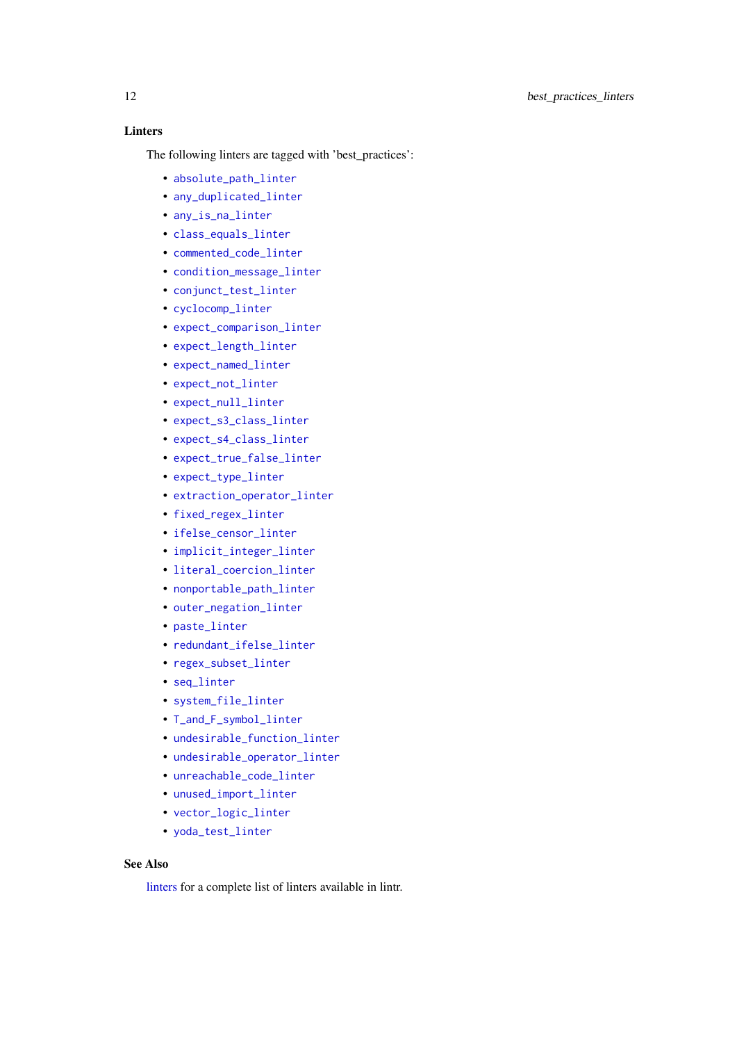### Linters

The following linters are tagged with 'best_practices':

- absolute_path_linter
- any_duplicated_linter
- any_is_na_linter
- class_equals_linter
- commented_code_linter
- condition_message_linter
- conjunct_test_linter
- cyclocomp_linter
- expect_comparison_linter
- expect_length_linter
- expect_named_linter
- expect_not_linter
- expect_null_linter
- expect_s3_class_linter
- expect_s4_class_linter
- expect_true_false_linter
- expect_type_linter
- extraction_operator_linter
- fixed_regex_linter
- ifelse_censor_linter
- implicit_integer_linter
- literal_coercion_linter
- nonportable_path_linter
- outer_negation_linter
- paste_linter
- redundant_ifelse_linter
- regex_subset_linter
- seq_linter
- system_file_linter
- T_and_F_symbol_linter
- undesirable_function_linter
- undesirable_operator_linter
- unreachable_code_linter
- unused_import_linter
- vector_logic_linter
- yoda_test_linter

### See Also

linters for a complete list of linters available in lintr.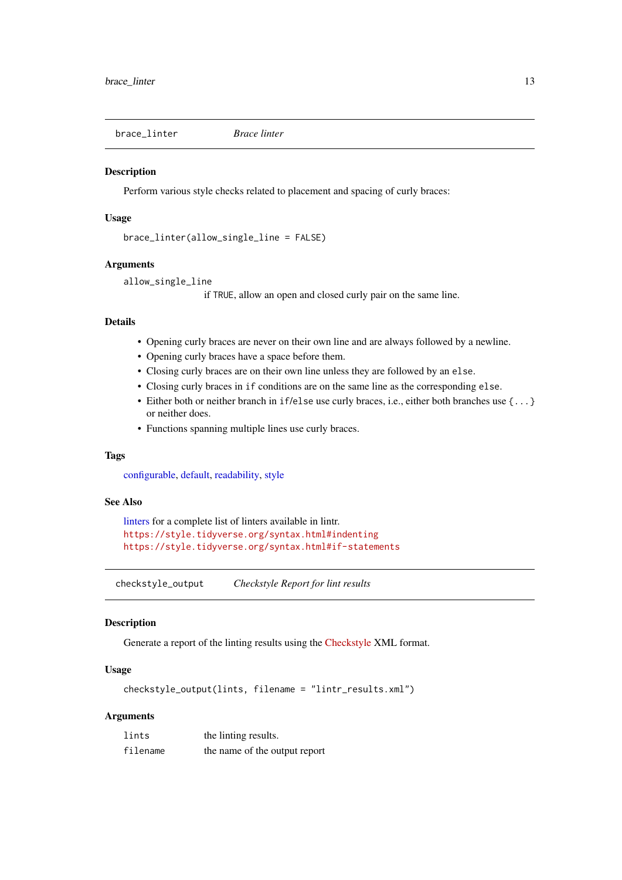## brace_linter — *Brace linter*

### Description

Perform various style checks related to placement and spacing of curly braces:

### Usage

```
brace_linter(allow_single_line = FALSE)
```

### Arguments

`allow_single_line`
: if `TRUE`, allow an open and closed curly pair on the same line.

### Details

- Opening curly braces are never on their own line and are always followed by a newline.
- Opening curly braces have a space before them.
- Closing curly braces are on their own line unless they are followed by an `else`.
- Closing curly braces in `if` conditions are on the same line as the corresponding `else`.
- Either both or neither branch in `if`/`else` use curly braces, i.e., either both branches use `{...}` or neither does.
- Functions spanning multiple lines use curly braces.

### Tags

configurable, default, readability, style

### See Also

linters for a complete list of linters available in lintr.
https://style.tidyverse.org/syntax.html#indenting
https://style.tidyverse.org/syntax.html#if-statements

## checkstyle_output — *Checkstyle Report for lint results*

### Description

Generate a report of the linting results using the Checkstyle XML format.

### Usage

```
checkstyle_output(lints, filename = "lintr_results.xml")
```

### Arguments

| | |
|---|---|
| `lints` | the linting results. |
| `filename` | the name of the output report |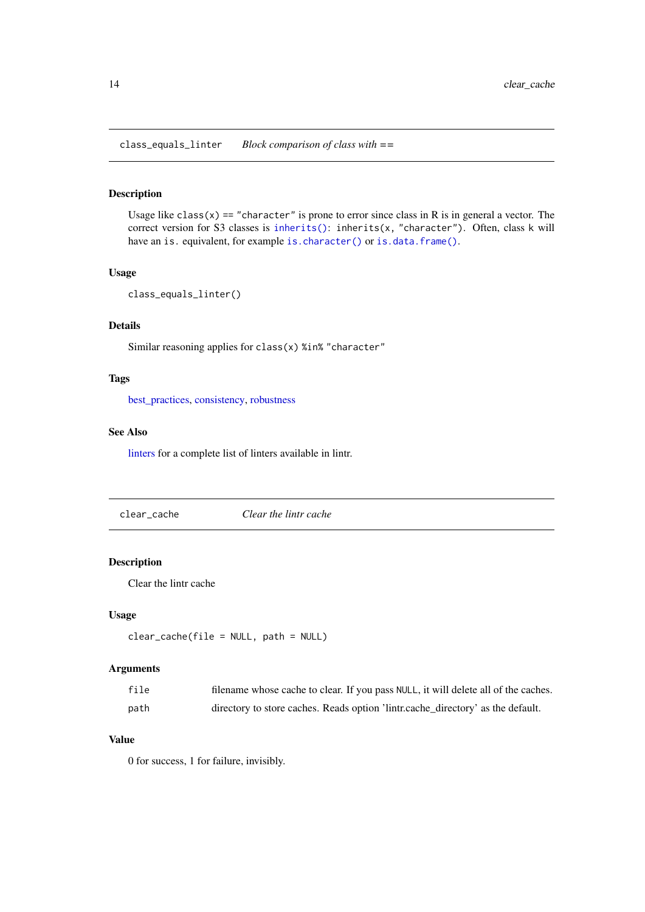## class_equals_linter — *Block comparison of class with ==*

### Description

Usage like `class(x) == "character"` is prone to error since class in R is in general a vector. The correct version for S3 classes is `inherits()`: `inherits(x, "character")`. Often, class `k` will have an `is.` equivalent, for example `is.character()` or `is.data.frame()`.

### Usage

```
class_equals_linter()
```

### Details

Similar reasoning applies for `class(x) %in% "character"`

### Tags

best_practices, consistency, robustness

### See Also

linters for a complete list of linters available in lintr.

## clear_cache — *Clear the lintr cache*

### Description

Clear the lintr cache

### Usage

```
clear_cache(file = NULL, path = NULL)
```

### Arguments

| | |
|---|---|
| `file` | filename whose cache to clear. If you pass `NULL`, it will delete all of the caches. |
| `path` | directory to store caches. Reads option 'lintr.cache_directory' as the default. |

### Value

0 for success, 1 for failure, invisibly.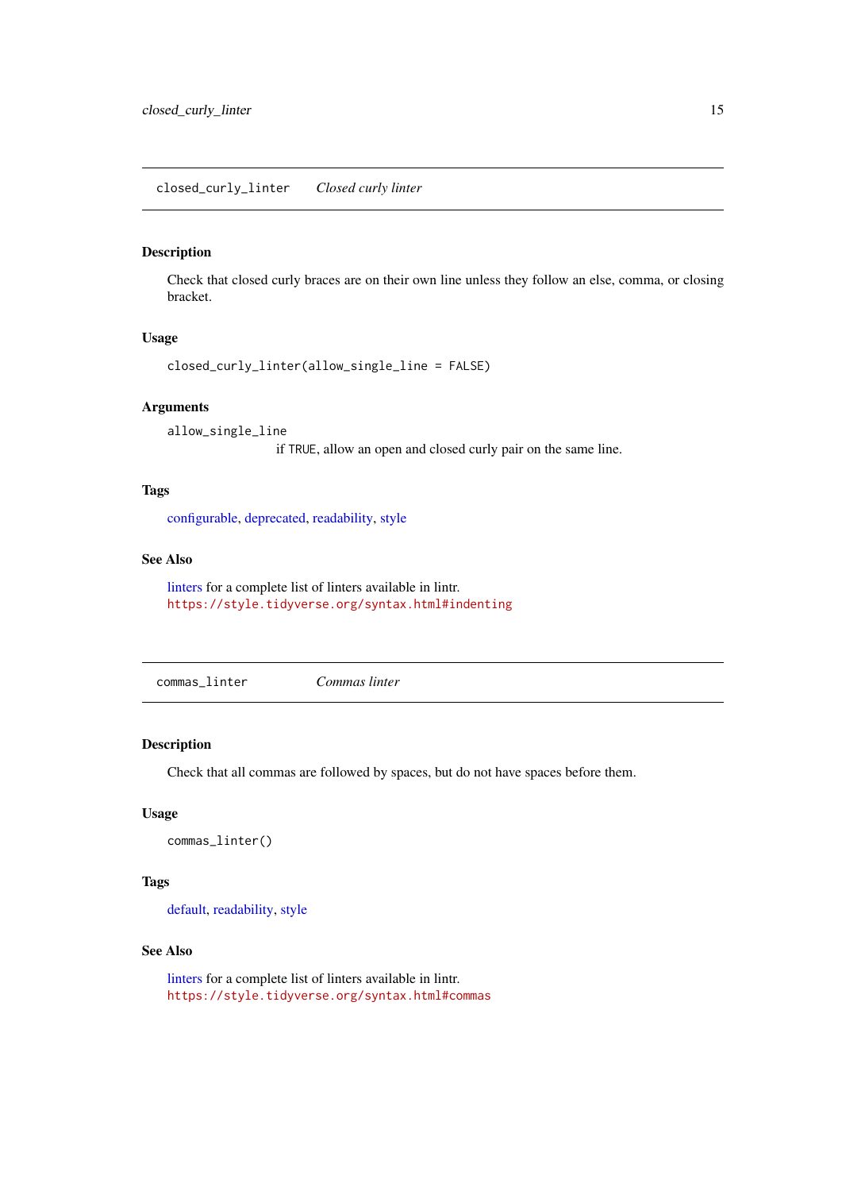## closed_curly_linter — *Closed curly linter*

### Description

Check that closed curly braces are on their own line unless they follow an else, comma, or closing bracket.

### Usage

```
closed_curly_linter(allow_single_line = FALSE)
```

### Arguments

`allow_single_line`
: if `TRUE`, allow an open and closed curly pair on the same line.

### Tags

configurable, deprecated, readability, style

### See Also

linters for a complete list of linters available in lintr.
https://style.tidyverse.org/syntax.html#indenting

## commas_linter — *Commas linter*

### Description

Check that all commas are followed by spaces, but do not have spaces before them.

### Usage

```
commas_linter()
```

### Tags

default, readability, style

### See Also

linters for a complete list of linters available in lintr.
https://style.tidyverse.org/syntax.html#commas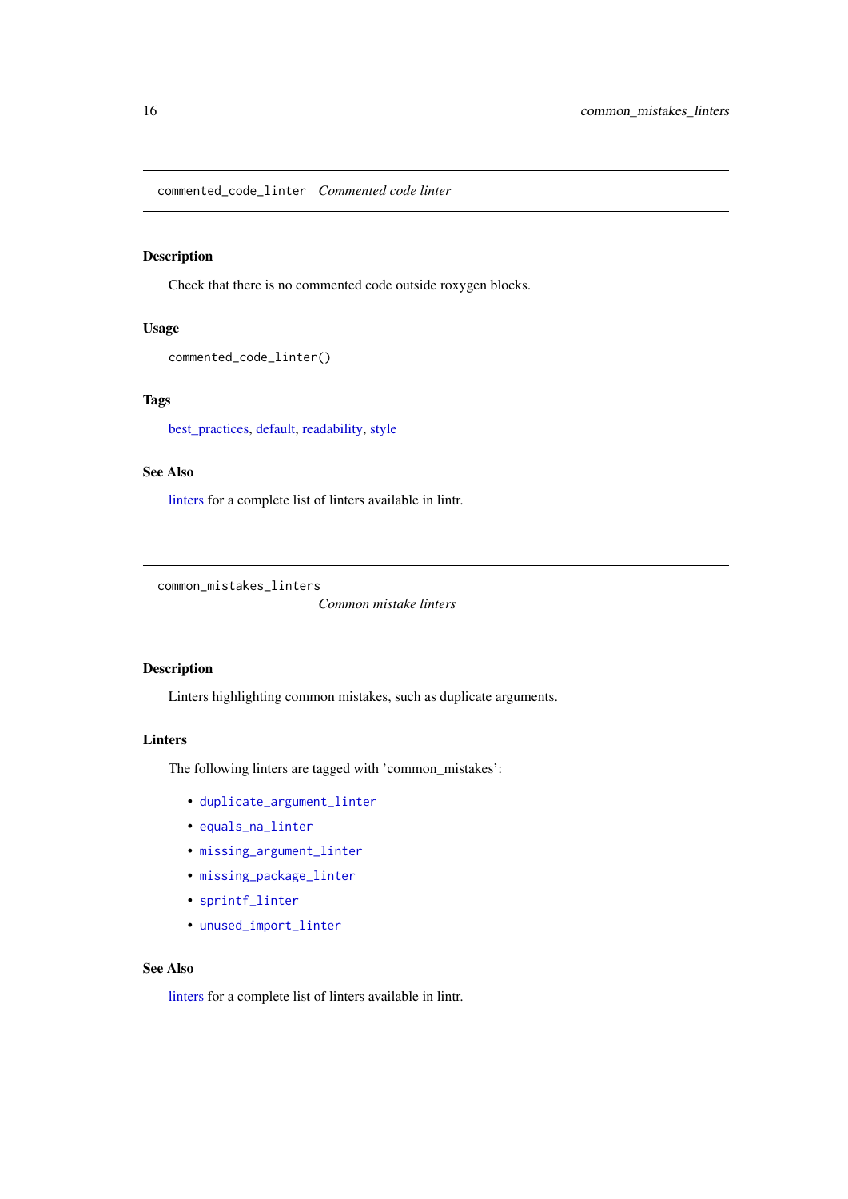## commented_code_linter *Commented code linter*

### Description

Check that there is no commented code outside roxygen blocks.

### Usage

```
commented_code_linter()
```

### Tags

best_practices, default, readability, style

### See Also

linters for a complete list of linters available in lintr.

## common_mistakes_linters *Common mistake linters*

### Description

Linters highlighting common mistakes, such as duplicate arguments.

### Linters

The following linters are tagged with 'common_mistakes':

- `duplicate_argument_linter`
- `equals_na_linter`
- `missing_argument_linter`
- `missing_package_linter`
- `sprintf_linter`
- `unused_import_linter`

### See Also

linters for a complete list of linters available in lintr.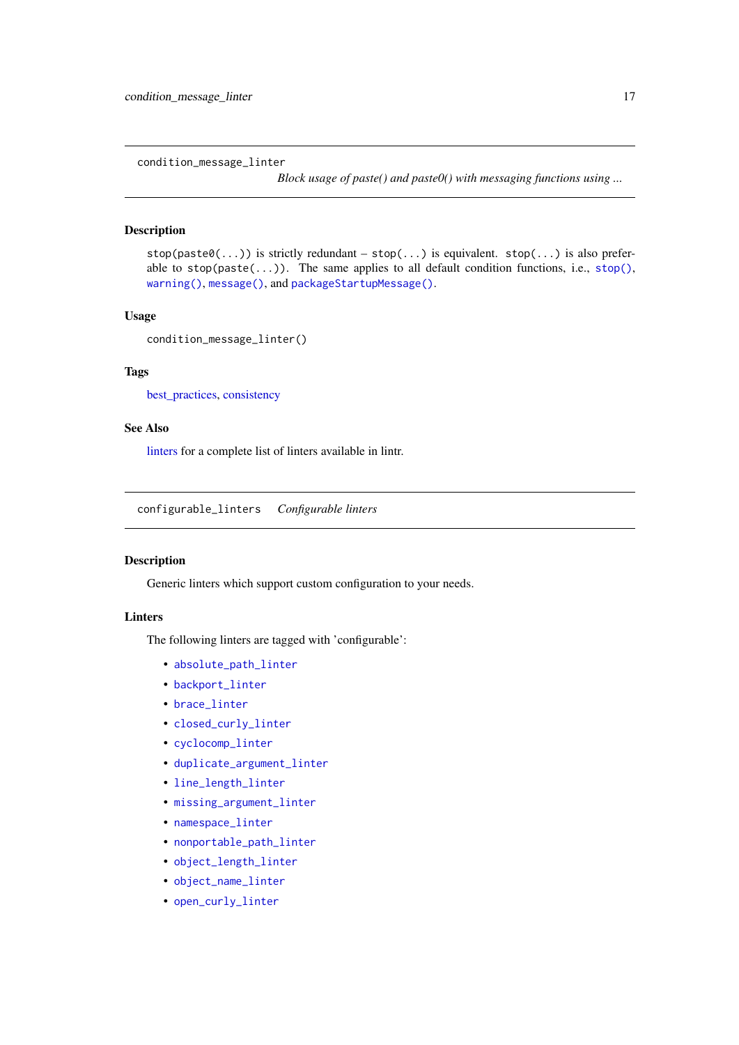## condition_message_linter

*Block usage of paste() and paste0() with messaging functions using ...*

### Description

`stop(paste0(...))` is strictly redundant – `stop(...)` is equivalent. `stop(...)` is also preferable to `stop(paste(...))`. The same applies to all default condition functions, i.e., `stop()`, `warning()`, `message()`, and `packageStartupMessage()`.

### Usage

```
condition_message_linter()
```

### Tags

best_practices, consistency

### See Also

linters for a complete list of linters available in lintr.

## configurable_linters

*Configurable linters*

### Description

Generic linters which support custom configuration to your needs.

### Linters

The following linters are tagged with 'configurable':

- `absolute_path_linter`
- `backport_linter`
- `brace_linter`
- `closed_curly_linter`
- `cyclocomp_linter`
- `duplicate_argument_linter`
- `line_length_linter`
- `missing_argument_linter`
- `namespace_linter`
- `nonportable_path_linter`
- `object_length_linter`
- `object_name_linter`
- `open_curly_linter`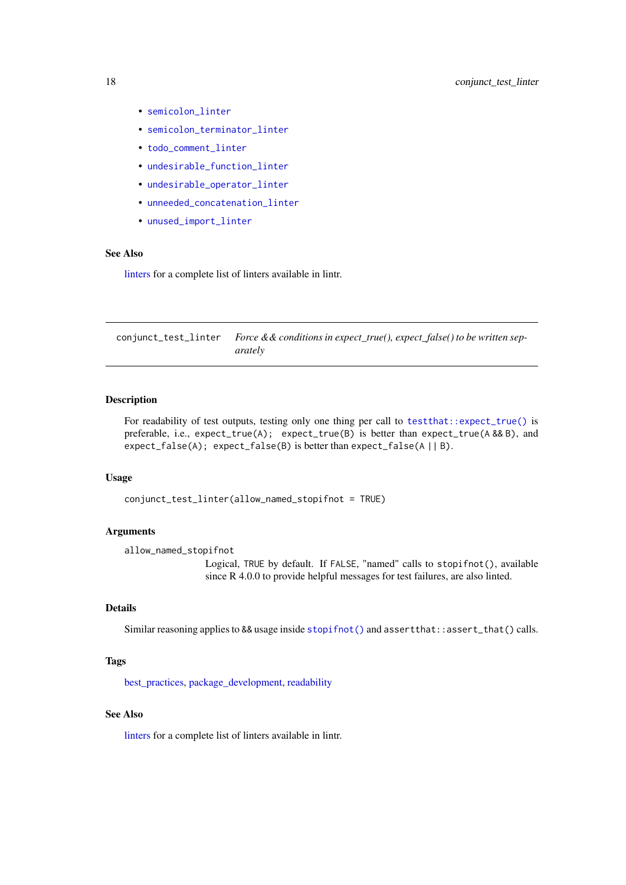- semicolon_linter
- semicolon_terminator_linter
- todo_comment_linter
- undesirable_function_linter
- undesirable_operator_linter
- unneeded_concatenation_linter
- unused_import_linter

### See Also

linters for a complete list of linters available in lintr.

---

## conjunct_test_linter — *Force && conditions in expect_true(), expect_false() to be written separately*

---

### Description

For readability of test outputs, testing only one thing per call to `testthat::expect_true()` is preferable, i.e., `expect_true(A); expect_true(B)` is better than `expect_true(A && B)`, and `expect_false(A); expect_false(B)` is better than `expect_false(A || B)`.

### Usage

```
conjunct_test_linter(allow_named_stopifnot = TRUE)
```

### Arguments

`allow_named_stopifnot`
: Logical, `TRUE` by default. If `FALSE`, "named" calls to `stopifnot()`, available since R 4.0.0 to provide helpful messages for test failures, are also linted.

### Details

Similar reasoning applies to `&&` usage inside `stopifnot()` and `assertthat::assert_that()` calls.

### Tags

best_practices, package_development, readability

### See Also

linters for a complete list of linters available in lintr.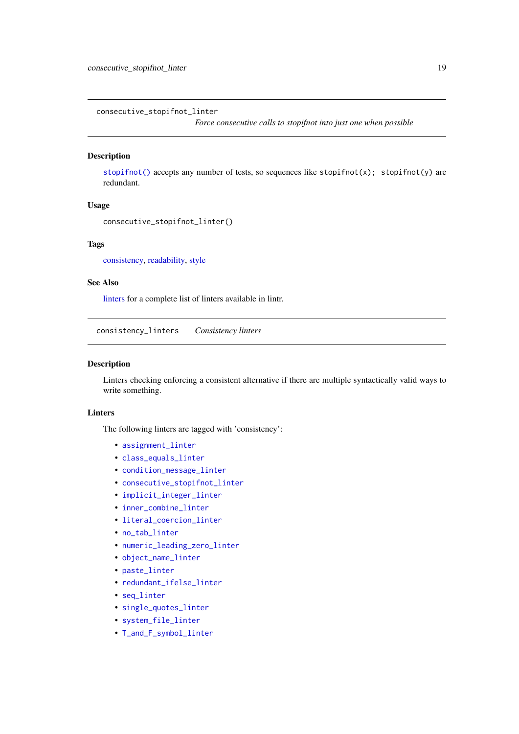## consecutive_stopifnot_linter

*Force consecutive calls to stopifnot into just one when possible*

### Description

stopifnot() accepts any number of tests, so sequences like `stopifnot(x); stopifnot(y)` are redundant.

### Usage

```
consecutive_stopifnot_linter()
```

### Tags

consistency, readability, style

### See Also

linters for a complete list of linters available in lintr.

## consistency_linters

*Consistency linters*

### Description

Linters checking enforcing a consistent alternative if there are multiple syntactically valid ways to write something.

### Linters

The following linters are tagged with 'consistency':

- assignment_linter
- class_equals_linter
- condition_message_linter
- consecutive_stopifnot_linter
- implicit_integer_linter
- inner_combine_linter
- literal_coercion_linter
- no_tab_linter
- numeric_leading_zero_linter
- object_name_linter
- paste_linter
- redundant_ifelse_linter
- seq_linter
- single_quotes_linter
- system_file_linter
- T_and_F_symbol_linter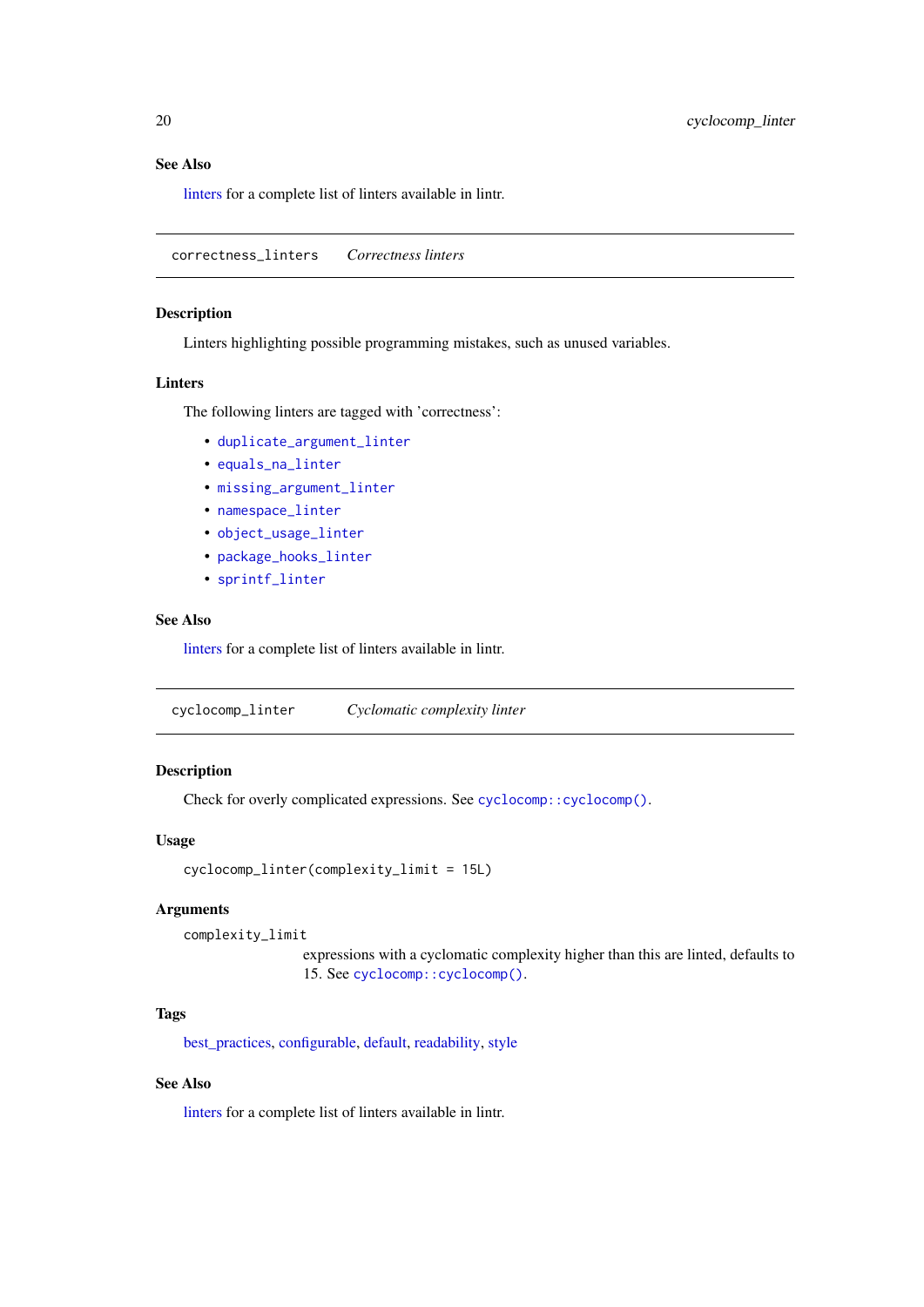### See Also

linters for a complete list of linters available in lintr.

---

## correctness_linters *Correctness linters*

---

### Description

Linters highlighting possible programming mistakes, such as unused variables.

### Linters

The following linters are tagged with 'correctness':

- `duplicate_argument_linter`
- `equals_na_linter`
- `missing_argument_linter`
- `namespace_linter`
- `object_usage_linter`
- `package_hooks_linter`
- `sprintf_linter`

### See Also

linters for a complete list of linters available in lintr.

---

## cyclocomp_linter *Cyclomatic complexity linter*

---

### Description

Check for overly complicated expressions. See `cyclocomp::cyclocomp()`.

### Usage

```
cyclocomp_linter(complexity_limit = 15L)
```

### Arguments

`complexity_limit`
: expressions with a cyclomatic complexity higher than this are linted, defaults to 15. See `cyclocomp::cyclocomp()`.

### Tags

best_practices, configurable, default, readability, style

### See Also

linters for a complete list of linters available in lintr.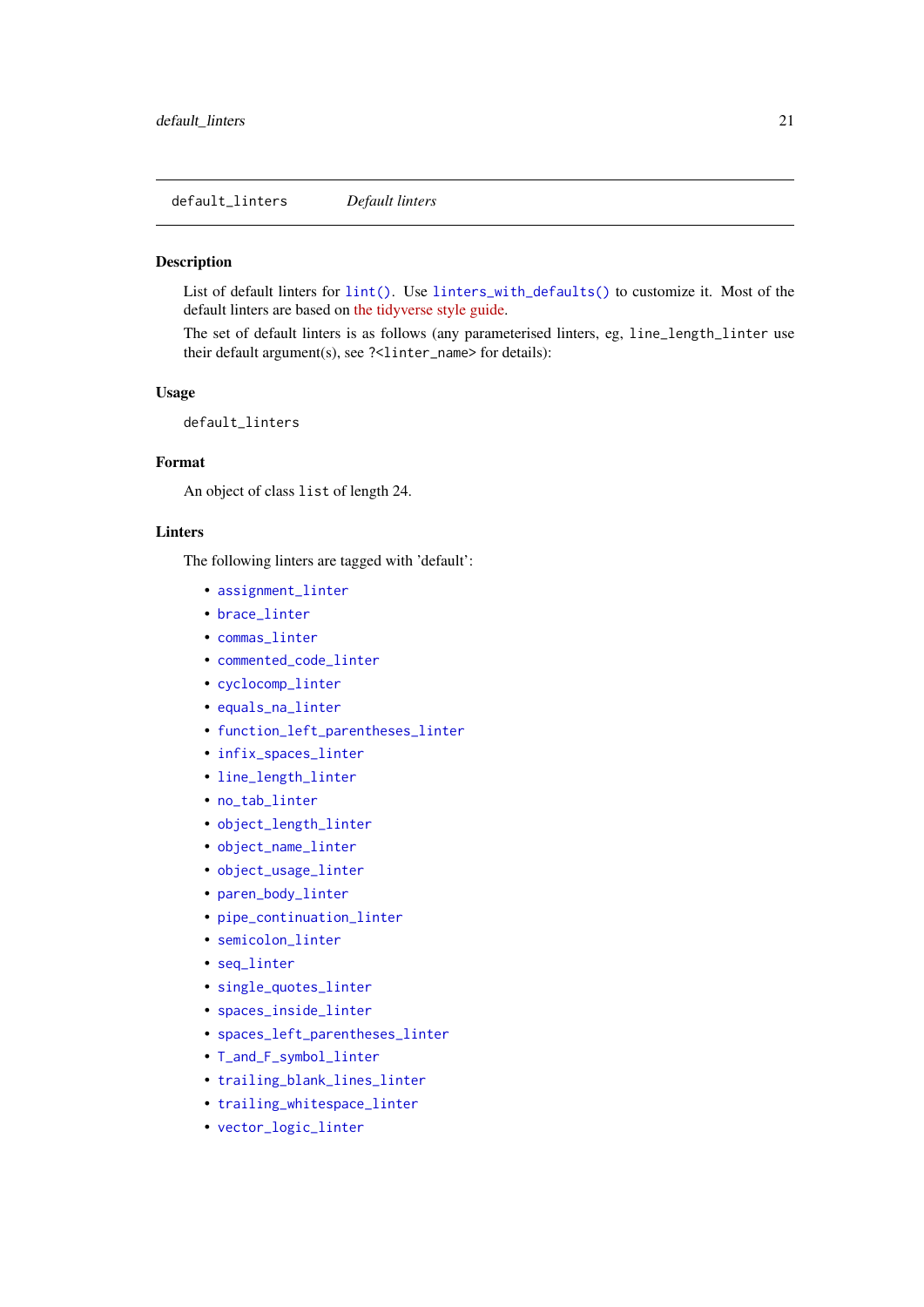`default_linters` *Default linters*

### Description

List of default linters for `lint()`. Use `linters_with_defaults()` to customize it. Most of the default linters are based on the tidyverse style guide.

The set of default linters is as follows (any parameterised linters, eg, `line_length_linter` use their default argument(s), see `?<linter_name>` for details):

### Usage

```
default_linters
```

### Format

An object of class `list` of length 24.

### Linters

The following linters are tagged with 'default':

- `assignment_linter`
- `brace_linter`
- `commas_linter`
- `commented_code_linter`
- `cyclocomp_linter`
- `equals_na_linter`
- `function_left_parentheses_linter`
- `infix_spaces_linter`
- `line_length_linter`
- `no_tab_linter`
- `object_length_linter`
- `object_name_linter`
- `object_usage_linter`
- `paren_body_linter`
- `pipe_continuation_linter`
- `semicolon_linter`
- `seq_linter`
- `single_quotes_linter`
- `spaces_inside_linter`
- `spaces_left_parentheses_linter`
- `T_and_F_symbol_linter`
- `trailing_blank_lines_linter`
- `trailing_whitespace_linter`
- `vector_logic_linter`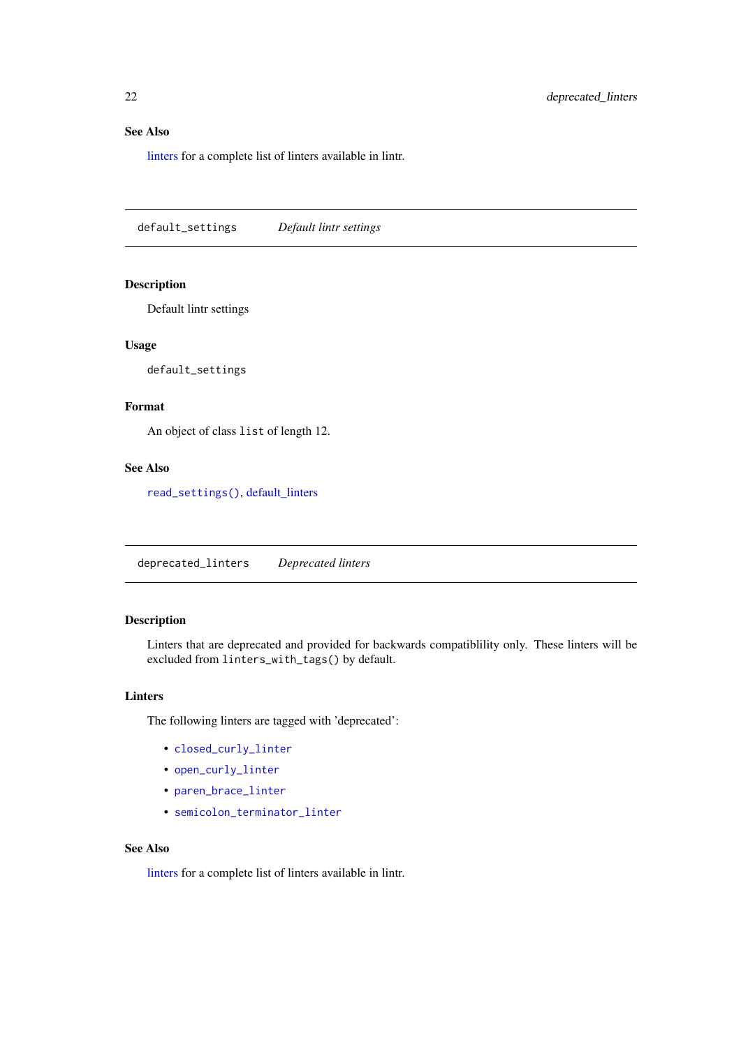### See Also

linters for a complete list of linters available in lintr.

---

## default_settings — *Default lintr settings*

### Description

Default lintr settings

### Usage

```
default_settings
```

### Format

An object of class `list` of length 12.

### See Also

`read_settings()`, default_linters

---

## deprecated_linters — *Deprecated linters*

### Description

Linters that are deprecated and provided for backwards compatiblility only. These linters will be excluded from `linters_with_tags()` by default.

### Linters

The following linters are tagged with 'deprecated':

- `closed_curly_linter`
- `open_curly_linter`
- `paren_brace_linter`
- `semicolon_terminator_linter`

### See Also

linters for a complete list of linters available in lintr.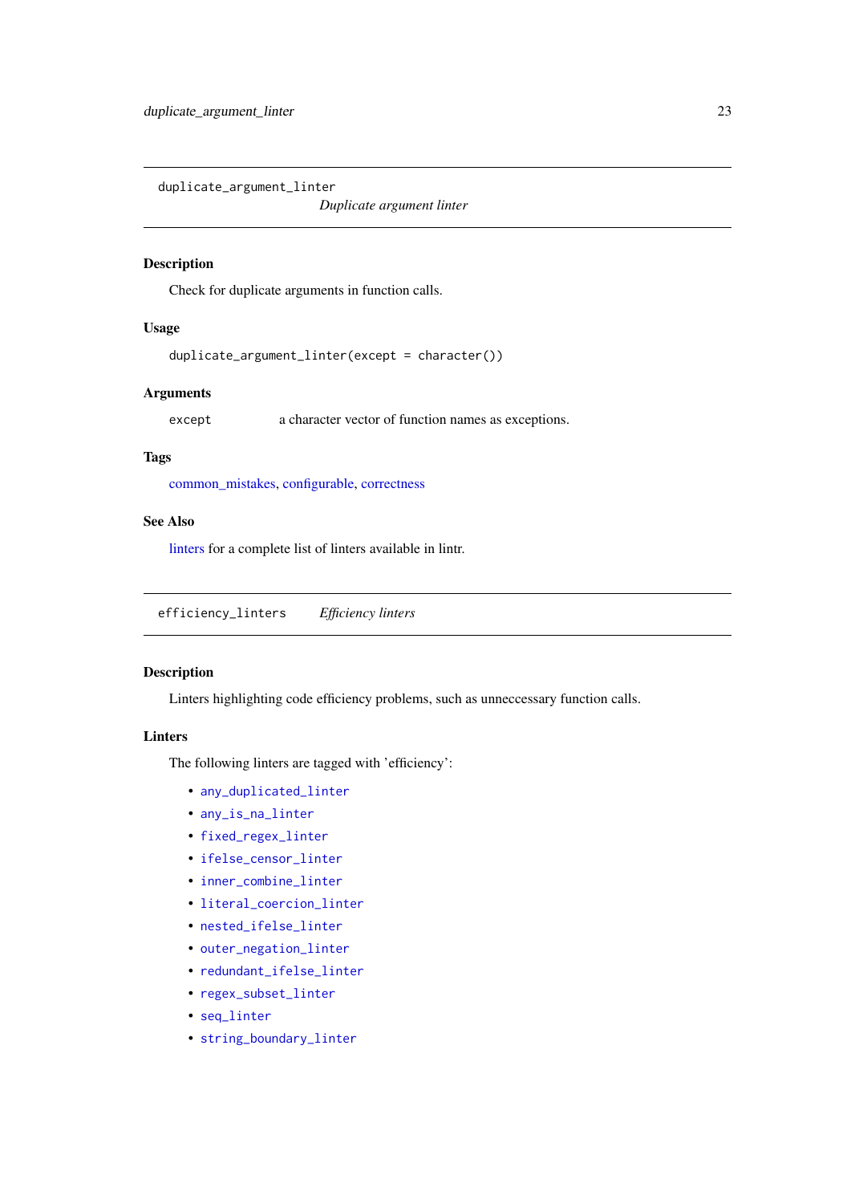## duplicate_argument_linter

*Duplicate argument linter*

### Description

Check for duplicate arguments in function calls.

### Usage

```
duplicate_argument_linter(except = character())
```

### Arguments

| | |
|---|---|
| `except` | a character vector of function names as exceptions. |

### Tags

common_mistakes, configurable, correctness

### See Also

linters for a complete list of linters available in lintr.

## efficiency_linters

*Efficiency linters*

### Description

Linters highlighting code efficiency problems, such as unneccessary function calls.

### Linters

The following linters are tagged with 'efficiency':

- `any_duplicated_linter`
- `any_is_na_linter`
- `fixed_regex_linter`
- `ifelse_censor_linter`
- `inner_combine_linter`
- `literal_coercion_linter`
- `nested_ifelse_linter`
- `outer_negation_linter`
- `redundant_ifelse_linter`
- `regex_subset_linter`
- `seq_linter`
- `string_boundary_linter`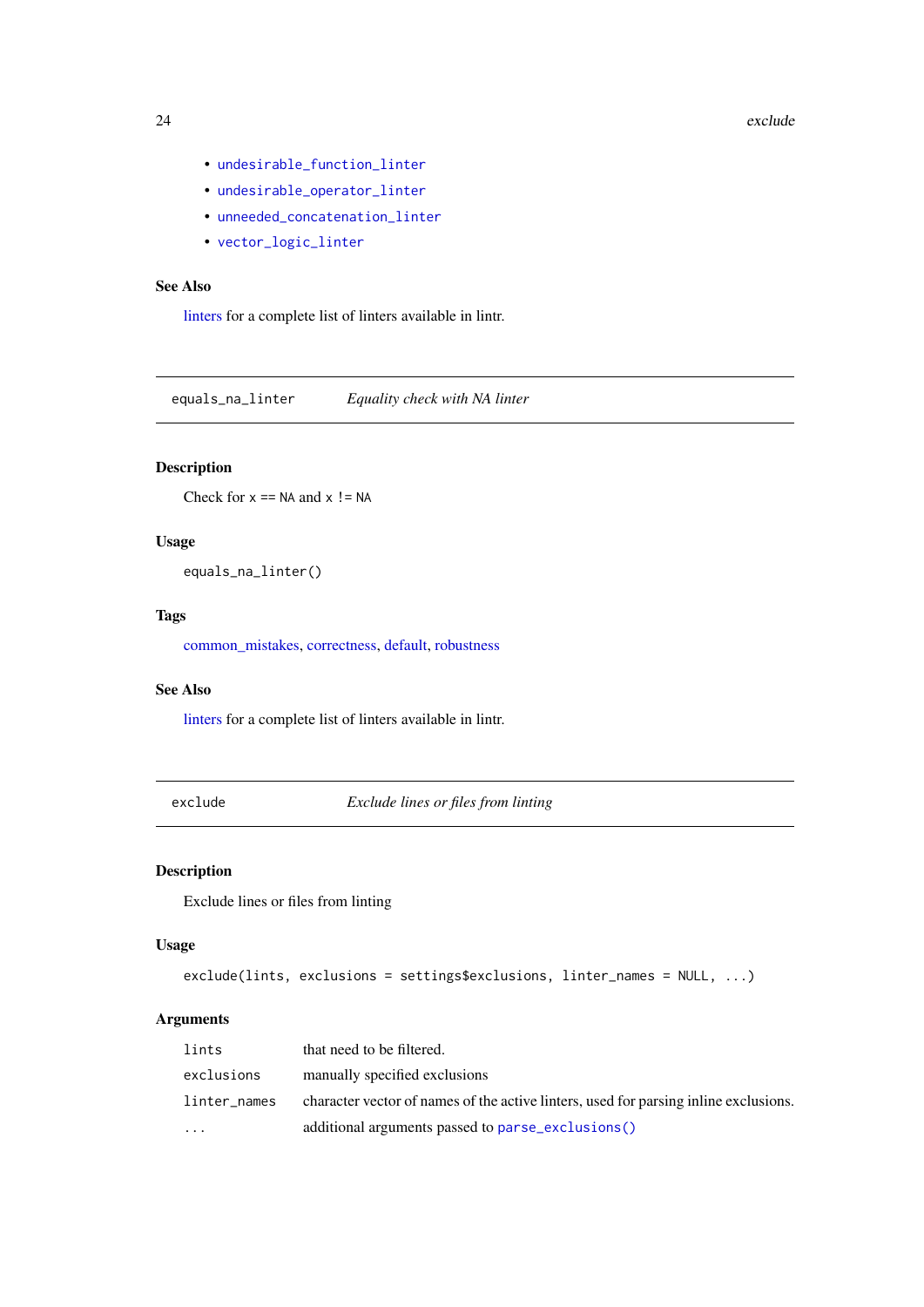- undesirable_function_linter
- undesirable_operator_linter
- unneeded_concatenation_linter
- vector_logic_linter

### See Also

linters for a complete list of linters available in lintr.

---

## equals_na_linter — *Equality check with NA linter*

### Description

Check for `x == NA` and `x != NA`

### Usage

```
equals_na_linter()
```

### Tags

common_mistakes, correctness, default, robustness

### See Also

linters for a complete list of linters available in lintr.

---

## exclude — *Exclude lines or files from linting*

### Description

Exclude lines or files from linting

### Usage

```
exclude(lints, exclusions = settings$exclusions, linter_names = NULL, ...)
```

### Arguments

| | |
|---|---|
| `lints` | that need to be filtered. |
| `exclusions` | manually specified exclusions |
| `linter_names` | character vector of names of the active linters, used for parsing inline exclusions. |
| `...` | additional arguments passed to `parse_exclusions()` |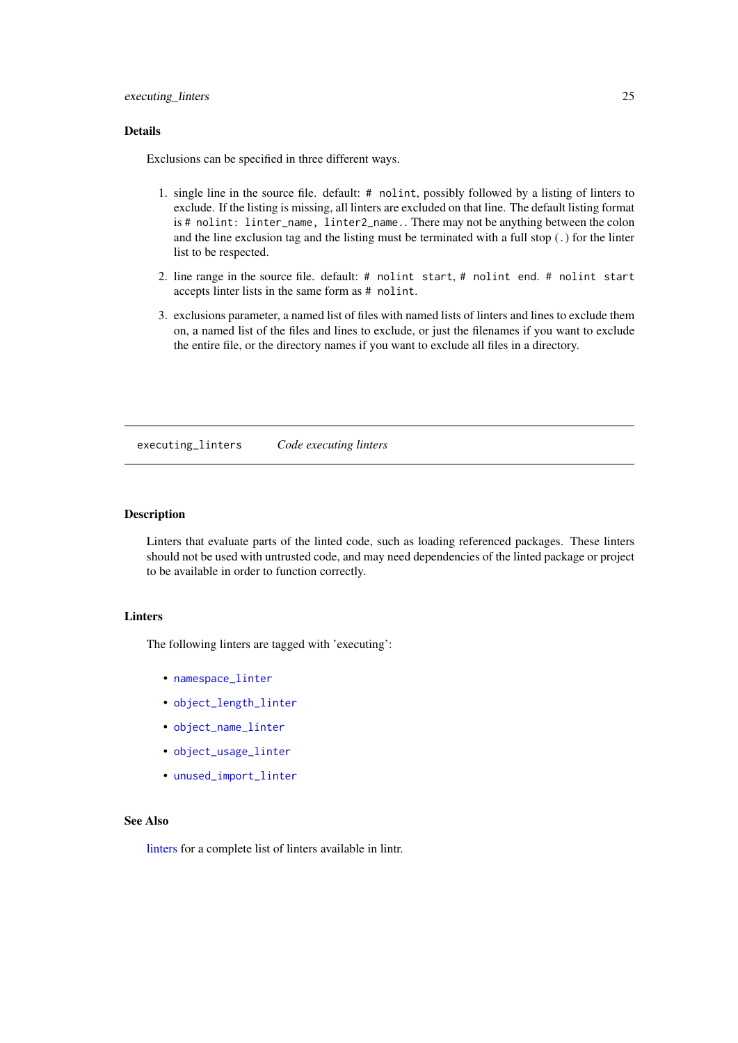### Details

Exclusions can be specified in three different ways.

1. single line in the source file. default: `# nolint`, possibly followed by a listing of linters to exclude. If the listing is missing, all linters are excluded on that line. The default listing format is `# nolint: linter_name, linter2_name.`. There may not be anything between the colon and the line exclusion tag and the listing must be terminated with a full stop (`.`) for the linter list to be respected.
2. line range in the source file. default: `# nolint start`, `# nolint end`. `# nolint start` accepts linter lists in the same form as `# nolint`.
3. exclusions parameter, a named list of files with named lists of linters and lines to exclude them on, a named list of the files and lines to exclude, or just the filenames if you want to exclude the entire file, or the directory names if you want to exclude all files in a directory.

---

## executing_linters    *Code executing linters*

---

### Description

Linters that evaluate parts of the linted code, such as loading referenced packages. These linters should not be used with untrusted code, and may need dependencies of the linted package or project to be available in order to function correctly.

### Linters

The following linters are tagged with 'executing':

- `namespace_linter`
- `object_length_linter`
- `object_name_linter`
- `object_usage_linter`
- `unused_import_linter`

### See Also

linters for a complete list of linters available in lintr.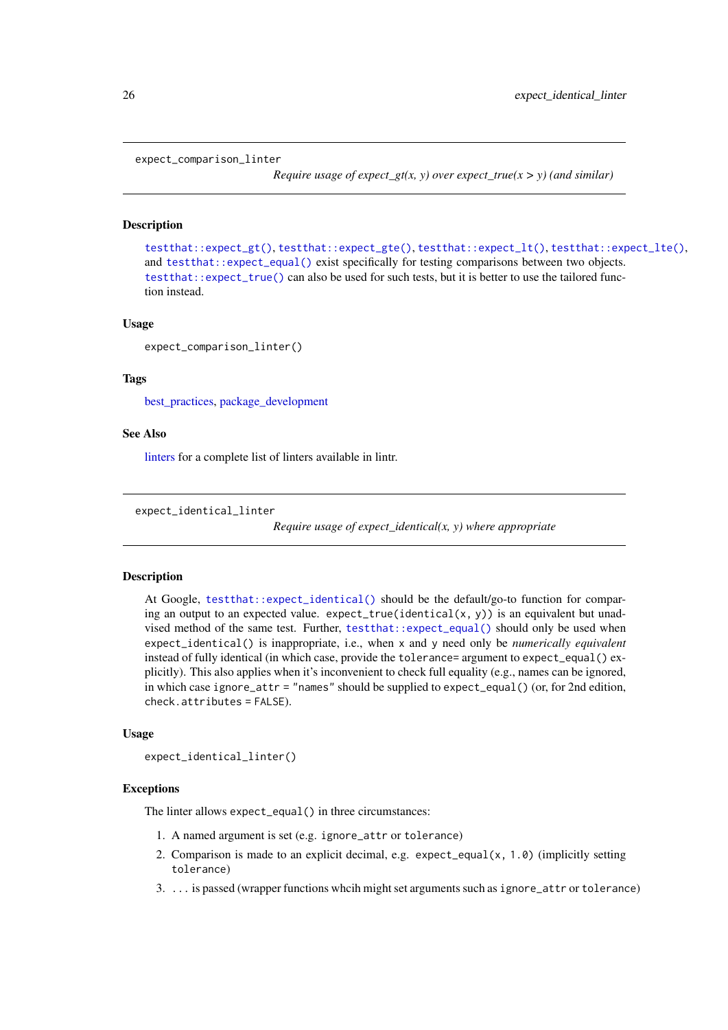## expect_comparison_linter

*Require usage of expect_gt(x, y) over expect_true(x > y) (and similar)*

### Description

`testthat::expect_gt()`, `testthat::expect_gte()`, `testthat::expect_lt()`, `testthat::expect_lte()`, and `testthat::expect_equal()` exist specifically for testing comparisons between two objects. `testthat::expect_true()` can also be used for such tests, but it is better to use the tailored function instead.

### Usage

```
expect_comparison_linter()
```

### Tags

best_practices, package_development

### See Also

linters for a complete list of linters available in lintr.

## expect_identical_linter

*Require usage of expect_identical(x, y) where appropriate*

### Description

At Google, `testthat::expect_identical()` should be the default/go-to function for comparing an output to an expected value. `expect_true(identical(x, y))` is an equivalent but unadvised method of the same test. Further, `testthat::expect_equal()` should only be used when `expect_identical()` is inappropriate, i.e., when `x` and `y` need only be *numerically equivalent* instead of fully identical (in which case, provide the `tolerance=` argument to `expect_equal()` explicitly). This also applies when it's inconvenient to check full equality (e.g., names can be ignored, in which case `ignore_attr = "names"` should be supplied to `expect_equal()` (or, for 2nd edition, `check.attributes = FALSE`).

### Usage

```
expect_identical_linter()
```

### Exceptions

The linter allows `expect_equal()` in three circumstances:

1. A named argument is set (e.g. `ignore_attr` or `tolerance`)
2. Comparison is made to an explicit decimal, e.g. `expect_equal(x, 1.0)` (implicitly setting `tolerance`)
3. `...` is passed (wrapper functions whcih might set arguments such as `ignore_attr` or `tolerance`)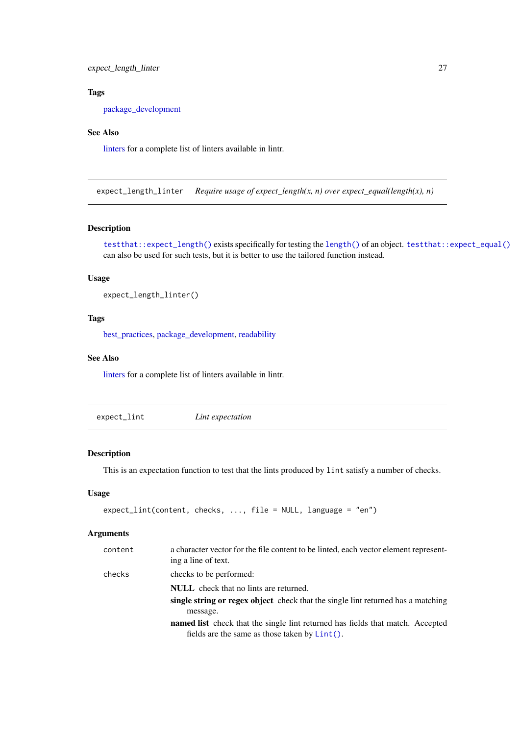### Tags

package_development

### See Also

linters for a complete list of linters available in lintr.

---

## expect_length_linter — *Require usage of expect_length(x, n) over expect_equal(length(x), n)*

---

### Description

`testthat::expect_length()` exists specifically for testing the `length()` of an object. `testthat::expect_equal()` can also be used for such tests, but it is better to use the tailored function instead.

### Usage

```
expect_length_linter()
```

### Tags

best_practices, package_development, readability

### See Also

linters for a complete list of linters available in lintr.

---

## expect_lint — *Lint expectation*

---

### Description

This is an expectation function to test that the lints produced by `lint` satisfy a number of checks.

### Usage

```
expect_lint(content, checks, ..., file = NULL, language = "en")
```

### Arguments

`content` — a character vector for the file content to be linted, each vector element representing a line of text.

`checks` — checks to be performed:

- **NULL** check that no lints are returned.
- **single string or regex object** check that the single lint returned has a matching message.
- **named list** check that the single lint returned has fields that match. Accepted fields are the same as those taken by `Lint()`.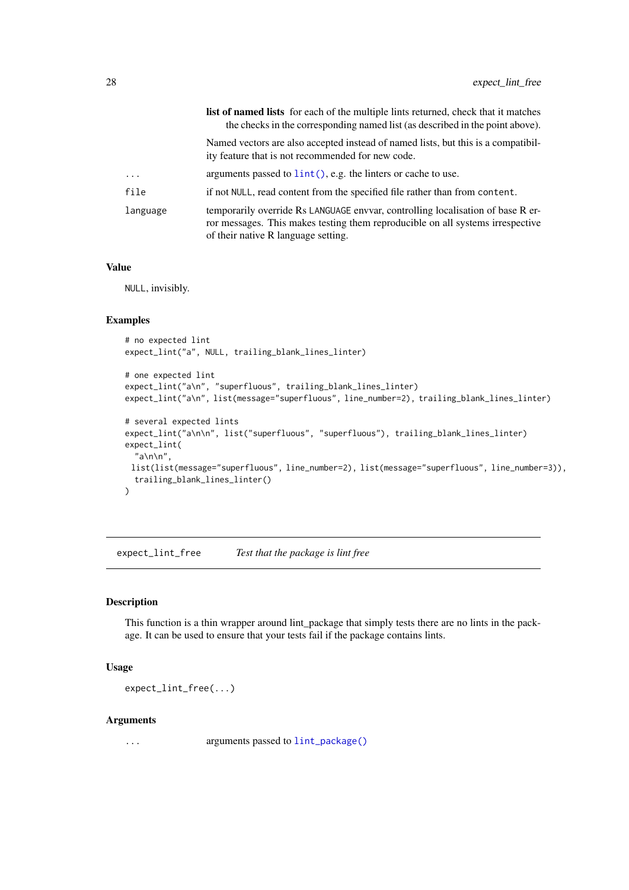**list of named lists** for each of the multiple lints returned, check that it matches the checks in the corresponding named list (as described in the point above).

Named vectors are also accepted instead of named lists, but this is a compatibility feature that is not recommended for new code.

| | |
|---|---|
| `...` | arguments passed to `lint()`, e.g. the linters or cache to use. |
| `file` | if not `NULL`, read content from the specified file rather than from `content`. |
| `language` | temporarily override Rs `LANGUAGE` envvar, controlling localisation of base R error messages. This makes testing them reproducible on all systems irrespective of their native R language setting. |

### Value

`NULL`, invisibly.

### Examples

```
# no expected lint
expect_lint("a", NULL, trailing_blank_lines_linter)

# one expected lint
expect_lint("a\n", "superfluous", trailing_blank_lines_linter)
expect_lint("a\n", list(message="superfluous", line_number=2), trailing_blank_lines_linter)

# several expected lints
expect_lint("a\n\n", list("superfluous", "superfluous"), trailing_blank_lines_linter)
expect_lint(
  "a\n\n",
 list(list(message="superfluous", line_number=2), list(message="superfluous", line_number=3)),
  trailing_blank_lines_linter()
)
```

---

## expect_lint_free    *Test that the package is lint free*

### Description

This function is a thin wrapper around lint_package that simply tests there are no lints in the package. It can be used to ensure that your tests fail if the package contains lints.

### Usage

```
expect_lint_free(...)
```

### Arguments

| | |
|---|---|
| `...` | arguments passed to `lint_package()` |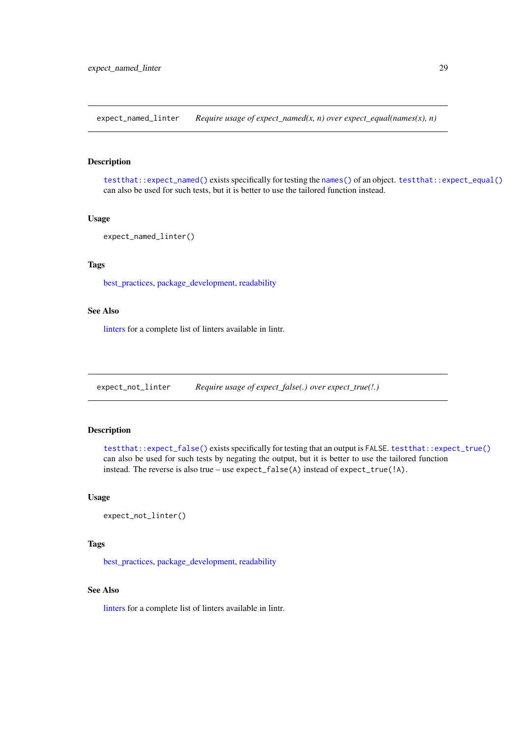## expect_named_linter — *Require usage of expect_named(x, n) over expect_equal(names(x), n)*

### Description

`testthat::expect_named()` exists specifically for testing the `names()` of an object. `testthat::expect_equal()` can also be used for such tests, but it is better to use the tailored function instead.

### Usage

```
expect_named_linter()
```

### Tags

best_practices, package_development, readability

### See Also

linters for a complete list of linters available in lintr.

## expect_not_linter — *Require usage of expect_false(.) over expect_true(!.)*

### Description

`testthat::expect_false()` exists specifically for testing that an output is `FALSE`. `testthat::expect_true()` can also be used for such tests by negating the output, but it is better to use the tailored function instead. The reverse is also true – use `expect_false(A)` instead of `expect_true(!A)`.

### Usage

```
expect_not_linter()
```

### Tags

best_practices, package_development, readability

### See Also

linters for a complete list of linters available in lintr.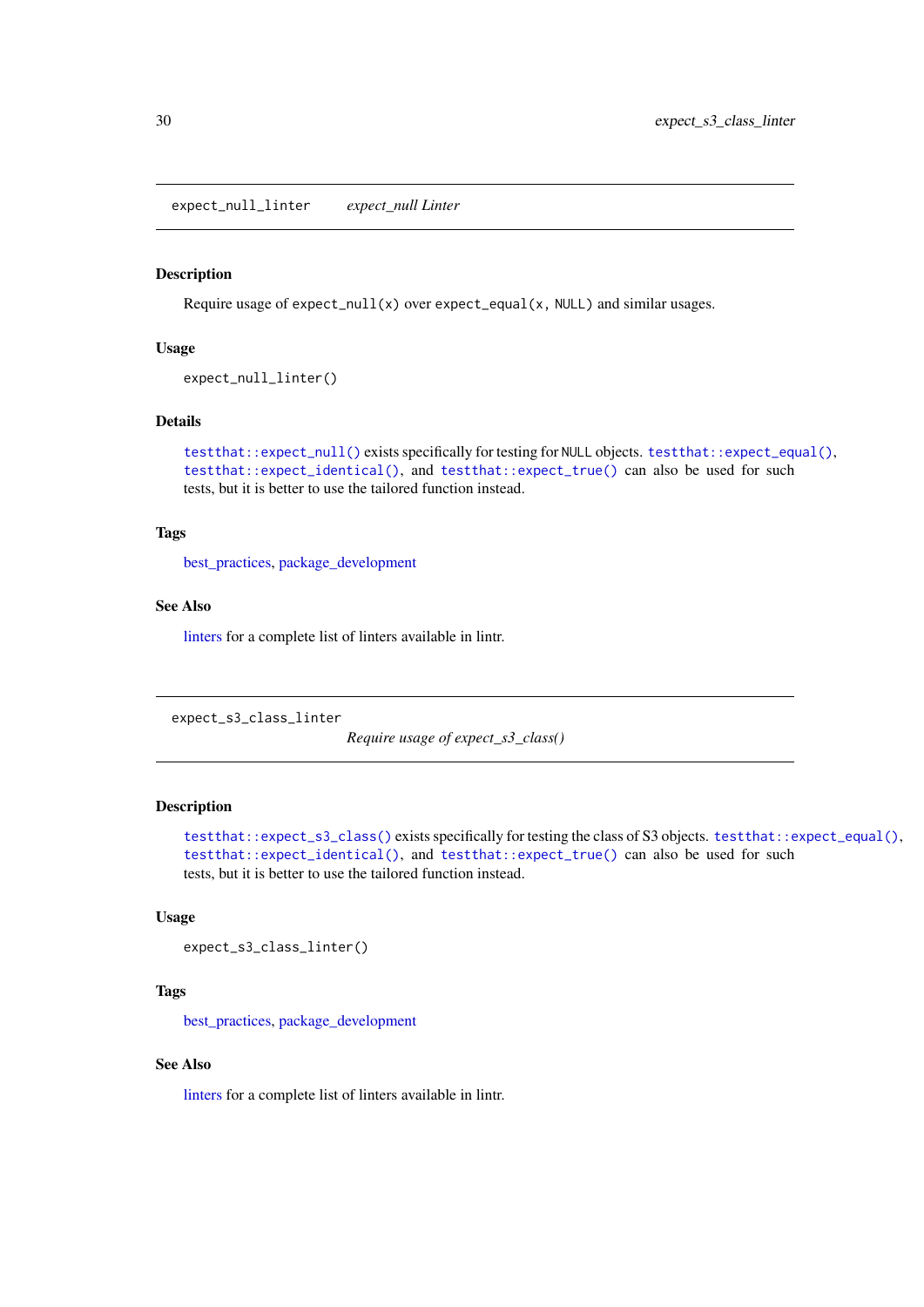## expect_null_linter — *expect_null Linter*

### Description

Require usage of `expect_null(x)` over `expect_equal(x, NULL)` and similar usages.

### Usage

```
expect_null_linter()
```

### Details

`testthat::expect_null()` exists specifically for testing for `NULL` objects. `testthat::expect_equal()`, `testthat::expect_identical()`, and `testthat::expect_true()` can also be used for such tests, but it is better to use the tailored function instead.

### Tags

best_practices, package_development

### See Also

linters for a complete list of linters available in lintr.

## expect_s3_class_linter — *Require usage of expect_s3_class()*

### Description

`testthat::expect_s3_class()` exists specifically for testing the class of S3 objects. `testthat::expect_equal()`, `testthat::expect_identical()`, and `testthat::expect_true()` can also be used for such tests, but it is better to use the tailored function instead.

### Usage

```
expect_s3_class_linter()
```

### Tags

best_practices, package_development

### See Also

linters for a complete list of linters available in lintr.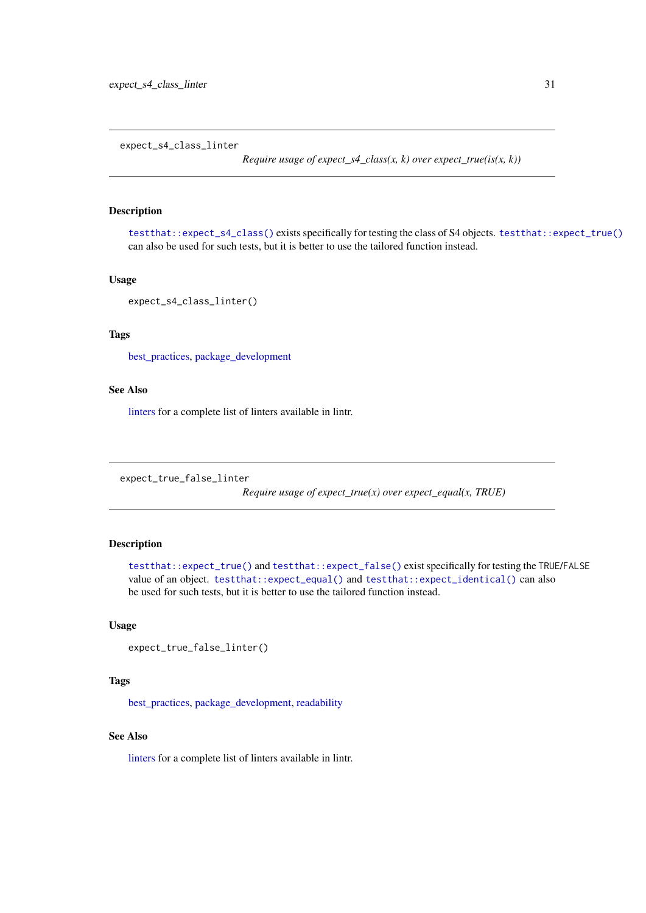## expect_s4_class_linter

*Require usage of expect_s4_class(x, k) over expect_true(is(x, k))*

### Description

`testthat::expect_s4_class()` exists specifically for testing the class of S4 objects. `testthat::expect_true()` can also be used for such tests, but it is better to use the tailored function instead.

### Usage

```
expect_s4_class_linter()
```

### Tags

best_practices, package_development

### See Also

linters for a complete list of linters available in lintr.

## expect_true_false_linter

*Require usage of expect_true(x) over expect_equal(x, TRUE)*

### Description

`testthat::expect_true()` and `testthat::expect_false()` exist specifically for testing the TRUE/FALSE value of an object. `testthat::expect_equal()` and `testthat::expect_identical()` can also be used for such tests, but it is better to use the tailored function instead.

### Usage

```
expect_true_false_linter()
```

### Tags

best_practices, package_development, readability

### See Also

linters for a complete list of linters available in lintr.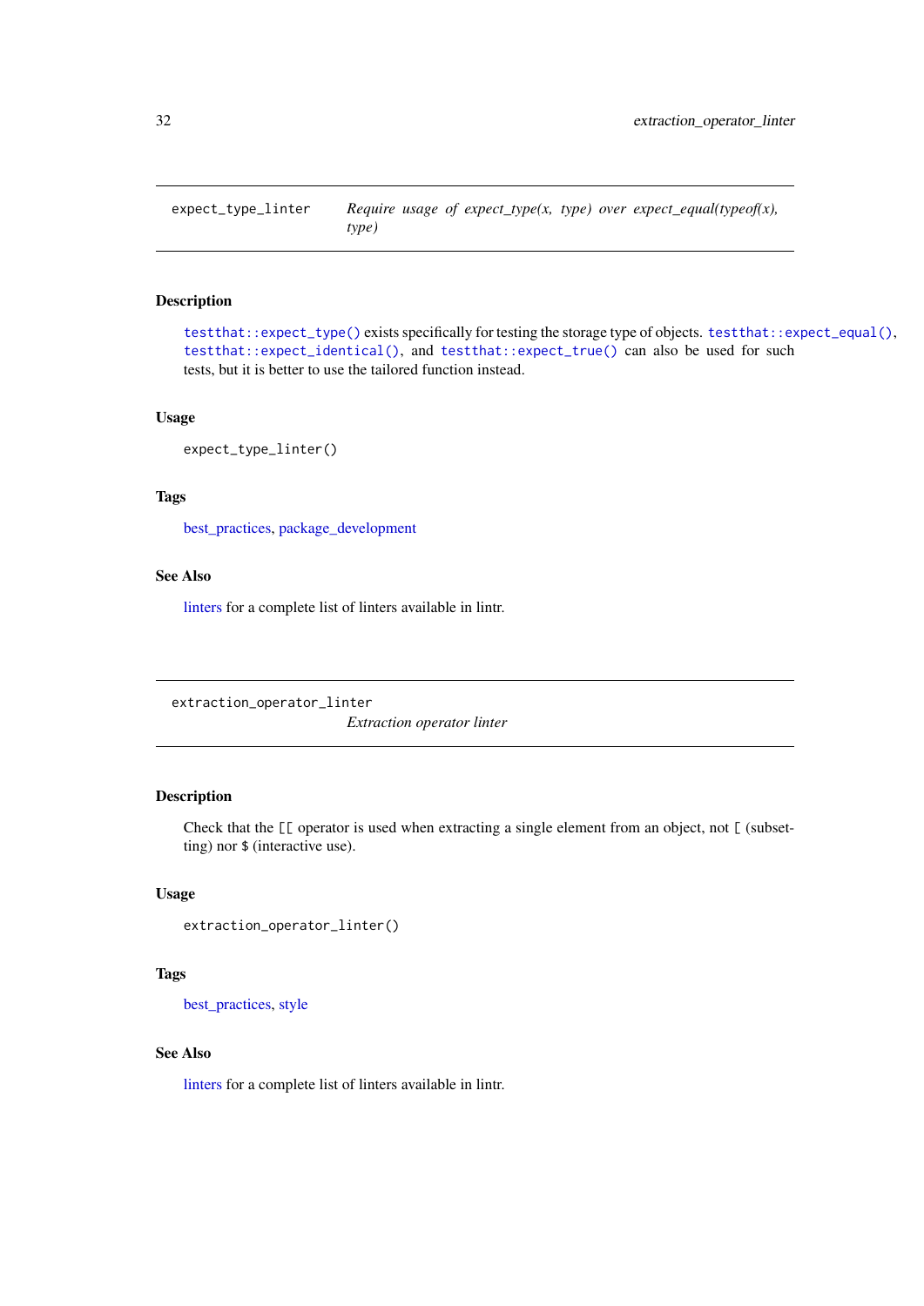## expect_type_linter — *Require usage of expect_type(x, type) over expect_equal(typeof(x), type)*

### Description

`testthat::expect_type()` exists specifically for testing the storage type of objects. `testthat::expect_equal()`, `testthat::expect_identical()`, and `testthat::expect_true()` can also be used for such tests, but it is better to use the tailored function instead.

### Usage

```
expect_type_linter()
```

### Tags

best_practices, package_development

### See Also

linters for a complete list of linters available in lintr.

## extraction_operator_linter — *Extraction operator linter*

### Description

Check that the `[[` operator is used when extracting a single element from an object, not `[` (subsetting) nor `$` (interactive use).

### Usage

```
extraction_operator_linter()
```

### Tags

best_practices, style

### See Also

linters for a complete list of linters available in lintr.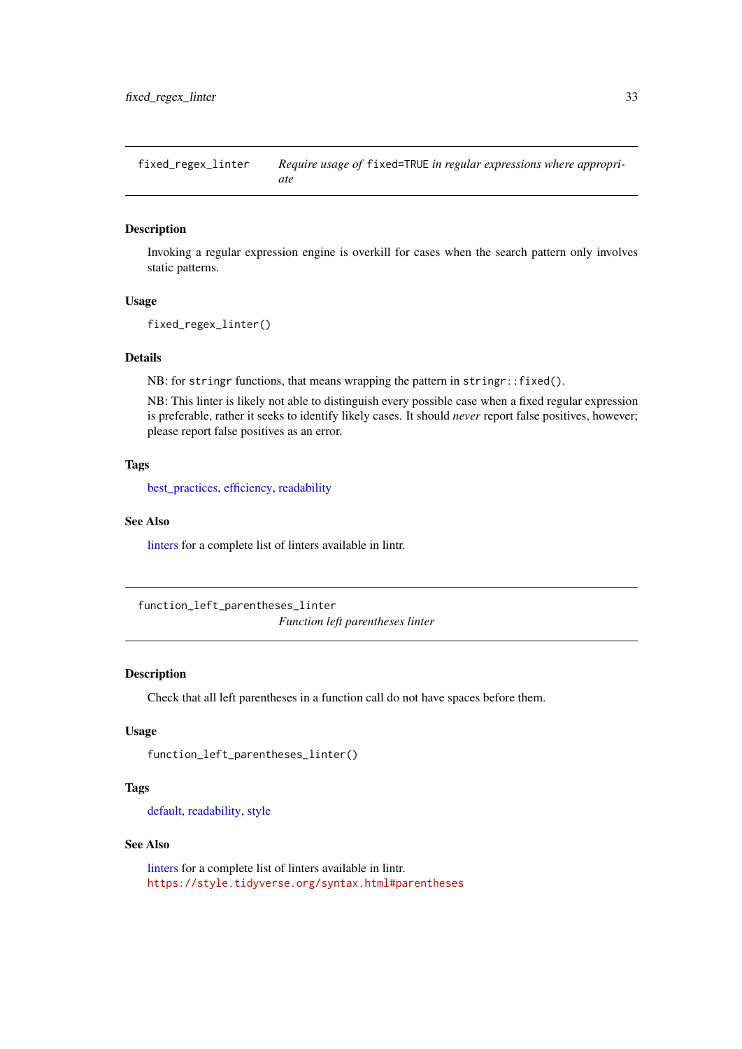## fixed_regex_linter — *Require usage of `fixed=TRUE` in regular expressions where appropriate*

### Description

Invoking a regular expression engine is overkill for cases when the search pattern only involves static patterns.

### Usage

```
fixed_regex_linter()
```

### Details

NB: for `stringr` functions, that means wrapping the pattern in `stringr::fixed()`.

NB: This linter is likely not able to distinguish every possible case when a fixed regular expression is preferable, rather it seeks to identify likely cases. It should *never* report false positives, however; please report false positives as an error.

### Tags

best_practices, efficiency, readability

### See Also

linters for a complete list of linters available in lintr.

## function_left_parentheses_linter — *Function left parentheses linter*

### Description

Check that all left parentheses in a function call do not have spaces before them.

### Usage

```
function_left_parentheses_linter()
```

### Tags

default, readability, style

### See Also

linters for a complete list of linters available in lintr.
https://style.tidyverse.org/syntax.html#parentheses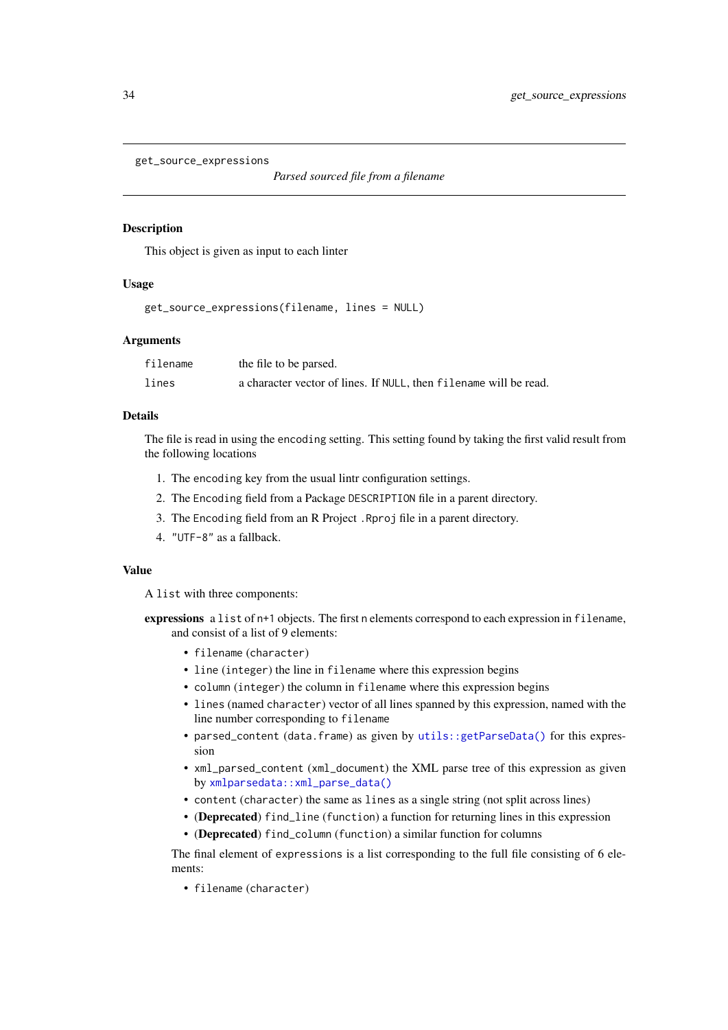`get_source_expressions` *Parsed sourced file from a filename*

### Description

This object is given as input to each linter

### Usage

```
get_source_expressions(filename, lines = NULL)
```

### Arguments

| | |
|---|---|
| `filename` | the file to be parsed. |
| `lines` | a character vector of lines. If `NULL`, then `filename` will be read. |

### Details

The file is read in using the `encoding` setting. This setting found by taking the first valid result from the following locations

1. The `encoding` key from the usual lintr configuration settings.
2. The `Encoding` field from a Package `DESCRIPTION` file in a parent directory.
3. The `Encoding` field from an R Project `.Rproj` file in a parent directory.
4. `"UTF-8"` as a fallback.

### Value

A `list` with three components:

**expressions** a `list` of `n+1` objects. The first `n` elements correspond to each expression in `filename`, and consist of a list of 9 elements:

- `filename` (`character`)
- `line` (`integer`) the line in `filename` where this expression begins
- `column` (`integer`) the column in `filename` where this expression begins
- `lines` (named `character`) vector of all lines spanned by this expression, named with the line number corresponding to `filename`
- `parsed_content` (`data.frame`) as given by `utils::getParseData()` for this expression
- `xml_parsed_content` (`xml_document`) the XML parse tree of this expression as given by `xmlparsedata::xml_parse_data()`
- `content` (`character`) the same as `lines` as a single string (not split across lines)
- (**Deprecated**) `find_line` (`function`) a function for returning lines in this expression
- (**Deprecated**) `find_column` (`function`) a similar function for columns

The final element of `expressions` is a list corresponding to the full file consisting of 6 elements:

- `filename` (`character`)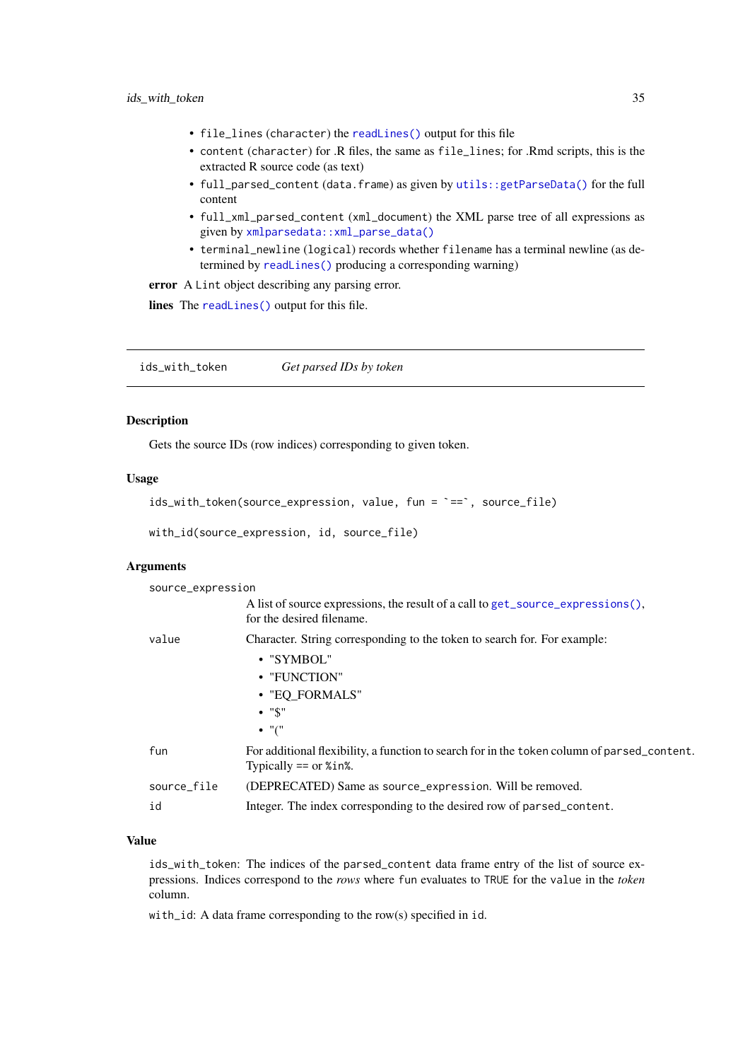- `file_lines` (character) the `readLines()` output for this file
- `content` (character) for .R files, the same as `file_lines`; for .Rmd scripts, this is the extracted R source code (as text)
- `full_parsed_content` (`data.frame`) as given by `utils::getParseData()` for the full content
- `full_xml_parsed_content` (`xml_document`) the XML parse tree of all expressions as given by `xmlparsedata::xml_parse_data()`
- `terminal_newline` (logical) records whether `filename` has a terminal newline (as determined by `readLines()` producing a corresponding warning)

**error** A `Lint` object describing any parsing error.

**lines** The `readLines()` output for this file.

---

## ids_with_token — *Get parsed IDs by token*

### Description

Gets the source IDs (row indices) corresponding to given token.

### Usage

```
ids_with_token(source_expression, value, fun = `==`, source_file)

with_id(source_expression, id, source_file)
```

### Arguments

`source_expression`
: A list of source expressions, the result of a call to `get_source_expressions()`, for the desired filename.

`value`
: Character. String corresponding to the token to search for. For example:
  - "SYMBOL"
  - "FUNCTION"
  - "EQ_FORMALS"
  - "$"
  - "("

`fun`
: For additional flexibility, a function to search for in the `token` column of `parsed_content`. Typically `==` or `%in%`.

`source_file`
: (DEPRECATED) Same as `source_expression`. Will be removed.

`id`
: Integer. The index corresponding to the desired row of `parsed_content`.

### Value

`ids_with_token`: The indices of the `parsed_content` data frame entry of the list of source expressions. Indices correspond to the *rows* where `fun` evaluates to `TRUE` for the `value` in the *token* column.

`with_id`: A data frame corresponding to the row(s) specified in `id`.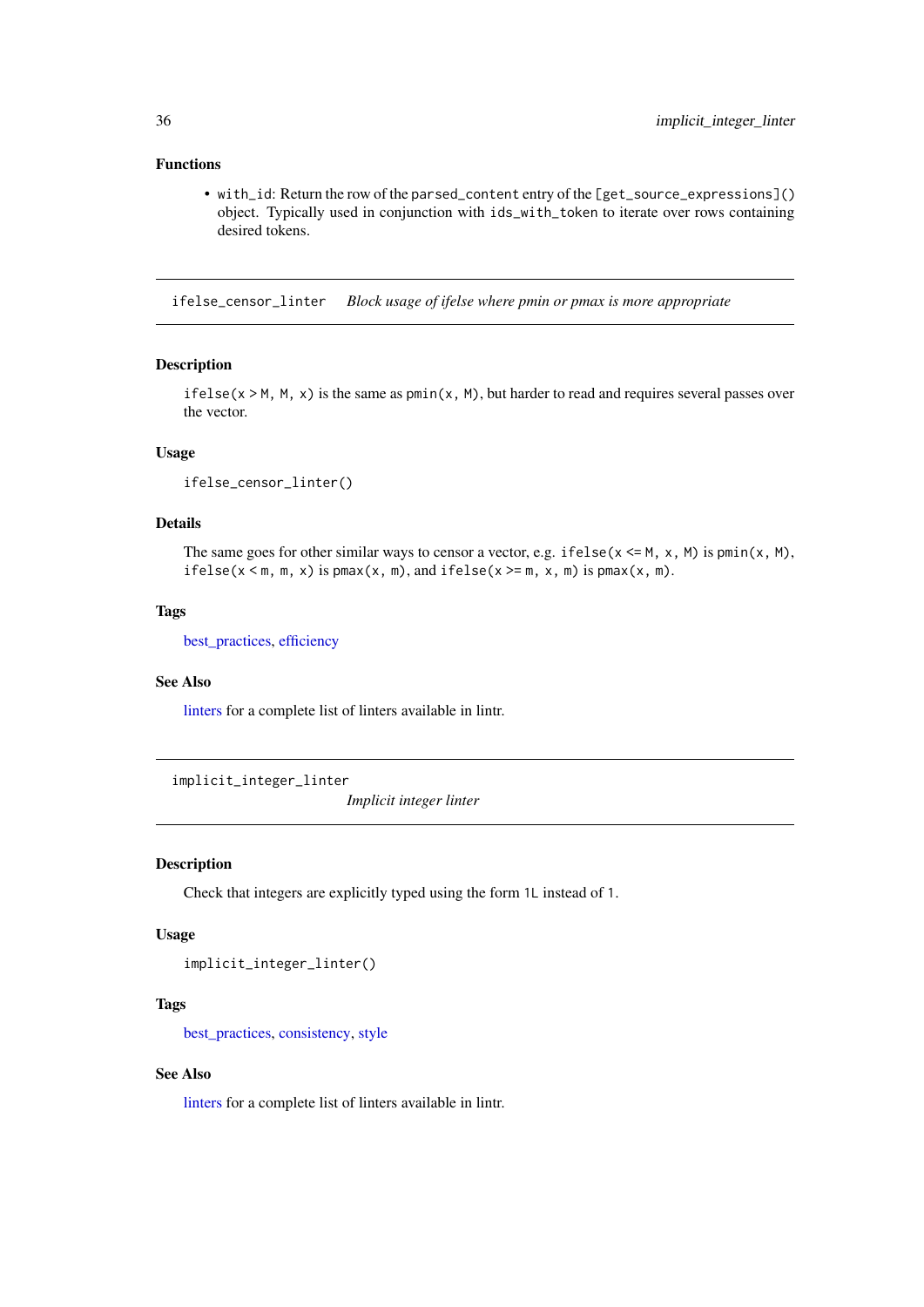### Functions

- `with_id`: Return the row of the `parsed_content` entry of the `[get_source_expressions]()` object. Typically used in conjunction with `ids_with_token` to iterate over rows containing desired tokens.

---

## ifelse_censor_linter    *Block usage of ifelse where pmin or pmax is more appropriate*

### Description

`ifelse(x > M, M, x)` is the same as `pmin(x, M)`, but harder to read and requires several passes over the vector.

### Usage

```
ifelse_censor_linter()
```

### Details

The same goes for other similar ways to censor a vector, e.g. `ifelse(x <= M, x, M)` is `pmin(x, M)`, `ifelse(x < m, m, x)` is `pmax(x, m)`, and `ifelse(x >= m, x, m)` is `pmax(x, m)`.

### Tags

best_practices, efficiency

### See Also

linters for a complete list of linters available in lintr.

---

## implicit_integer_linter    *Implicit integer linter*

### Description

Check that integers are explicitly typed using the form `1L` instead of `1`.

### Usage

```
implicit_integer_linter()
```

### Tags

best_practices, consistency, style

### See Also

linters for a complete list of linters available in lintr.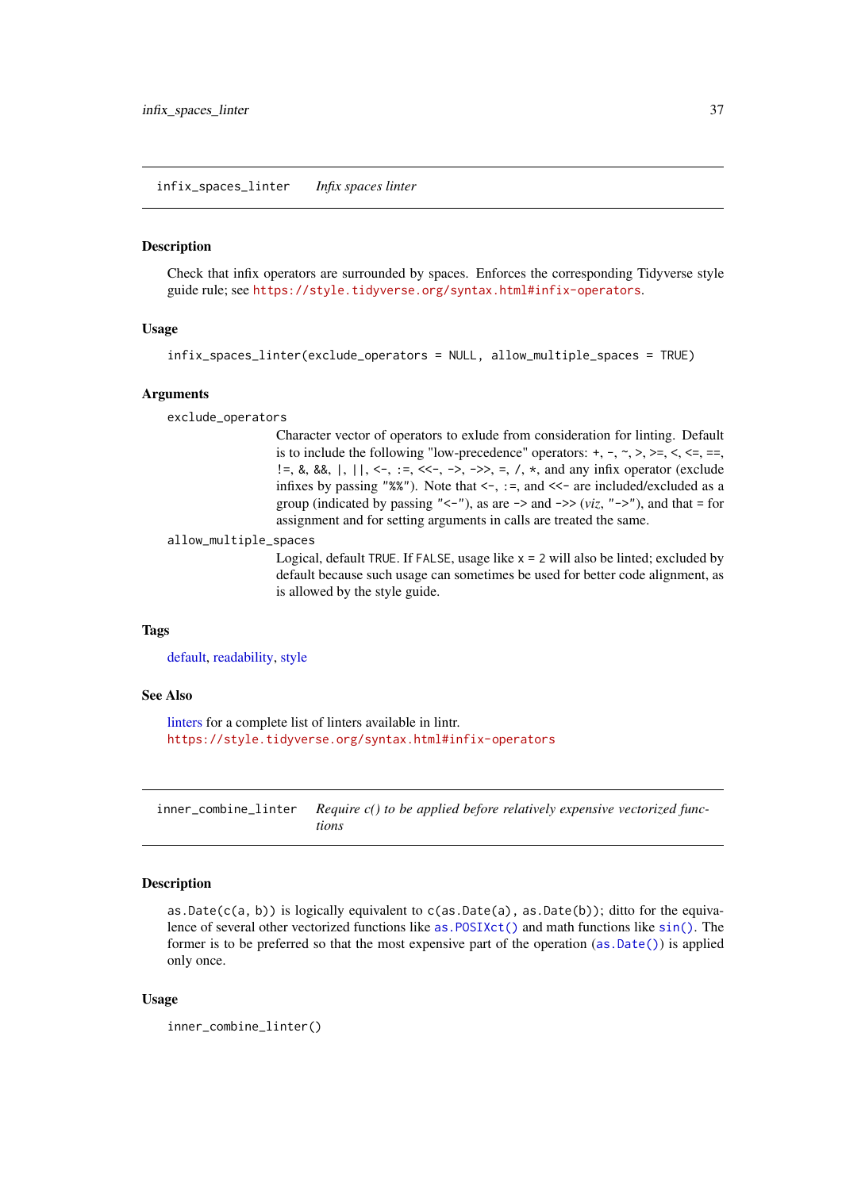## infix_spaces_linter — *Infix spaces linter*

### Description

Check that infix operators are surrounded by spaces. Enforces the corresponding Tidyverse style guide rule; see https://style.tidyverse.org/syntax.html#infix-operators.

### Usage

```
infix_spaces_linter(exclude_operators = NULL, allow_multiple_spaces = TRUE)
```

### Arguments

`exclude_operators`
: Character vector of operators to exlude from consideration for linting. Default is to include the following "low-precedence" operators: `+`, `-`, `~`, `>`, `>=`, `<`, `<=`, `==`, `!=`, `&`, `&&`, `|`, `||`, `<-`, `:=`, `<<-`, `->`, `->>`, `=`, `/`, `*`, and any infix operator (exclude infixes by passing `"%%"`). Note that `<-`, `:=`, and `<<-` are included/excluded as a group (indicated by passing `"<-"`), as are `->` and `->>` (*viz*, `"->"`), and that `=` for assignment and for setting arguments in calls are treated the same.

`allow_multiple_spaces`
: Logical, default `TRUE`. If `FALSE`, usage like `x = 2` will also be linted; excluded by default because such usage can sometimes be used for better code alignment, as is allowed by the style guide.

### Tags

default, readability, style

### See Also

linters for a complete list of linters available in lintr.
https://style.tidyverse.org/syntax.html#infix-operators

## inner_combine_linter — *Require c() to be applied before relatively expensive vectorized functions*

### Description

`as.Date(c(a, b))` is logically equivalent to `c(as.Date(a), as.Date(b))`; ditto for the equivalence of several other vectorized functions like `as.POSIXct()` and math functions like `sin()`. The former is to be preferred so that the most expensive part of the operation (`as.Date()`) is applied only once.

### Usage

```
inner_combine_linter()
```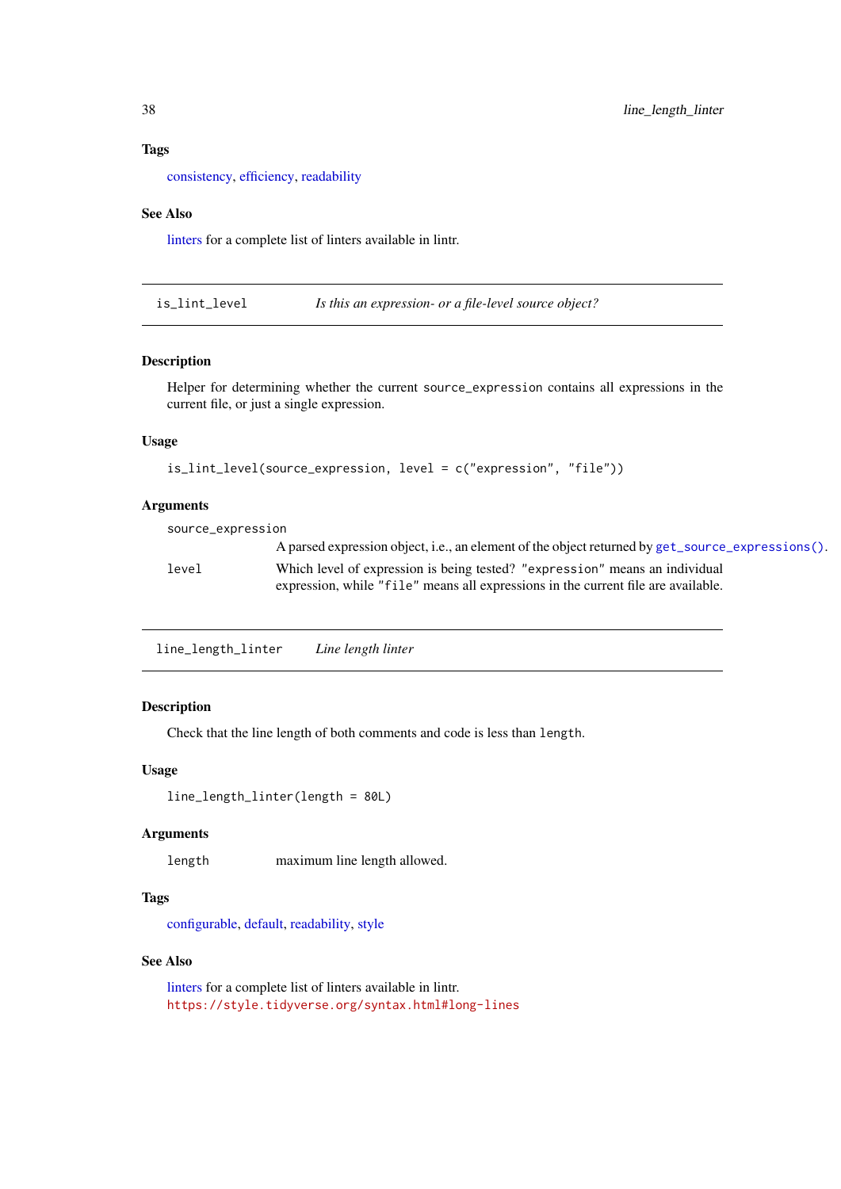### Tags

consistency, efficiency, readability

### See Also

linters for a complete list of linters available in lintr.

---

## is_lint_level — *Is this an expression- or a file-level source object?*

### Description

Helper for determining whether the current `source_expression` contains all expressions in the current file, or just a single expression.

### Usage

```
is_lint_level(source_expression, level = c("expression", "file"))
```

### Arguments

| | |
|---|---|
| `source_expression` | A parsed expression object, i.e., an element of the object returned by `get_source_expressions()`. |
| `level` | Which level of expression is being tested? `"expression"` means an individual expression, while `"file"` means all expressions in the current file are available. |

---

## line_length_linter — *Line length linter*

### Description

Check that the line length of both comments and code is less than `length`.

### Usage

```
line_length_linter(length = 80L)
```

### Arguments

| | |
|---|---|
| `length` | maximum line length allowed. |

### Tags

configurable, default, readability, style

### See Also

linters for a complete list of linters available in lintr.
https://style.tidyverse.org/syntax.html#long-lines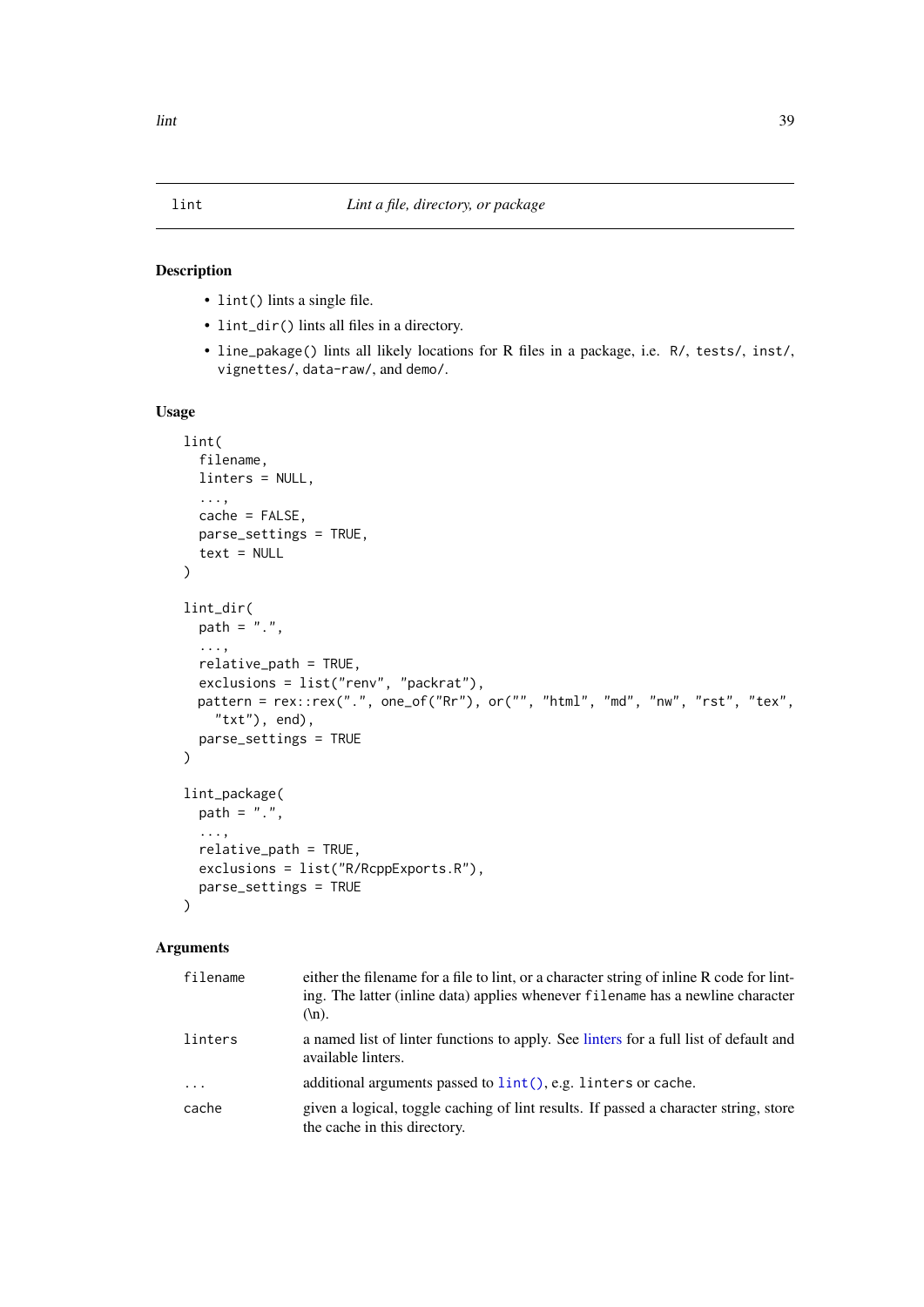## lint — *Lint a file, directory, or package*

### Description

- `lint()` lints a single file.
- `lint_dir()` lints all files in a directory.
- `line_pakage()` lints all likely locations for R files in a package, i.e. `R/`, `tests/`, `inst/`, `vignettes/`, `data-raw/`, and `demo/`.

### Usage

```
lint(
  filename,
  linters = NULL,
  ...,
  cache = FALSE,
  parse_settings = TRUE,
  text = NULL
)

lint_dir(
  path = ".",
  ...,
  relative_path = TRUE,
  exclusions = list("renv", "packrat"),
  pattern = rex::rex(".", one_of("Rr"), or("", "html", "md", "nw", "rst", "tex",
    "txt"), end),
  parse_settings = TRUE
)

lint_package(
  path = ".",
  ...,
  relative_path = TRUE,
  exclusions = list("R/RcppExports.R"),
  parse_settings = TRUE
)
```

### Arguments

| | |
|---|---|
| `filename` | either the filename for a file to lint, or a character string of inline R code for linting. The latter (inline data) applies whenever `filename` has a newline character (\n). |
| `linters` | a named list of linter functions to apply. See linters for a full list of default and available linters. |
| `...` | additional arguments passed to `lint()`, e.g. `linters` or `cache`. |
| `cache` | given a logical, toggle caching of lint results. If passed a character string, store the cache in this directory. |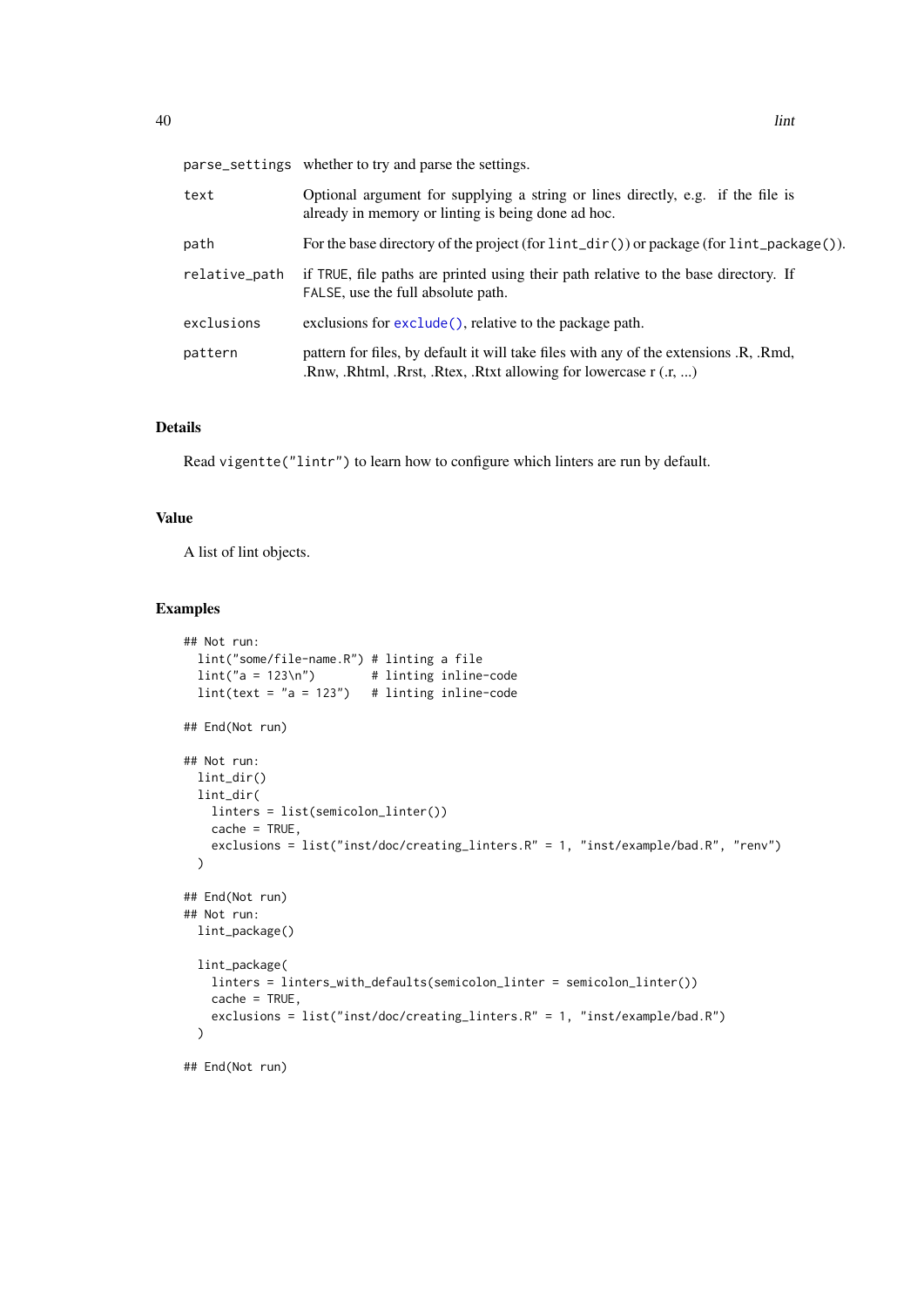| | |
|---|---|
| `parse_settings` | whether to try and parse the settings. |
| `text` | Optional argument for supplying a string or lines directly, e.g. if the file is already in memory or linting is being done ad hoc. |
| `path` | For the base directory of the project (for `lint_dir()`) or package (for `lint_package()`). |
| `relative_path` | if `TRUE`, file paths are printed using their path relative to the base directory. If `FALSE`, use the full absolute path. |
| `exclusions` | exclusions for `exclude()`, relative to the package path. |
| `pattern` | pattern for files, by default it will take files with any of the extensions .R, .Rmd, .Rnw, .Rhtml, .Rrst, .Rtex, .Rtxt allowing for lowercase r (.r, ...) |

## Details

Read `vigentte("lintr")` to learn how to configure which linters are run by default.

## Value

A list of lint objects.

## Examples

```
## Not run:
  lint("some/file-name.R") # linting a file
  lint("a = 123\n")        # linting inline-code
  lint(text = "a = 123")   # linting inline-code

## End(Not run)

## Not run:
  lint_dir()
  lint_dir(
    linters = list(semicolon_linter())
    cache = TRUE,
    exclusions = list("inst/doc/creating_linters.R" = 1, "inst/example/bad.R", "renv")
  )

## End(Not run)
## Not run:
  lint_package()

  lint_package(
    linters = linters_with_defaults(semicolon_linter = semicolon_linter())
    cache = TRUE,
    exclusions = list("inst/doc/creating_linters.R" = 1, "inst/example/bad.R")
  )

## End(Not run)
```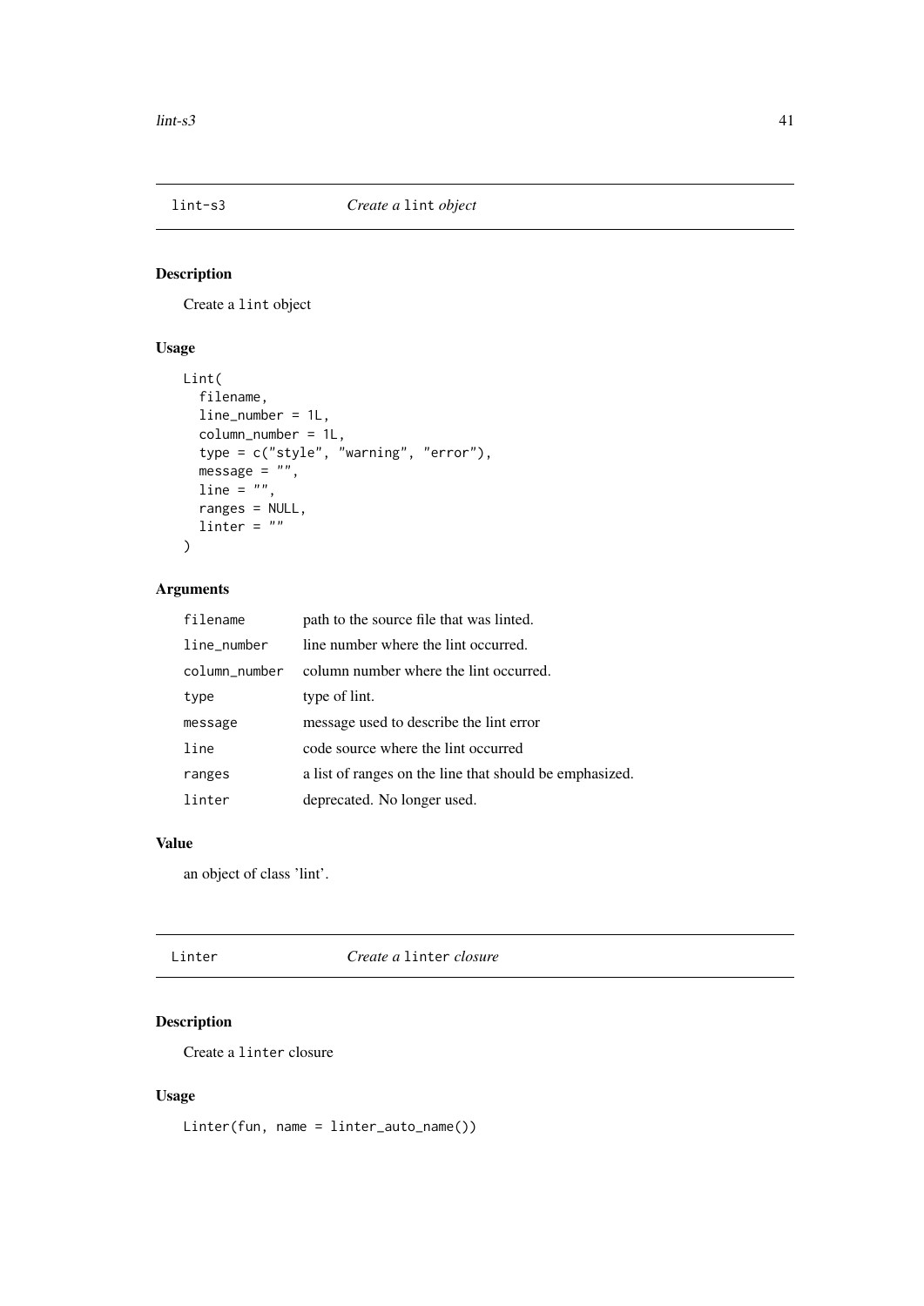## lint-s3 — *Create a* `lint` *object*

### Description

Create a `lint` object

### Usage

```
Lint(
  filename,
  line_number = 1L,
  column_number = 1L,
  type = c("style", "warning", "error"),
  message = "",
  line = "",
  ranges = NULL,
  linter = ""
)
```

### Arguments

| | |
|---|---|
| `filename` | path to the source file that was linted. |
| `line_number` | line number where the lint occurred. |
| `column_number` | column number where the lint occurred. |
| `type` | type of lint. |
| `message` | message used to describe the lint error |
| `line` | code source where the lint occurred |
| `ranges` | a list of ranges on the line that should be emphasized. |
| `linter` | deprecated. No longer used. |

### Value

an object of class 'lint'.

## Linter — *Create a* `linter` *closure*

### Description

Create a `linter` closure

### Usage

```
Linter(fun, name = linter_auto_name())
```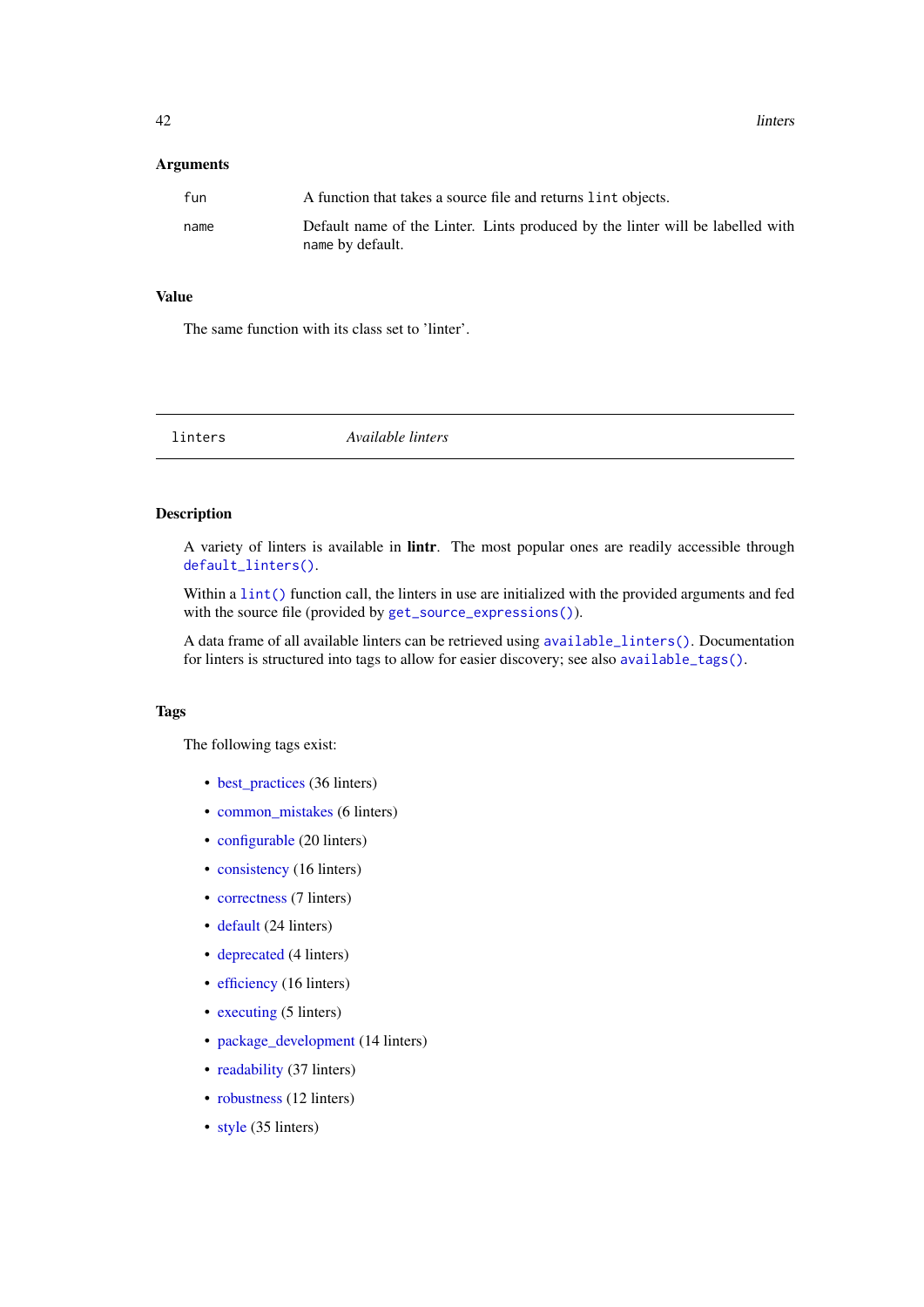### Arguments

| | |
|---|---|
| `fun` | A function that takes a source file and returns `lint` objects. |
| `name` | Default name of the Linter. Lints produced by the linter will be labelled with `name` by default. |

### Value

The same function with its class set to 'linter'.

---

## linters — *Available linters*

### Description

A variety of linters is available in **lintr**. The most popular ones are readily accessible through `default_linters()`.

Within a `lint()` function call, the linters in use are initialized with the provided arguments and fed with the source file (provided by `get_source_expressions()`).

A data frame of all available linters can be retrieved using `available_linters()`. Documentation for linters is structured into tags to allow for easier discovery; see also `available_tags()`.

### Tags

The following tags exist:

- best_practices (36 linters)
- common_mistakes (6 linters)
- configurable (20 linters)
- consistency (16 linters)
- correctness (7 linters)
- default (24 linters)
- deprecated (4 linters)
- efficiency (16 linters)
- executing (5 linters)
- package_development (14 linters)
- readability (37 linters)
- robustness (12 linters)
- style (35 linters)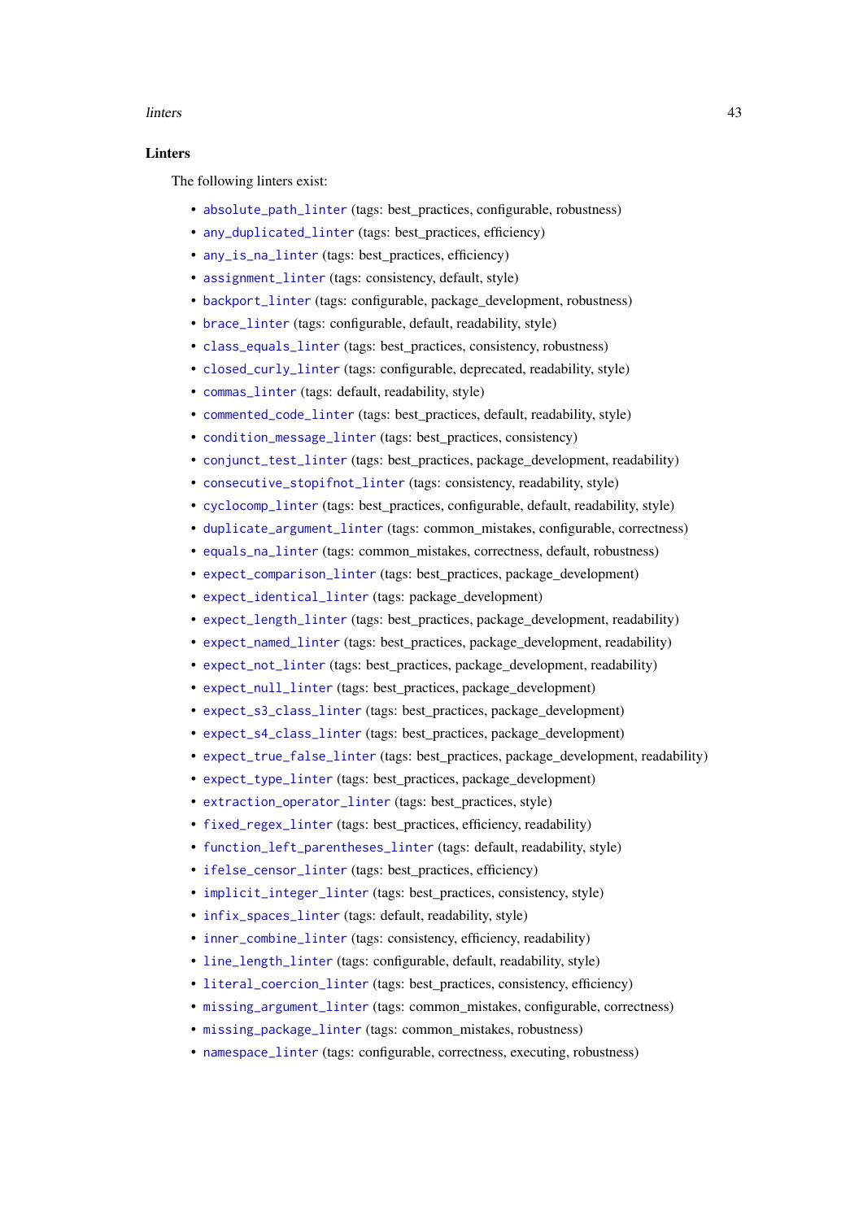## Linters

The following linters exist:

- `absolute_path_linter` (tags: best_practices, configurable, robustness)
- `any_duplicated_linter` (tags: best_practices, efficiency)
- `any_is_na_linter` (tags: best_practices, efficiency)
- `assignment_linter` (tags: consistency, default, style)
- `backport_linter` (tags: configurable, package_development, robustness)
- `brace_linter` (tags: configurable, default, readability, style)
- `class_equals_linter` (tags: best_practices, consistency, robustness)
- `closed_curly_linter` (tags: configurable, deprecated, readability, style)
- `commas_linter` (tags: default, readability, style)
- `commented_code_linter` (tags: best_practices, default, readability, style)
- `condition_message_linter` (tags: best_practices, consistency)
- `conjunct_test_linter` (tags: best_practices, package_development, readability)
- `consecutive_stopifnot_linter` (tags: consistency, readability, style)
- `cyclocomp_linter` (tags: best_practices, configurable, default, readability, style)
- `duplicate_argument_linter` (tags: common_mistakes, configurable, correctness)
- `equals_na_linter` (tags: common_mistakes, correctness, default, robustness)
- `expect_comparison_linter` (tags: best_practices, package_development)
- `expect_identical_linter` (tags: package_development)
- `expect_length_linter` (tags: best_practices, package_development, readability)
- `expect_named_linter` (tags: best_practices, package_development, readability)
- `expect_not_linter` (tags: best_practices, package_development, readability)
- `expect_null_linter` (tags: best_practices, package_development)
- `expect_s3_class_linter` (tags: best_practices, package_development)
- `expect_s4_class_linter` (tags: best_practices, package_development)
- `expect_true_false_linter` (tags: best_practices, package_development, readability)
- `expect_type_linter` (tags: best_practices, package_development)
- `extraction_operator_linter` (tags: best_practices, style)
- `fixed_regex_linter` (tags: best_practices, efficiency, readability)
- `function_left_parentheses_linter` (tags: default, readability, style)
- `ifelse_censor_linter` (tags: best_practices, efficiency)
- `implicit_integer_linter` (tags: best_practices, consistency, style)
- `infix_spaces_linter` (tags: default, readability, style)
- `inner_combine_linter` (tags: consistency, efficiency, readability)
- `line_length_linter` (tags: configurable, default, readability, style)
- `literal_coercion_linter` (tags: best_practices, consistency, efficiency)
- `missing_argument_linter` (tags: common_mistakes, configurable, correctness)
- `missing_package_linter` (tags: common_mistakes, robustness)
- `namespace_linter` (tags: configurable, correctness, executing, robustness)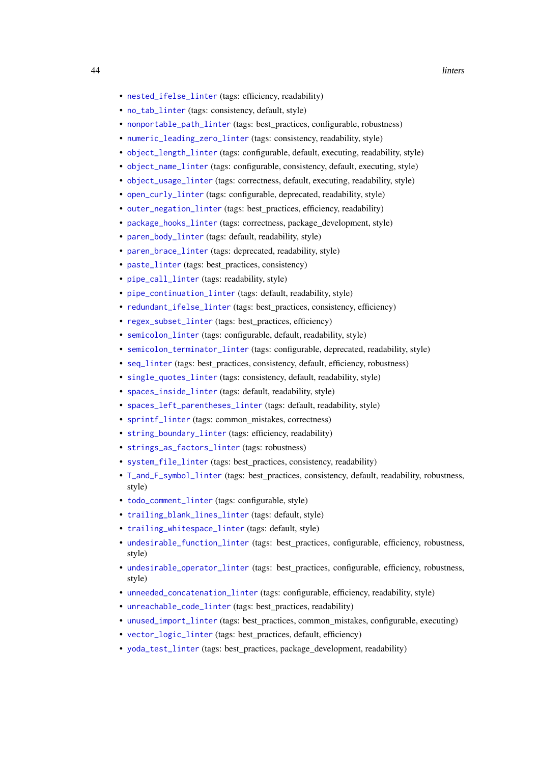- nested_ifelse_linter (tags: efficiency, readability)
- no_tab_linter (tags: consistency, default, style)
- nonportable_path_linter (tags: best_practices, configurable, robustness)
- numeric_leading_zero_linter (tags: consistency, readability, style)
- object_length_linter (tags: configurable, default, executing, readability, style)
- object_name_linter (tags: configurable, consistency, default, executing, style)
- object_usage_linter (tags: correctness, default, executing, readability, style)
- open_curly_linter (tags: configurable, deprecated, readability, style)
- outer_negation_linter (tags: best_practices, efficiency, readability)
- package_hooks_linter (tags: correctness, package_development, style)
- paren_body_linter (tags: default, readability, style)
- paren_brace_linter (tags: deprecated, readability, style)
- paste_linter (tags: best_practices, consistency)
- pipe_call_linter (tags: readability, style)
- pipe_continuation_linter (tags: default, readability, style)
- redundant_ifelse_linter (tags: best_practices, consistency, efficiency)
- regex_subset_linter (tags: best_practices, efficiency)
- semicolon_linter (tags: configurable, default, readability, style)
- semicolon_terminator_linter (tags: configurable, deprecated, readability, style)
- seq_linter (tags: best_practices, consistency, default, efficiency, robustness)
- single_quotes_linter (tags: consistency, default, readability, style)
- spaces_inside_linter (tags: default, readability, style)
- spaces_left_parentheses_linter (tags: default, readability, style)
- sprintf_linter (tags: common_mistakes, correctness)
- string_boundary_linter (tags: efficiency, readability)
- strings_as_factors_linter (tags: robustness)
- system_file_linter (tags: best_practices, consistency, readability)
- T_and_F_symbol_linter (tags: best_practices, consistency, default, readability, robustness, style)
- todo_comment_linter (tags: configurable, style)
- trailing_blank_lines_linter (tags: default, style)
- trailing_whitespace_linter (tags: default, style)
- undesirable_function_linter (tags: best_practices, configurable, efficiency, robustness, style)
- undesirable_operator_linter (tags: best_practices, configurable, efficiency, robustness, style)
- unneeded_concatenation_linter (tags: configurable, efficiency, readability, style)
- unreachable_code_linter (tags: best_practices, readability)
- unused_import_linter (tags: best_practices, common_mistakes, configurable, executing)
- vector_logic_linter (tags: best_practices, default, efficiency)
- yoda_test_linter (tags: best_practices, package_development, readability)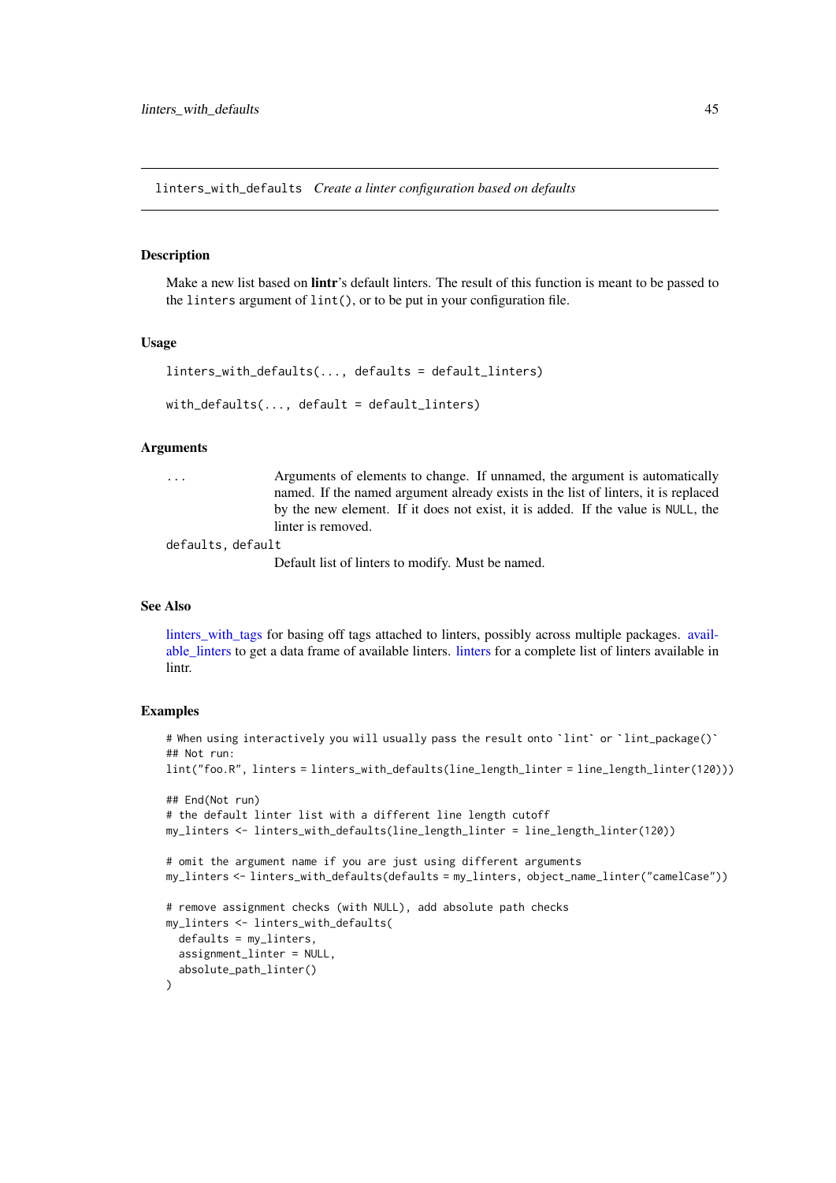`linters_with_defaults` *Create a linter configuration based on defaults*

### Description

Make a new list based on **lintr**'s default linters. The result of this function is meant to be passed to the `linters` argument of `lint()`, or to be put in your configuration file.

### Usage

```
linters_with_defaults(..., defaults = default_linters)

with_defaults(..., default = default_linters)
```

### Arguments

| | |
|---|---|
| `...` | Arguments of elements to change. If unnamed, the argument is automatically named. If the named argument already exists in the list of linters, it is replaced by the new element. If it does not exist, it is added. If the value is `NULL`, the linter is removed. |
| `defaults, default` | Default list of linters to modify. Must be named. |

### See Also

linters_with_tags for basing off tags attached to linters, possibly across multiple packages. available_linters to get a data frame of available linters. linters for a complete list of linters available in lintr.

### Examples

```
# When using interactively you will usually pass the result onto `lint` or `lint_package()`
## Not run:
lint("foo.R", linters = linters_with_defaults(line_length_linter = line_length_linter(120)))

## End(Not run)
# the default linter list with a different line length cutoff
my_linters <- linters_with_defaults(line_length_linter = line_length_linter(120))

# omit the argument name if you are just using different arguments
my_linters <- linters_with_defaults(defaults = my_linters, object_name_linter("camelCase"))

# remove assignment checks (with NULL), add absolute path checks
my_linters <- linters_with_defaults(
  defaults = my_linters,
  assignment_linter = NULL,
  absolute_path_linter()
)
```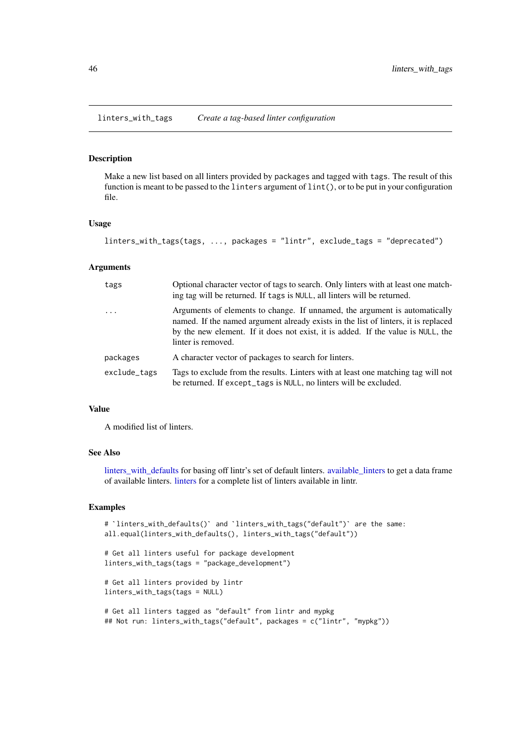## linters_with_tags — *Create a tag-based linter configuration*

### Description

Make a new list based on all linters provided by `packages` and tagged with `tags`. The result of this function is meant to be passed to the `linters` argument of `lint()`, or to be put in your configuration file.

### Usage

```
linters_with_tags(tags, ..., packages = "lintr", exclude_tags = "deprecated")
```

### Arguments

| | |
|---|---|
| `tags` | Optional character vector of tags to search. Only linters with at least one matching tag will be returned. If `tags` is `NULL`, all linters will be returned. |
| `...` | Arguments of elements to change. If unnamed, the argument is automatically named. If the named argument already exists in the list of linters, it is replaced by the new element. If it does not exist, it is added. If the value is `NULL`, the linter is removed. |
| `packages` | A character vector of packages to search for linters. |
| `exclude_tags` | Tags to exclude from the results. Linters with at least one matching tag will not be returned. If `except_tags` is `NULL`, no linters will be excluded. |

### Value

A modified list of linters.

### See Also

linters_with_defaults for basing off lintr's set of default linters. available_linters to get a data frame of available linters. linters for a complete list of linters available in lintr.

### Examples

```
# `linters_with_defaults()` and `linters_with_tags("default")` are the same:
all.equal(linters_with_defaults(), linters_with_tags("default"))

# Get all linters useful for package development
linters_with_tags(tags = "package_development")

# Get all linters provided by lintr
linters_with_tags(tags = NULL)

# Get all linters tagged as "default" from lintr and mypkg
## Not run: linters_with_tags("default", packages = c("lintr", "mypkg"))
```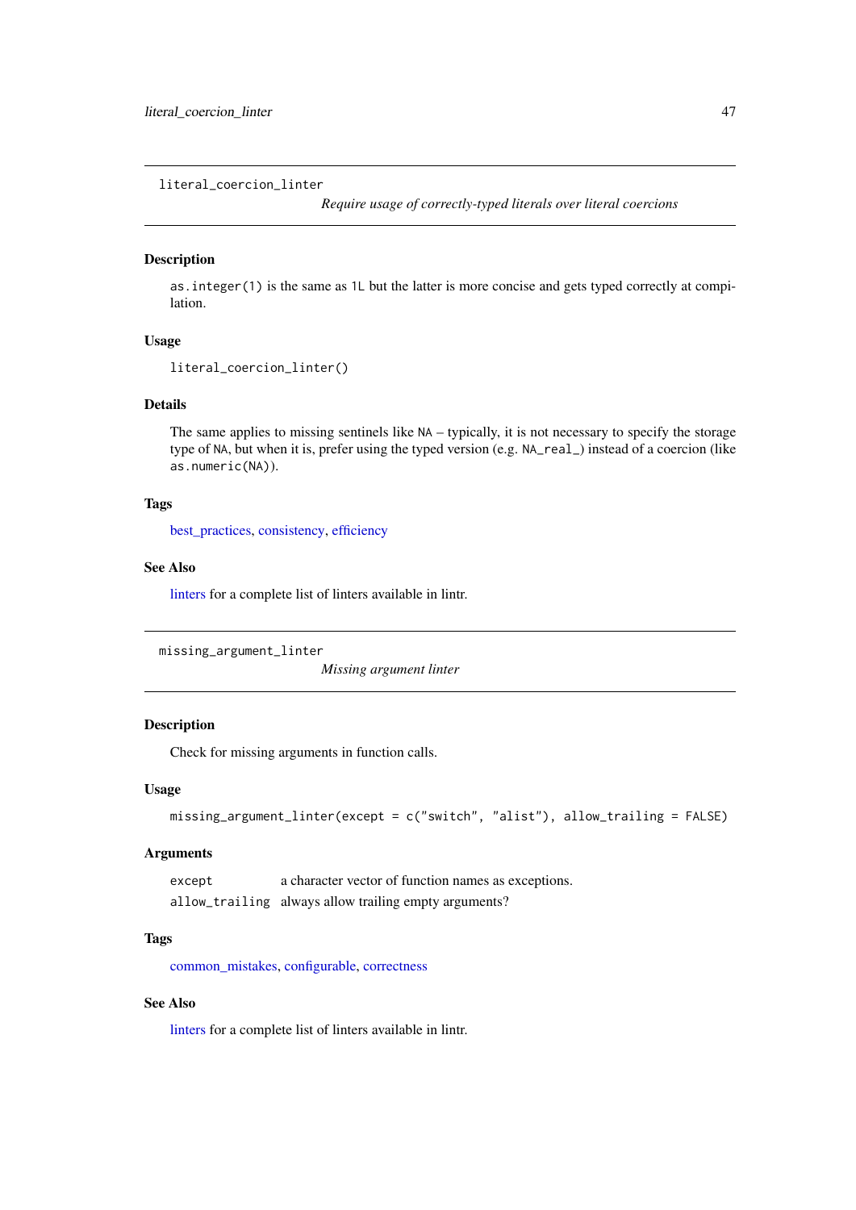## literal_coercion_linter

*Require usage of correctly-typed literals over literal coercions*

### Description

`as.integer(1)` is the same as `1L` but the latter is more concise and gets typed correctly at compilation.

### Usage

```
literal_coercion_linter()
```

### Details

The same applies to missing sentinels like `NA` – typically, it is not necessary to specify the storage type of `NA`, but when it is, prefer using the typed version (e.g. `NA_real_`) instead of a coercion (like `as.numeric(NA)`).

### Tags

best_practices, consistency, efficiency

### See Also

linters for a complete list of linters available in lintr.

## missing_argument_linter

*Missing argument linter*

### Description

Check for missing arguments in function calls.

### Usage

```
missing_argument_linter(except = c("switch", "alist"), allow_trailing = FALSE)
```

### Arguments

| | |
|---|---|
| `except` | a character vector of function names as exceptions. |
| `allow_trailing` | always allow trailing empty arguments? |

### Tags

common_mistakes, configurable, correctness

### See Also

linters for a complete list of linters available in lintr.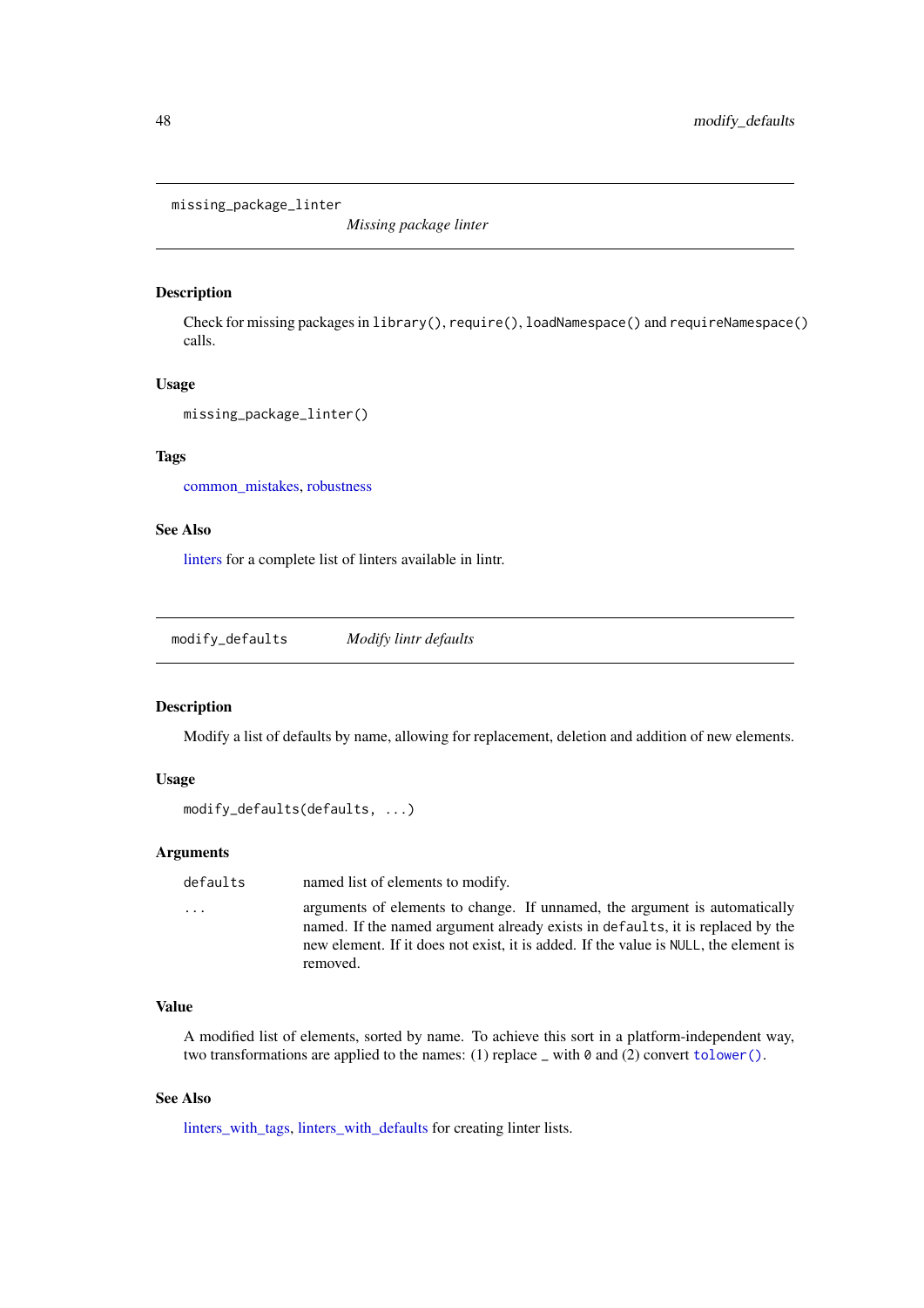## missing_package_linter — *Missing package linter*

### Description

Check for missing packages in `library()`, `require()`, `loadNamespace()` and `requireNamespace()` calls.

### Usage

```
missing_package_linter()
```

### Tags

common_mistakes, robustness

### See Also

linters for a complete list of linters available in lintr.

## modify_defaults — *Modify lintr defaults*

### Description

Modify a list of defaults by name, allowing for replacement, deletion and addition of new elements.

### Usage

```
modify_defaults(defaults, ...)
```

### Arguments

| | |
|---|---|
| `defaults` | named list of elements to modify. |
| `...` | arguments of elements to change. If unnamed, the argument is automatically named. If the named argument already exists in `defaults`, it is replaced by the new element. If it does not exist, it is added. If the value is `NULL`, the element is removed. |

### Value

A modified list of elements, sorted by name. To achieve this sort in a platform-independent way, two transformations are applied to the names: (1) replace `_` with `0` and (2) convert `tolower()`.

### See Also

linters_with_tags, linters_with_defaults for creating linter lists.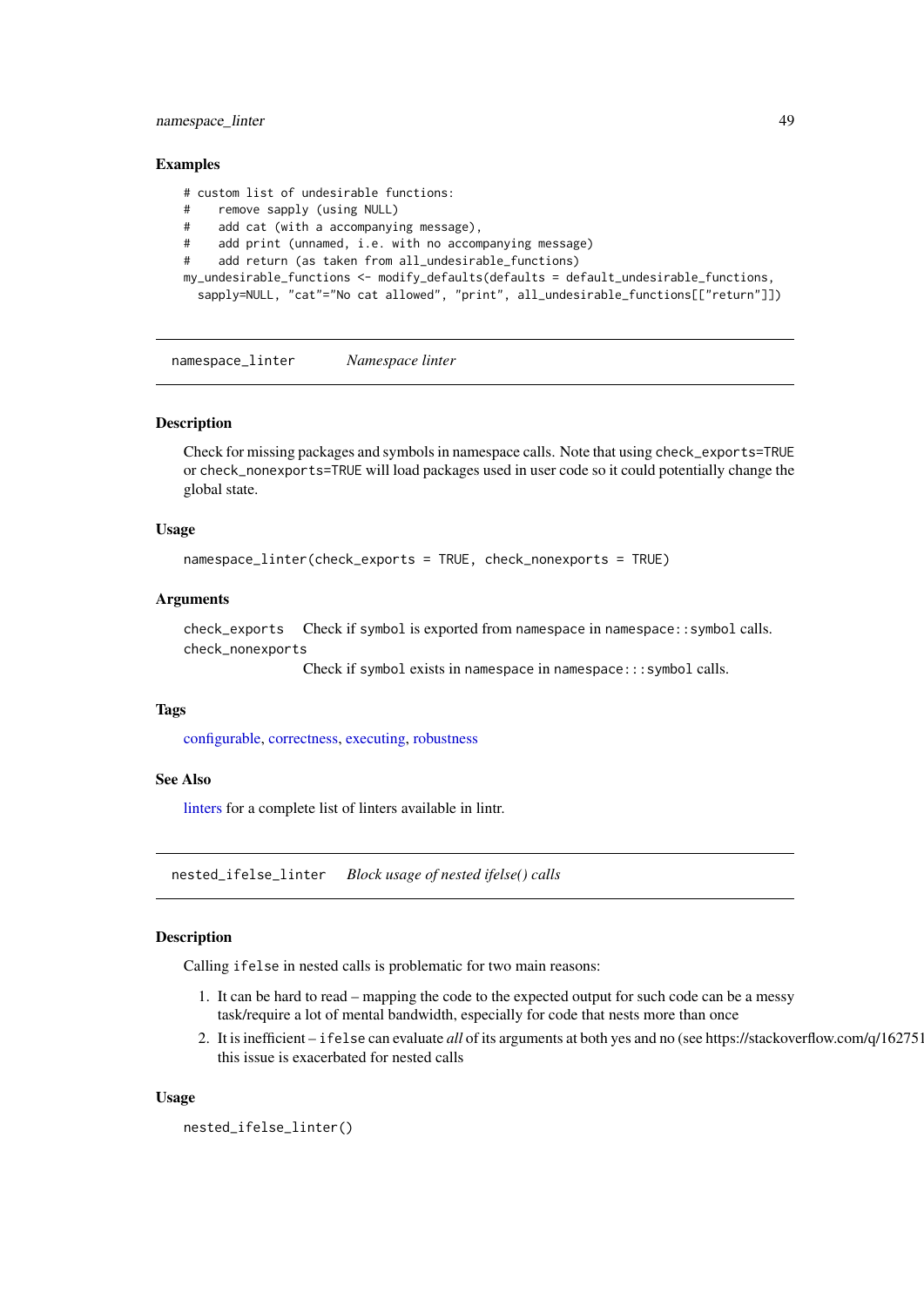### Examples

```
# custom list of undesirable functions:
#    remove sapply (using NULL)
#    add cat (with a accompanying message),
#    add print (unnamed, i.e. with no accompanying message)
#    add return (as taken from all_undesirable_functions)
my_undesirable_functions <- modify_defaults(defaults = default_undesirable_functions,
  sapply=NULL, "cat"="No cat allowed", "print", all_undesirable_functions[["return"]])
```

---

## namespace_linter    *Namespace linter*

### Description

Check for missing packages and symbols in namespace calls. Note that using `check_exports=TRUE` or `check_nonexports=TRUE` will load packages used in user code so it could potentially change the global state.

### Usage

```
namespace_linter(check_exports = TRUE, check_nonexports = TRUE)
```

### Arguments

| | |
|---|---|
| `check_exports` | Check if `symbol` is exported from `namespace` in `namespace::symbol` calls. |
| `check_nonexports` | Check if `symbol` exists in `namespace` in `namespace:::symbol` calls. |

### Tags

configurable, correctness, executing, robustness

### See Also

linters for a complete list of linters available in lintr.

---

## nested_ifelse_linter    *Block usage of nested ifelse() calls*

### Description

Calling `ifelse` in nested calls is problematic for two main reasons:

1. It can be hard to read – mapping the code to the expected output for such code can be a messy task/require a lot of mental bandwidth, especially for code that nests more than once
2. It is inefficient – `ifelse` can evaluate *all* of its arguments at both yes and no (see https://stackoverflow.com/q/162751 this issue is exacerbated for nested calls

### Usage

```
nested_ifelse_linter()
```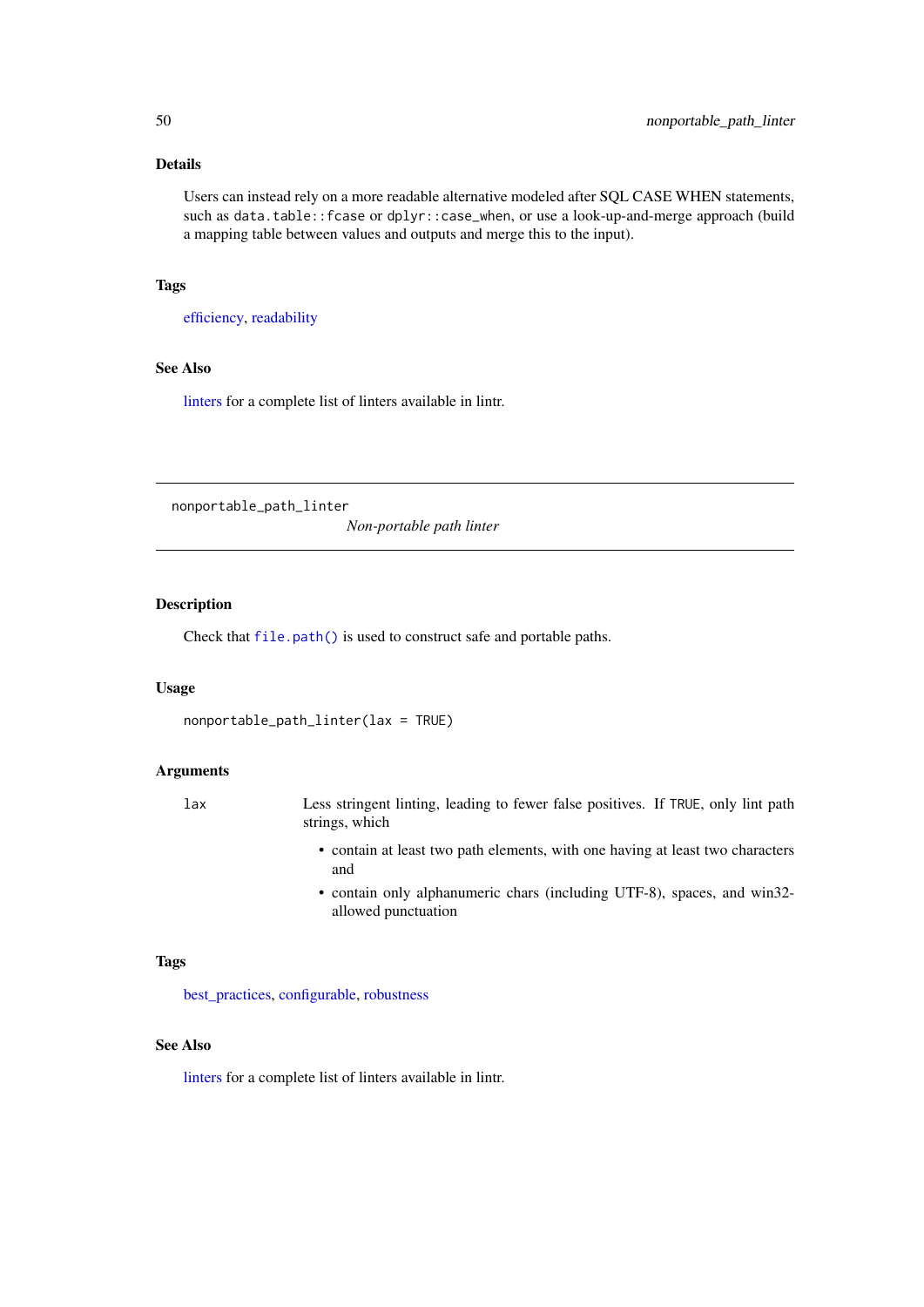### Details

Users can instead rely on a more readable alternative modeled after SQL CASE WHEN statements, such as `data.table::fcase` or `dplyr::case_when`, or use a look-up-and-merge approach (build a mapping table between values and outputs and merge this to the input).

### Tags

efficiency, readability

### See Also

linters for a complete list of linters available in lintr.

---

## nonportable_path_linter — *Non-portable path linter*

### Description

Check that `file.path()` is used to construct safe and portable paths.

### Usage

```
nonportable_path_linter(lax = TRUE)
```

### Arguments

| | |
|---|---|
| `lax` | Less stringent linting, leading to fewer false positives. If `TRUE`, only lint path strings, which<br>• contain at least two path elements, with one having at least two characters and<br>• contain only alphanumeric chars (including UTF-8), spaces, and win32-allowed punctuation |

### Tags

best_practices, configurable, robustness

### See Also

linters for a complete list of linters available in lintr.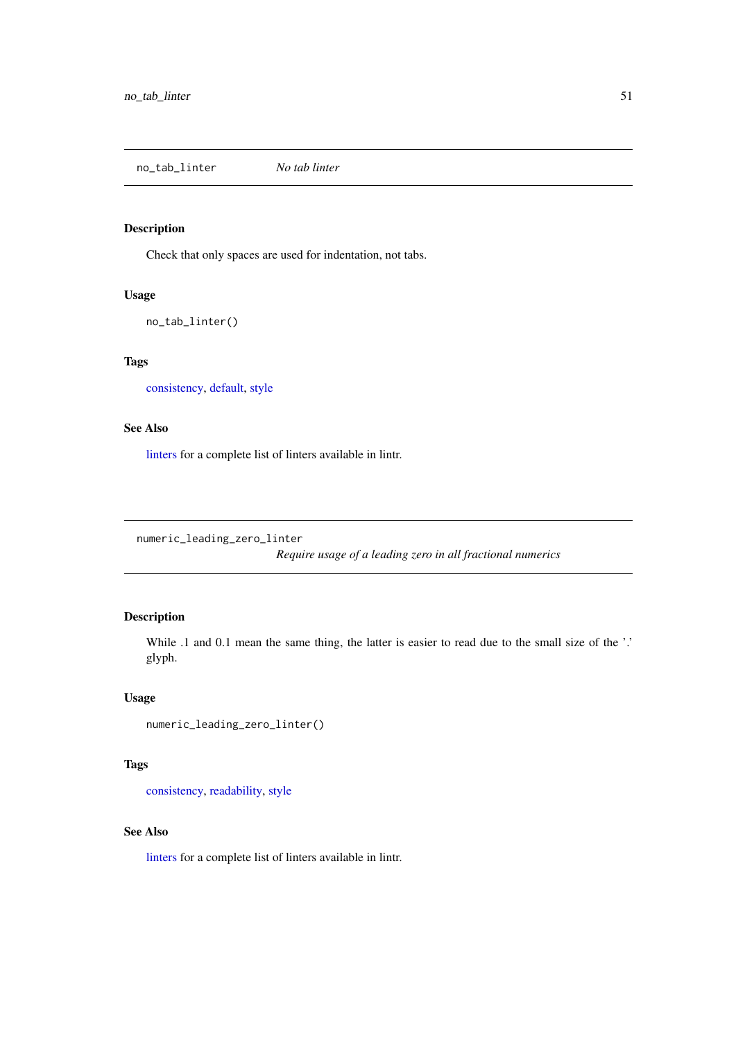## no_tab_linter — *No tab linter*

### Description

Check that only spaces are used for indentation, not tabs.

### Usage

```
no_tab_linter()
```

### Tags

consistency, default, style

### See Also

linters for a complete list of linters available in lintr.

## numeric_leading_zero_linter — *Require usage of a leading zero in all fractional numerics*

### Description

While .1 and 0.1 mean the same thing, the latter is easier to read due to the small size of the '.' glyph.

### Usage

```
numeric_leading_zero_linter()
```

### Tags

consistency, readability, style

### See Also

linters for a complete list of linters available in lintr.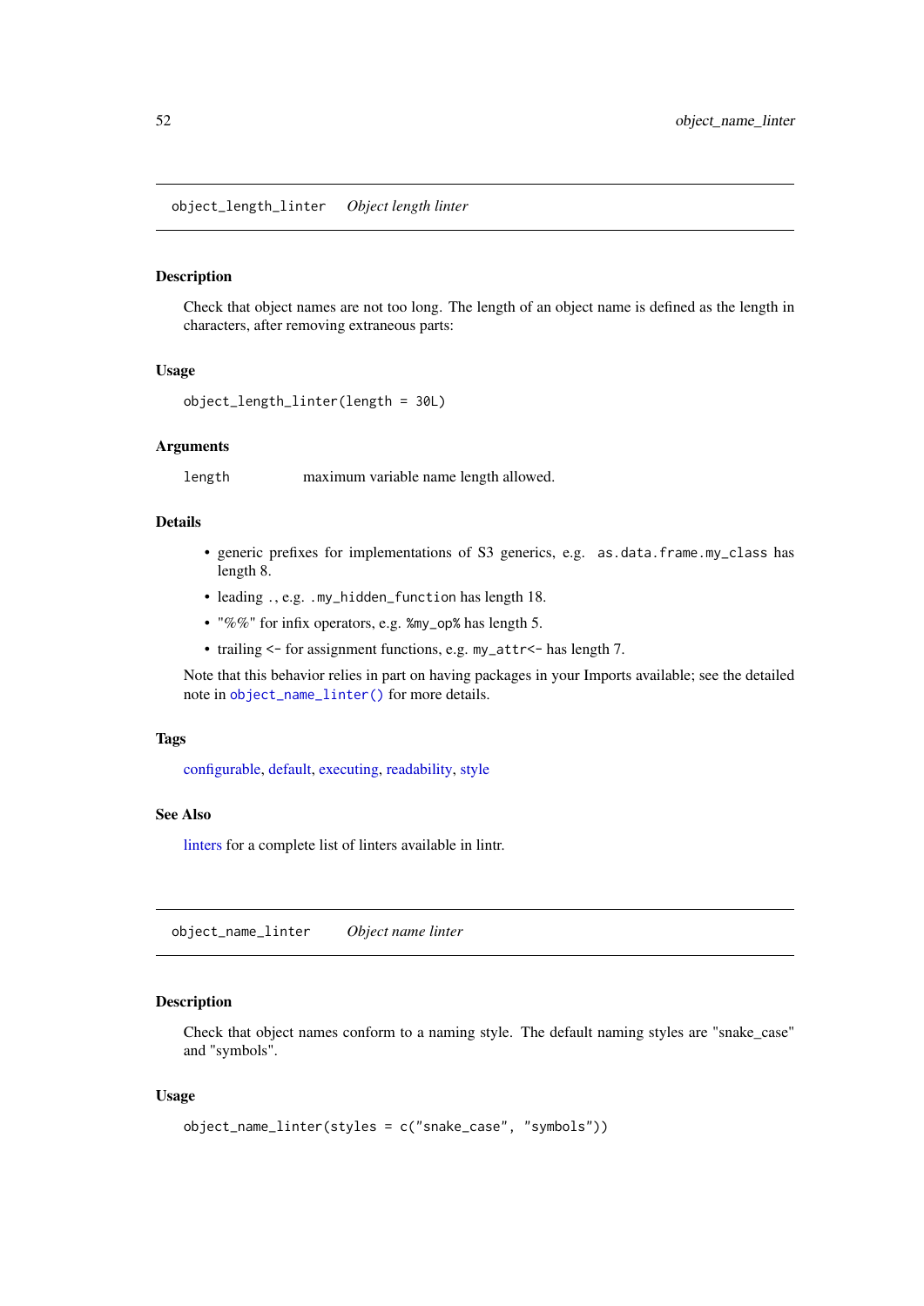## object_length_linter    *Object length linter*

### Description

Check that object names are not too long. The length of an object name is defined as the length in characters, after removing extraneous parts:

### Usage

```
object_length_linter(length = 30L)
```

### Arguments

| | |
|---|---|
| `length` | maximum variable name length allowed. |

### Details

- generic prefixes for implementations of S3 generics, e.g. `as.data.frame.my_class` has length 8.
- leading `.`, e.g. `.my_hidden_function` has length 18.
- "%%" for infix operators, e.g. `%my_op%` has length 5.
- trailing `<-` for assignment functions, e.g. `my_attr<-` has length 7.

Note that this behavior relies in part on having packages in your Imports available; see the detailed note in `object_name_linter()` for more details.

### Tags

configurable, default, executing, readability, style

### See Also

linters for a complete list of linters available in lintr.

## object_name_linter    *Object name linter*

### Description

Check that object names conform to a naming style. The default naming styles are "snake_case" and "symbols".

### Usage

```
object_name_linter(styles = c("snake_case", "symbols"))
```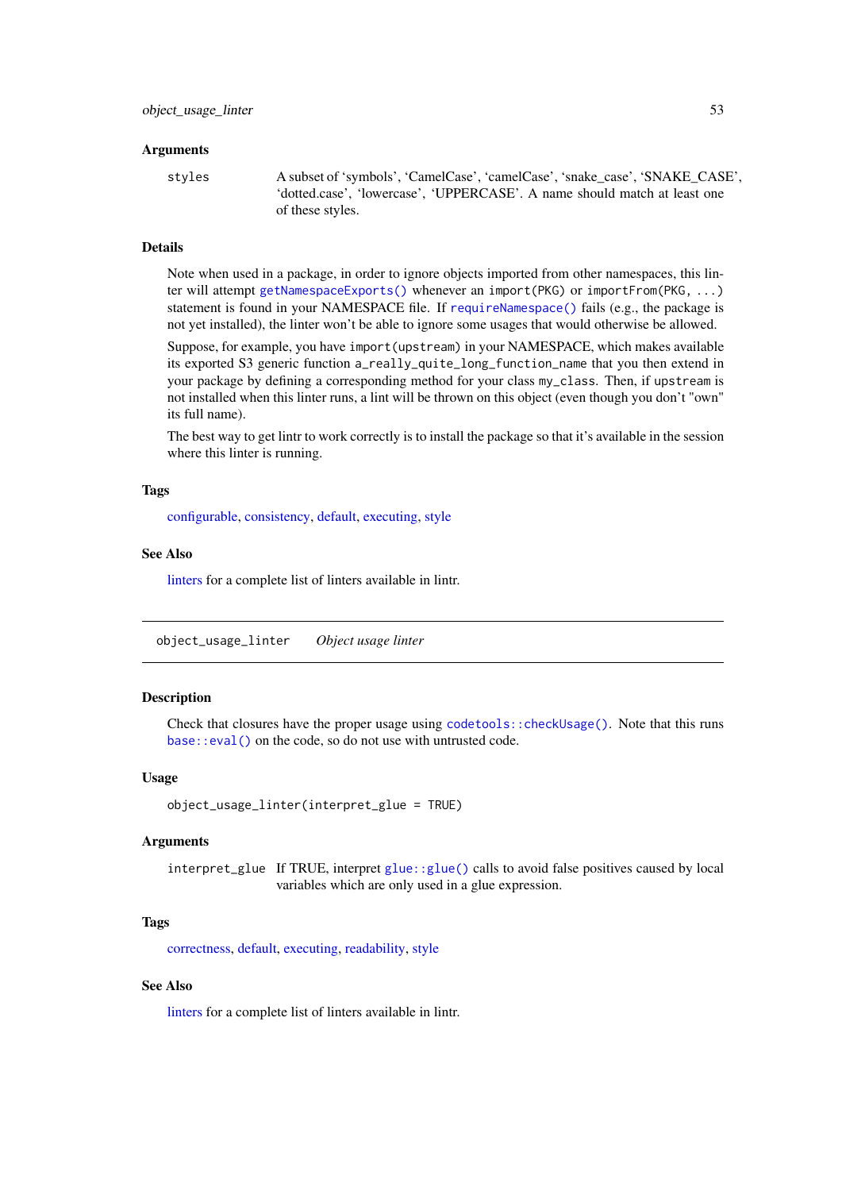### Arguments

`styles` A subset of 'symbols', 'CamelCase', 'camelCase', 'snake_case', 'SNAKE_CASE', 'dotted.case', 'lowercase', 'UPPERCASE'. A name should match at least one of these styles.

### Details

Note when used in a package, in order to ignore objects imported from other namespaces, this linter will attempt `getNamespaceExports()` whenever an `import(PKG)` or `importFrom(PKG, ...)` statement is found in your NAMESPACE file. If `requireNamespace()` fails (e.g., the package is not yet installed), the linter won't be able to ignore some usages that would otherwise be allowed.

Suppose, for example, you have `import(upstream)` in your NAMESPACE, which makes available its exported S3 generic function `a_really_quite_long_function_name` that you then extend in your package by defining a corresponding method for your class `my_class`. Then, if `upstream` is not installed when this linter runs, a lint will be thrown on this object (even though you don't "own" its full name).

The best way to get lintr to work correctly is to install the package so that it's available in the session where this linter is running.

### Tags

configurable, consistency, default, executing, style

### See Also

linters for a complete list of linters available in lintr.

---

## object_usage_linter *Object usage linter*

---

### Description

Check that closures have the proper usage using `codetools::checkUsage()`. Note that this runs `base::eval()` on the code, so do not use with untrusted code.

### Usage

```
object_usage_linter(interpret_glue = TRUE)
```

### Arguments

`interpret_glue` If TRUE, interpret `glue::glue()` calls to avoid false positives caused by local variables which are only used in a glue expression.

### Tags

correctness, default, executing, readability, style

### See Also

linters for a complete list of linters available in lintr.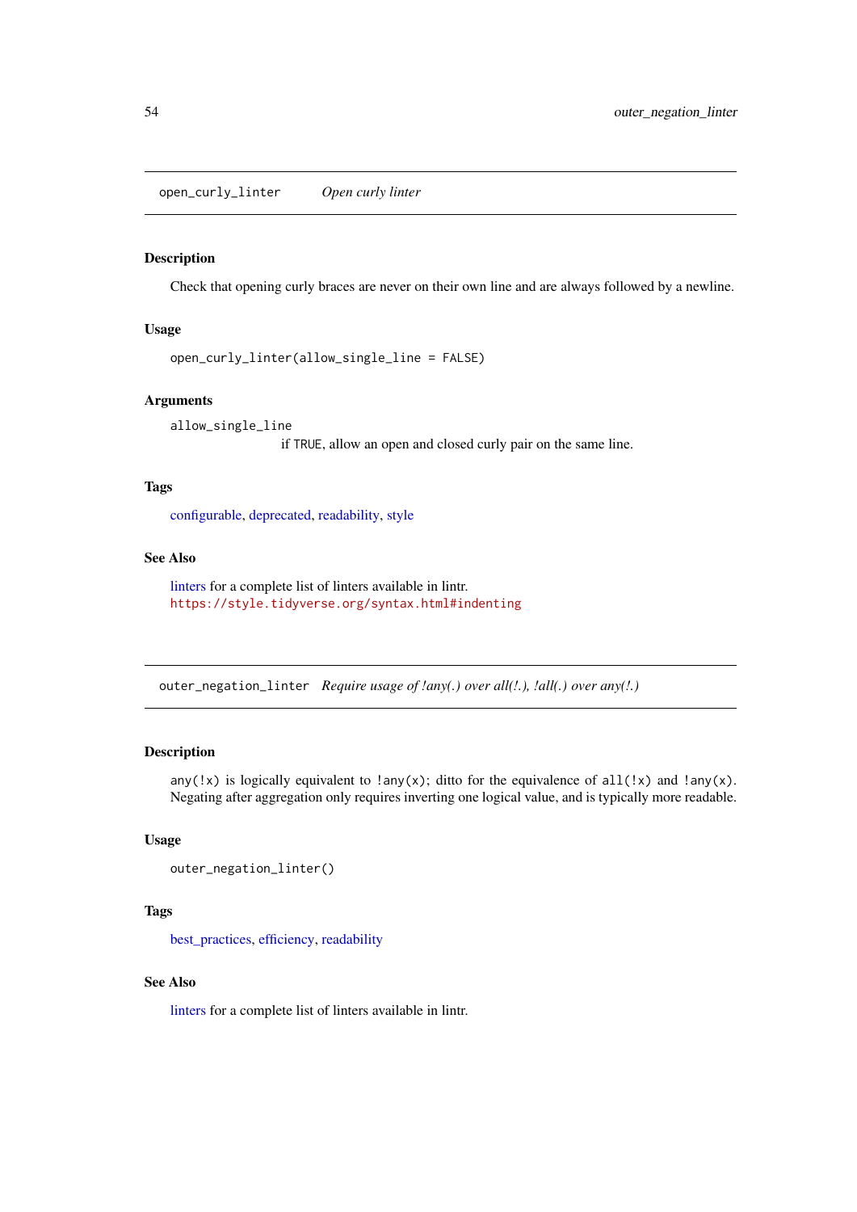## open_curly_linter    *Open curly linter*

### Description

Check that opening curly braces are never on their own line and are always followed by a newline.

### Usage

```
open_curly_linter(allow_single_line = FALSE)
```

### Arguments

`allow_single_line`
: if `TRUE`, allow an open and closed curly pair on the same line.

### Tags

configurable, deprecated, readability, style

### See Also

linters for a complete list of linters available in lintr.
https://style.tidyverse.org/syntax.html#indenting

## outer_negation_linter    *Require usage of !any(.) over all(!.), !all(.) over any(!.)*

### Description

`any(!x)` is logically equivalent to `!any(x)`; ditto for the equivalence of `all(!x)` and `!any(x)`. Negating after aggregation only requires inverting one logical value, and is typically more readable.

### Usage

```
outer_negation_linter()
```

### Tags

best_practices, efficiency, readability

### See Also

linters for a complete list of linters available in lintr.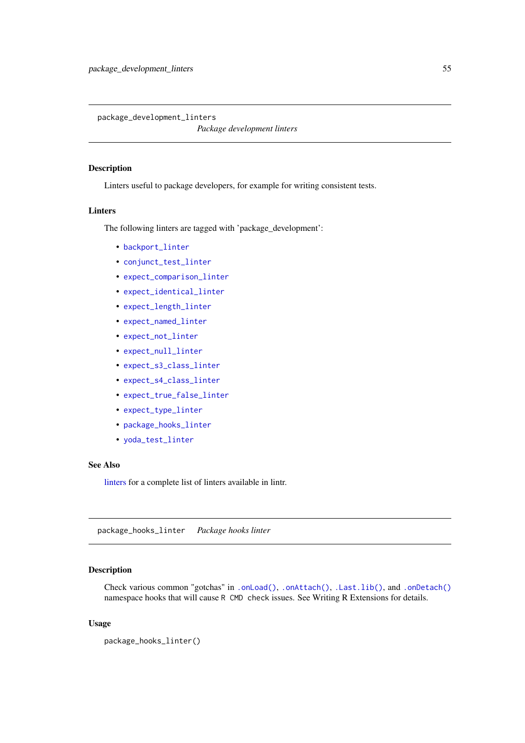## `package_development_linters` *Package development linters*

### Description

Linters useful to package developers, for example for writing consistent tests.

### Linters

The following linters are tagged with 'package_development':

- `backport_linter`
- `conjunct_test_linter`
- `expect_comparison_linter`
- `expect_identical_linter`
- `expect_length_linter`
- `expect_named_linter`
- `expect_not_linter`
- `expect_null_linter`
- `expect_s3_class_linter`
- `expect_s4_class_linter`
- `expect_true_false_linter`
- `expect_type_linter`
- `package_hooks_linter`
- `yoda_test_linter`

### See Also

linters for a complete list of linters available in lintr.

## `package_hooks_linter` *Package hooks linter*

### Description

Check various common "gotchas" in `.onLoad()`, `.onAttach()`, `.Last.lib()`, and `.onDetach()` namespace hooks that will cause `R CMD check` issues. See Writing R Extensions for details.

### Usage

```
package_hooks_linter()
```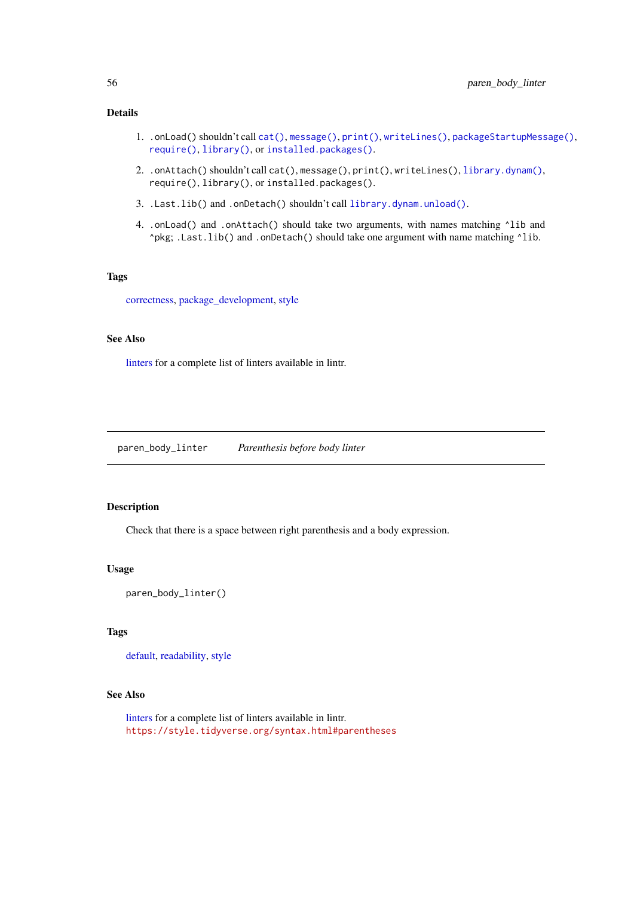### Details

1. `.onLoad()` shouldn't call `cat()`, `message()`, `print()`, `writeLines()`, `packageStartupMessage()`, `require()`, `library()`, or `installed.packages()`.
2. `.onAttach()` shouldn't call `cat()`, `message()`, `print()`, `writeLines()`, `library.dynam()`, `require()`, `library()`, or `installed.packages()`.
3. `.Last.lib()` and `.onDetach()` shouldn't call `library.dynam.unload()`.
4. `.onLoad()` and `.onAttach()` should take two arguments, with names matching `^lib` and `^pkg`; `.Last.lib()` and `.onDetach()` should take one argument with name matching `^lib`.

### Tags

correctness, package_development, style

### See Also

linters for a complete list of linters available in lintr.

---

## paren_body_linter    *Parenthesis before body linter*

---

### Description

Check that there is a space between right parenthesis and a body expression.

### Usage

```
paren_body_linter()
```

### Tags

default, readability, style

### See Also

linters for a complete list of linters available in lintr.
https://style.tidyverse.org/syntax.html#parentheses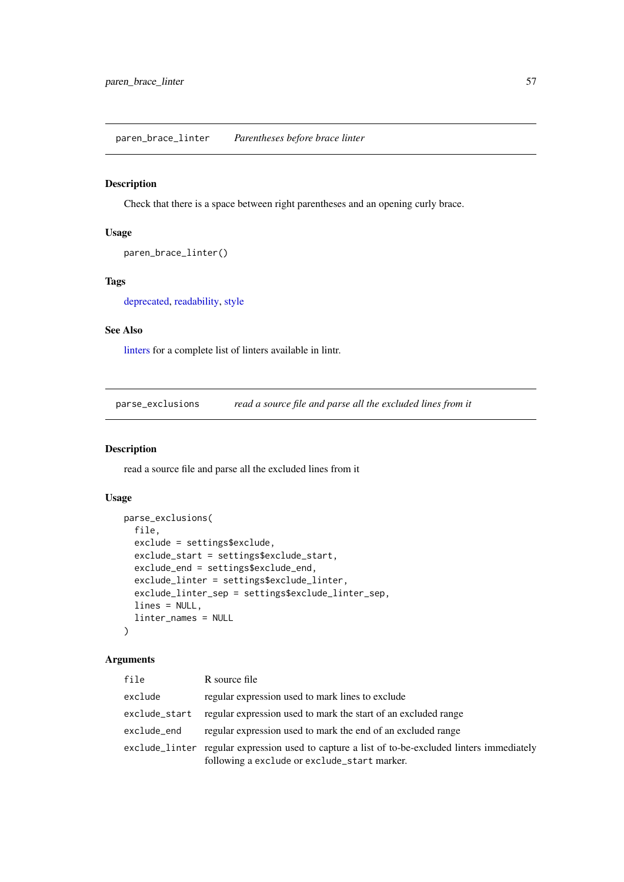## paren_brace_linter — *Parentheses before brace linter*

### Description

Check that there is a space between right parentheses and an opening curly brace.

### Usage

```
paren_brace_linter()
```

### Tags

deprecated, readability, style

### See Also

linters for a complete list of linters available in lintr.

## parse_exclusions — *read a source file and parse all the excluded lines from it*

### Description

read a source file and parse all the excluded lines from it

### Usage

```
parse_exclusions(
  file,
  exclude = settings$exclude,
  exclude_start = settings$exclude_start,
  exclude_end = settings$exclude_end,
  exclude_linter = settings$exclude_linter,
  exclude_linter_sep = settings$exclude_linter_sep,
  lines = NULL,
  linter_names = NULL
)
```

### Arguments

| | |
|---|---|
| `file` | R source file |
| `exclude` | regular expression used to mark lines to exclude |
| `exclude_start` | regular expression used to mark the start of an excluded range |
| `exclude_end` | regular expression used to mark the end of an excluded range |
| `exclude_linter` | regular expression used to capture a list of to-be-excluded linters immediately following a `exclude` or `exclude_start` marker. |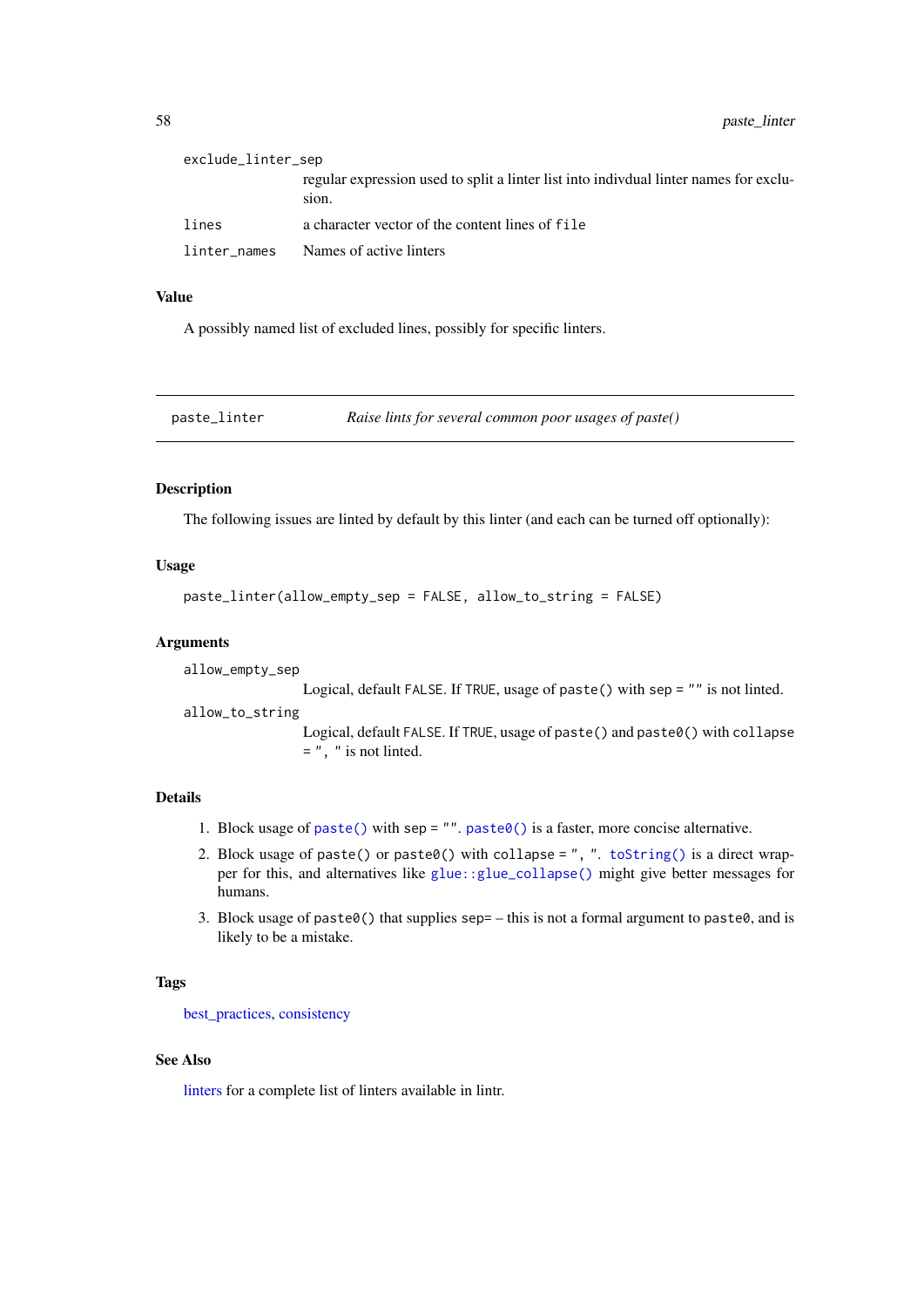exclude_linter_sep
: regular expression used to split a linter list into indivdual linter names for exclusion.

lines
: a character vector of the content lines of `file`

linter_names
: Names of active linters

### Value

A possibly named list of excluded lines, possibly for specific linters.

---

## paste_linter — *Raise lints for several common poor usages of paste()*

---

### Description

The following issues are linted by default by this linter (and each can be turned off optionally):

### Usage

```
paste_linter(allow_empty_sep = FALSE, allow_to_string = FALSE)
```

### Arguments

allow_empty_sep
: Logical, default `FALSE`. If `TRUE`, usage of `paste()` with `sep = ""` is not linted.

allow_to_string
: Logical, default `FALSE`. If `TRUE`, usage of `paste()` and `paste0()` with `collapse = ", "` is not linted.

### Details

1. Block usage of `paste()` with `sep = ""`. `paste0()` is a faster, more concise alternative.
2. Block usage of `paste()` or `paste0()` with `collapse = ", "`. `toString()` is a direct wrapper for this, and alternatives like `glue::glue_collapse()` might give better messages for humans.
3. Block usage of `paste0()` that supplies `sep=` – this is not a formal argument to `paste0`, and is likely to be a mistake.

### Tags

best_practices, consistency

### See Also

linters for a complete list of linters available in lintr.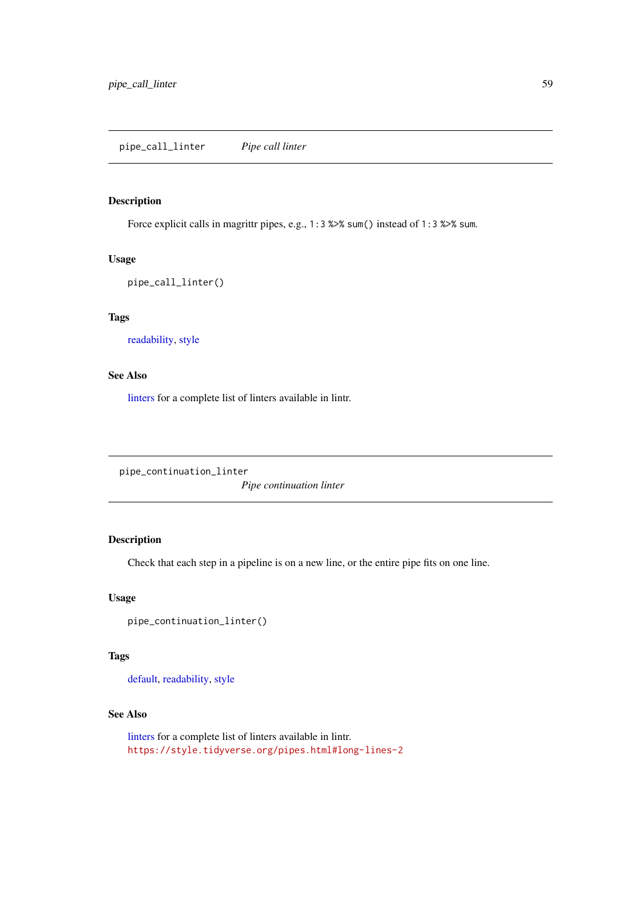## pipe_call_linter — *Pipe call linter*

### Description

Force explicit calls in magrittr pipes, e.g., `1:3 %>% sum()` instead of `1:3 %>% sum`.

### Usage

```
pipe_call_linter()
```

### Tags

readability, style

### See Also

linters for a complete list of linters available in lintr.

## pipe_continuation_linter — *Pipe continuation linter*

### Description

Check that each step in a pipeline is on a new line, or the entire pipe fits on one line.

### Usage

```
pipe_continuation_linter()
```

### Tags

default, readability, style

### See Also

linters for a complete list of linters available in lintr.
https://style.tidyverse.org/pipes.html#long-lines-2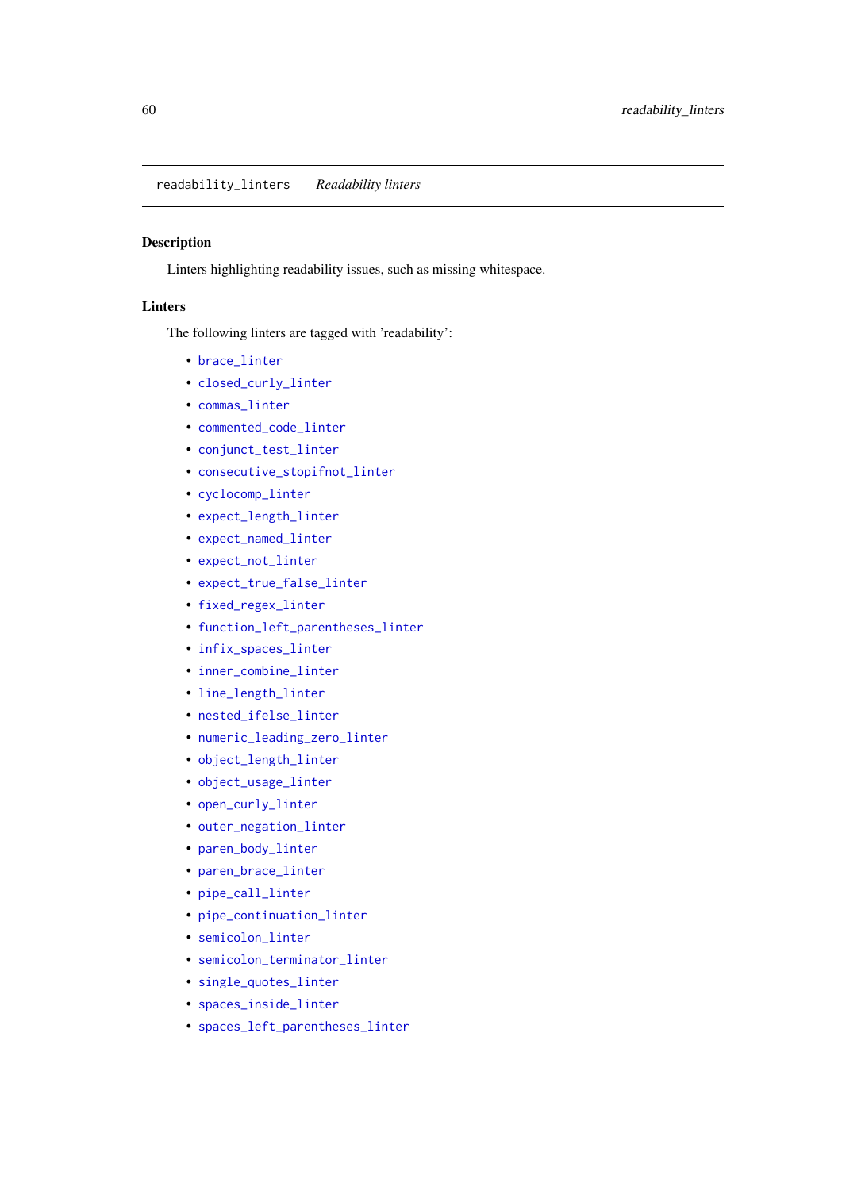`readability_linters` *Readability linters*

### Description

Linters highlighting readability issues, such as missing whitespace.

### Linters

The following linters are tagged with 'readability':

- `brace_linter`
- `closed_curly_linter`
- `commas_linter`
- `commented_code_linter`
- `conjunct_test_linter`
- `consecutive_stopifnot_linter`
- `cyclocomp_linter`
- `expect_length_linter`
- `expect_named_linter`
- `expect_not_linter`
- `expect_true_false_linter`
- `fixed_regex_linter`
- `function_left_parentheses_linter`
- `infix_spaces_linter`
- `inner_combine_linter`
- `line_length_linter`
- `nested_ifelse_linter`
- `numeric_leading_zero_linter`
- `object_length_linter`
- `object_usage_linter`
- `open_curly_linter`
- `outer_negation_linter`
- `paren_body_linter`
- `paren_brace_linter`
- `pipe_call_linter`
- `pipe_continuation_linter`
- `semicolon_linter`
- `semicolon_terminator_linter`
- `single_quotes_linter`
- `spaces_inside_linter`
- `spaces_left_parentheses_linter`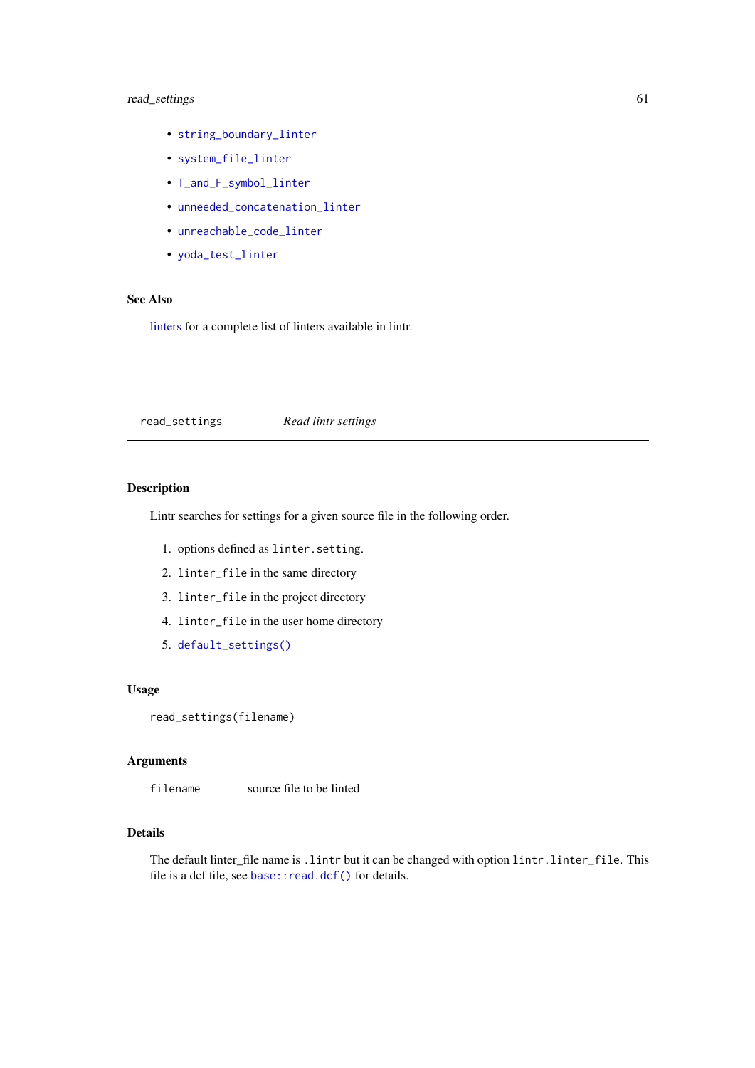- string_boundary_linter
- system_file_linter
- T_and_F_symbol_linter
- unneeded_concatenation_linter
- unreachable_code_linter
- yoda_test_linter

### See Also

linters for a complete list of linters available in lintr.

---

## read_settings *Read lintr settings*

---

### Description

Lintr searches for settings for a given source file in the following order.

1. options defined as `linter.setting`.
2. `linter_file` in the same directory
3. `linter_file` in the project directory
4. `linter_file` in the user home directory
5. `default_settings()`

### Usage

```
read_settings(filename)
```

### Arguments

| | |
|---|---|
| `filename` | source file to be linted |

### Details

The default linter_file name is `.lintr` but it can be changed with option `lintr.linter_file`. This file is a dcf file, see `base::read.dcf()` for details.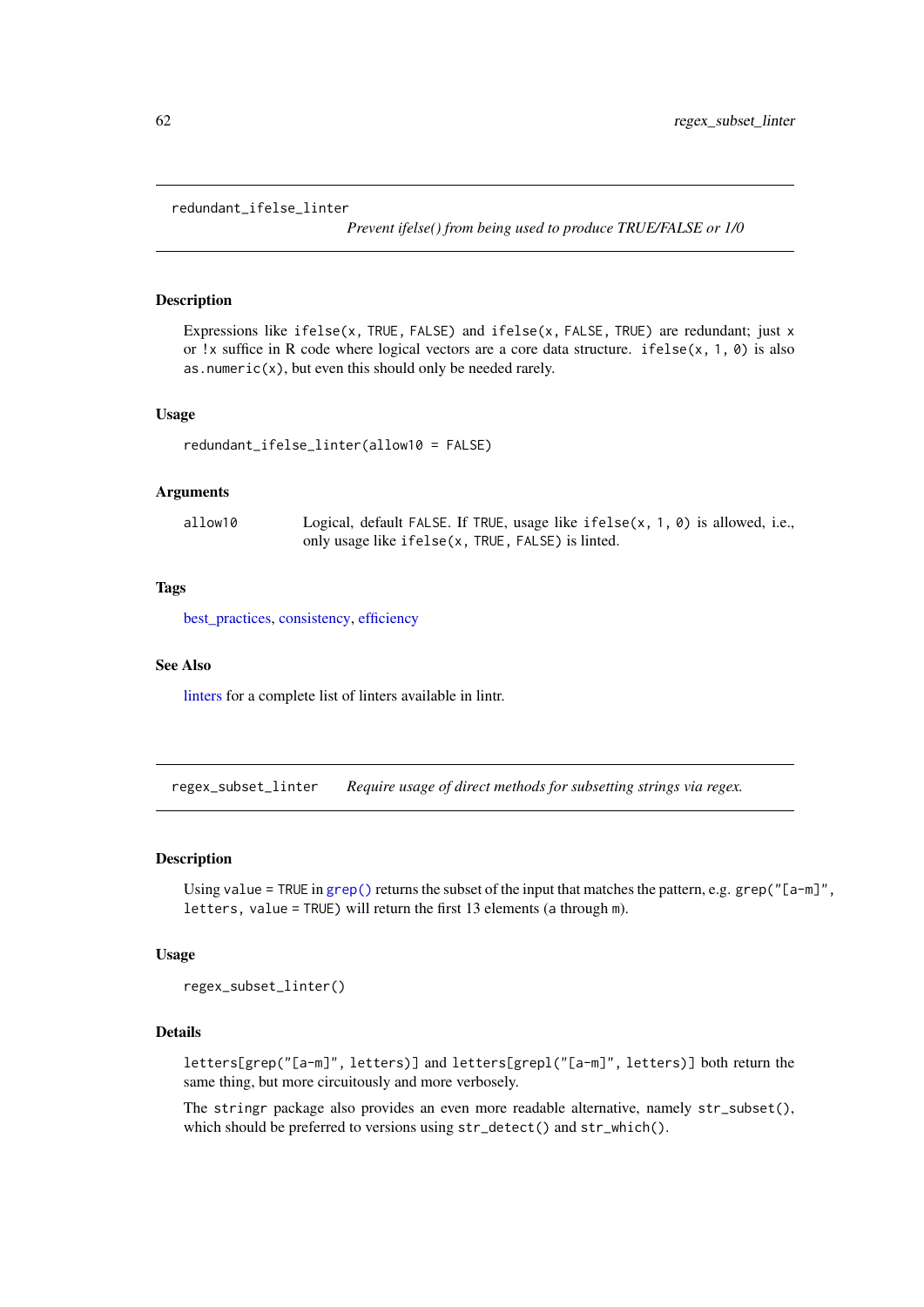## redundant_ifelse_linter

*Prevent ifelse() from being used to produce TRUE/FALSE or 1/0*

### Description

Expressions like `ifelse(x, TRUE, FALSE)` and `ifelse(x, FALSE, TRUE)` are redundant; just `x` or `!x` suffice in R code where logical vectors are a core data structure. `ifelse(x, 1, 0)` is also `as.numeric(x)`, but even this should only be needed rarely.

### Usage

```
redundant_ifelse_linter(allow10 = FALSE)
```

### Arguments

| | |
|---|---|
| `allow10` | Logical, default `FALSE`. If `TRUE`, usage like `ifelse(x, 1, 0)` is allowed, i.e., only usage like `ifelse(x, TRUE, FALSE)` is linted. |

### Tags

best_practices, consistency, efficiency

### See Also

linters for a complete list of linters available in lintr.

## regex_subset_linter

*Require usage of direct methods for subsetting strings via regex.*

### Description

Using `value = TRUE` in `grep()` returns the subset of the input that matches the pattern, e.g. `grep("[a-m]", letters, value = TRUE)` will return the first 13 elements (`a` through `m`).

### Usage

```
regex_subset_linter()
```

### Details

`letters[grep("[a-m]", letters)]` and `letters[grepl("[a-m]", letters)]` both return the same thing, but more circuitously and more verbosely.

The `stringr` package also provides an even more readable alternative, namely `str_subset()`, which should be preferred to versions using `str_detect()` and `str_which()`.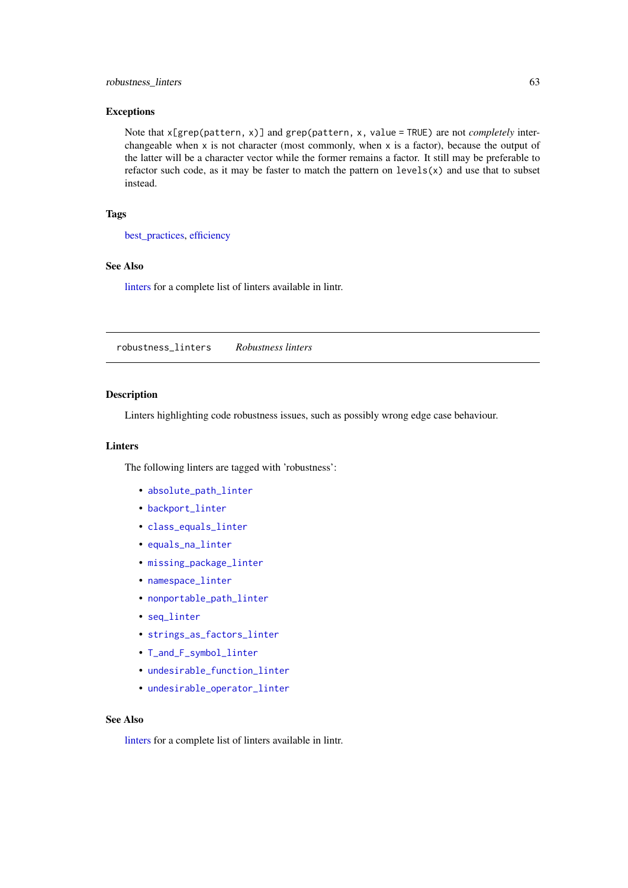### Exceptions

Note that `x[grep(pattern, x)]` and `grep(pattern, x, value = TRUE)` are not *completely* interchangeable when `x` is not character (most commonly, when `x` is a factor), because the output of the latter will be a character vector while the former remains a factor. It still may be preferable to refactor such code, as it may be faster to match the pattern on `levels(x)` and use that to subset instead.

### Tags

best_practices, efficiency

### See Also

linters for a complete list of linters available in lintr.

---

## robustness_linters — *Robustness linters*

### Description

Linters highlighting code robustness issues, such as possibly wrong edge case behaviour.

### Linters

The following linters are tagged with 'robustness':

- `absolute_path_linter`
- `backport_linter`
- `class_equals_linter`
- `equals_na_linter`
- `missing_package_linter`
- `namespace_linter`
- `nonportable_path_linter`
- `seq_linter`
- `strings_as_factors_linter`
- `T_and_F_symbol_linter`
- `undesirable_function_linter`
- `undesirable_operator_linter`

### See Also

linters for a complete list of linters available in lintr.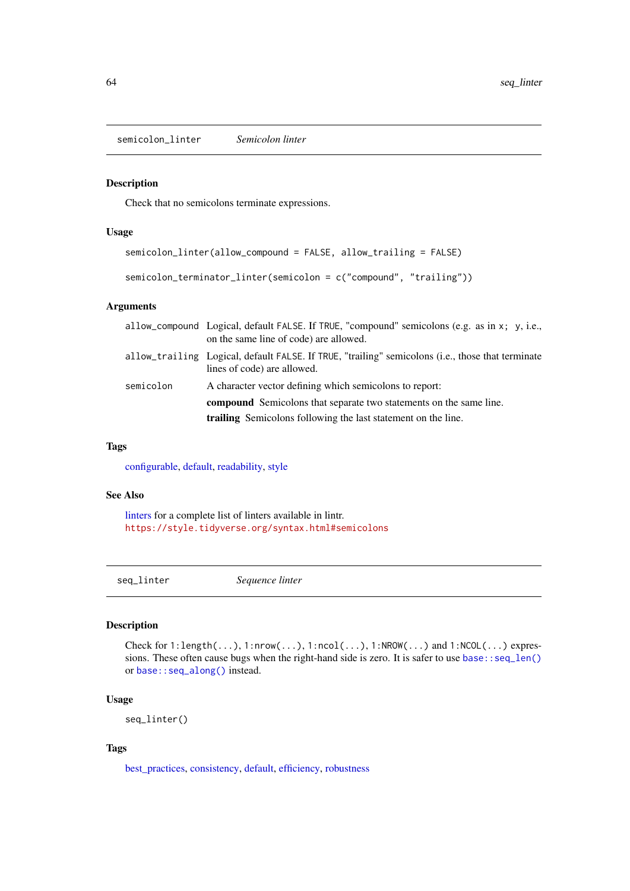## semicolon_linter — *Semicolon linter*

### Description

Check that no semicolons terminate expressions.

### Usage

```
semicolon_linter(allow_compound = FALSE, allow_trailing = FALSE)

semicolon_terminator_linter(semicolon = c("compound", "trailing"))
```

### Arguments

| | |
|---|---|
| `allow_compound` | Logical, default `FALSE`. If `TRUE`, "compound" semicolons (e.g. as in `x; y`, i.e., on the same line of code) are allowed. |
| `allow_trailing` | Logical, default `FALSE`. If `TRUE`, "trailing" semicolons (i.e., those that terminate lines of code) are allowed. |
| `semicolon` | A character vector defining which semicolons to report: **compound** Semicolons that separate two statements on the same line. **trailing** Semicolons following the last statement on the line. |

### Tags

configurable, default, readability, style

### See Also

linters for a complete list of linters available in lintr.
https://style.tidyverse.org/syntax.html#semicolons

## seq_linter — *Sequence linter*

### Description

Check for `1:length(...)`, `1:nrow(...)`, `1:ncol(...)`, `1:NROW(...)` and `1:NCOL(...)` expressions. These often cause bugs when the right-hand side is zero. It is safer to use `base::seq_len()` or `base::seq_along()` instead.

### Usage

```
seq_linter()
```

### Tags

best_practices, consistency, default, efficiency, robustness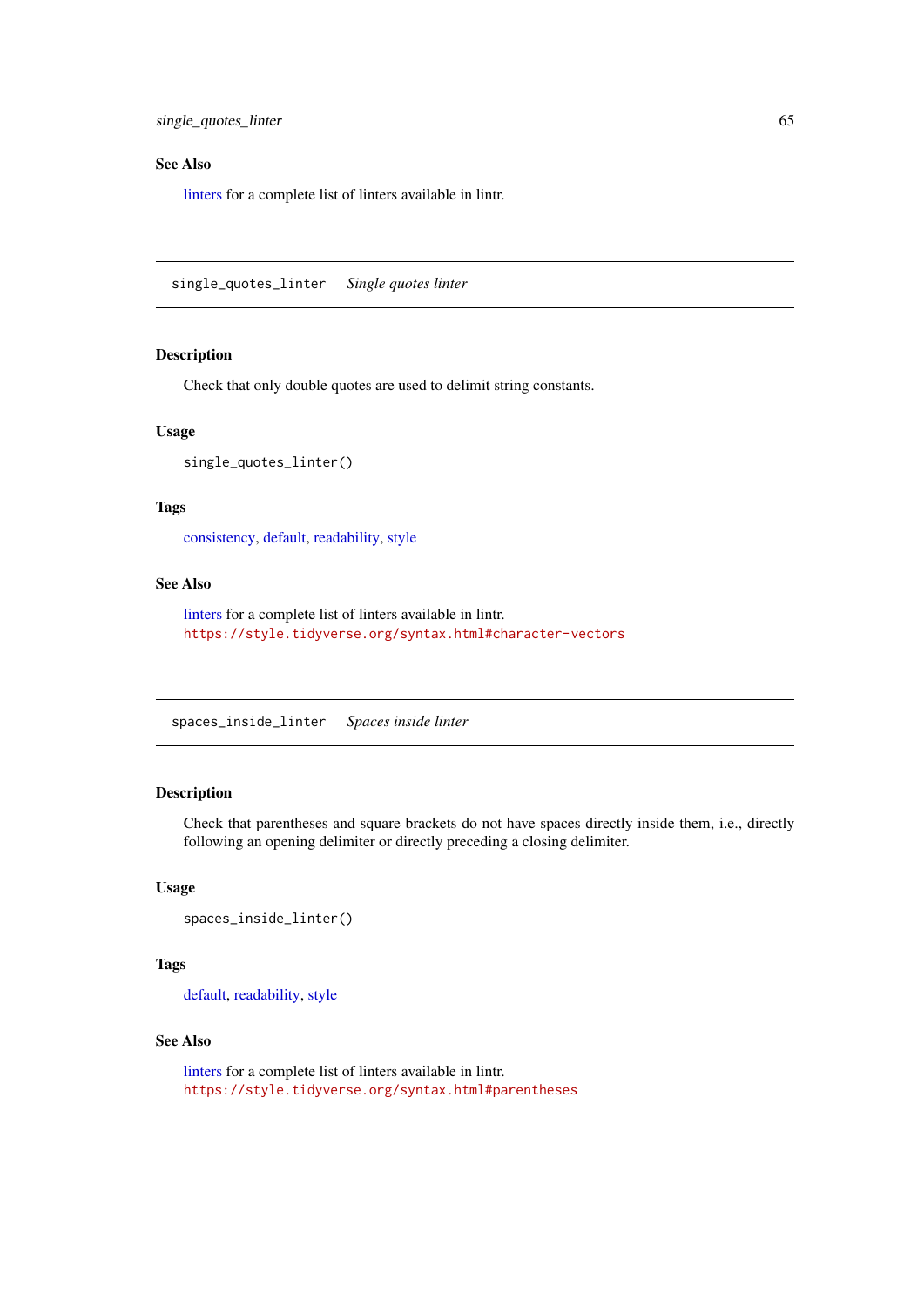### See Also

linters for a complete list of linters available in lintr.

---

## single_quotes_linter    *Single quotes linter*

---

### Description

Check that only double quotes are used to delimit string constants.

### Usage

```
single_quotes_linter()
```

### Tags

consistency, default, readability, style

### See Also

linters for a complete list of linters available in lintr.
https://style.tidyverse.org/syntax.html#character-vectors

---

## spaces_inside_linter    *Spaces inside linter*

---

### Description

Check that parentheses and square brackets do not have spaces directly inside them, i.e., directly following an opening delimiter or directly preceding a closing delimiter.

### Usage

```
spaces_inside_linter()
```

### Tags

default, readability, style

### See Also

linters for a complete list of linters available in lintr.
https://style.tidyverse.org/syntax.html#parentheses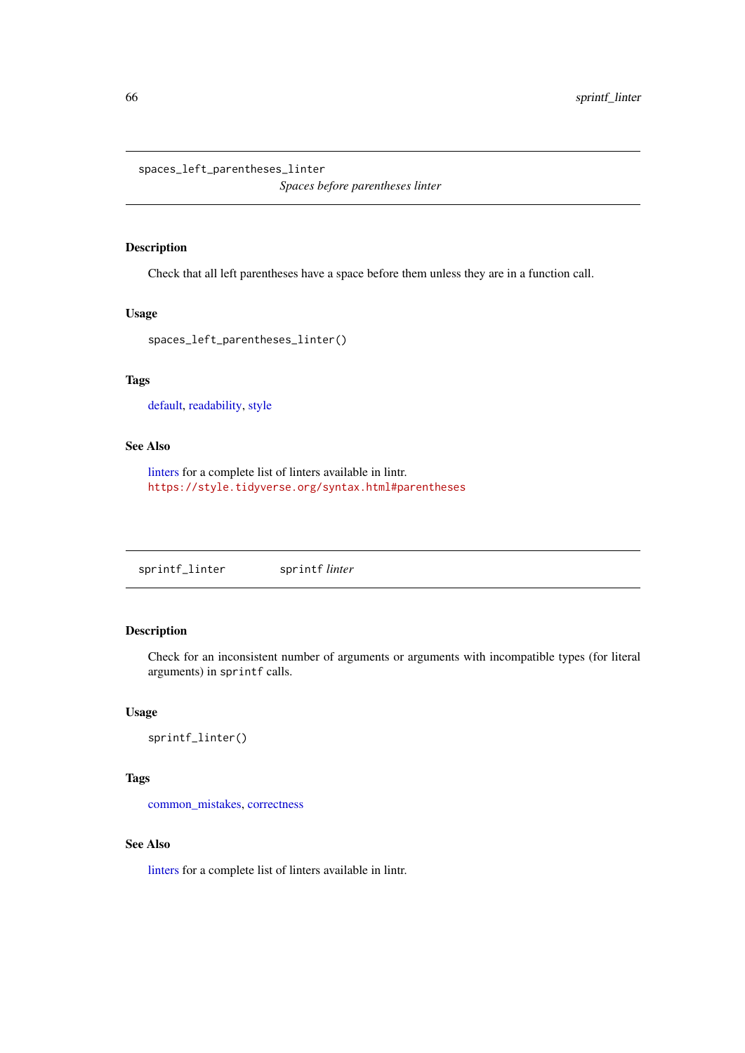## spaces_left_parentheses_linter

*Spaces before parentheses linter*

### Description

Check that all left parentheses have a space before them unless they are in a function call.

### Usage

```
spaces_left_parentheses_linter()
```

### Tags

default, readability, style

### See Also

linters for a complete list of linters available in lintr.
https://style.tidyverse.org/syntax.html#parentheses

## sprintf_linter

`sprintf` *linter*

### Description

Check for an inconsistent number of arguments or arguments with incompatible types (for literal arguments) in `sprintf` calls.

### Usage

```
sprintf_linter()
```

### Tags

common_mistakes, correctness

### See Also

linters for a complete list of linters available in lintr.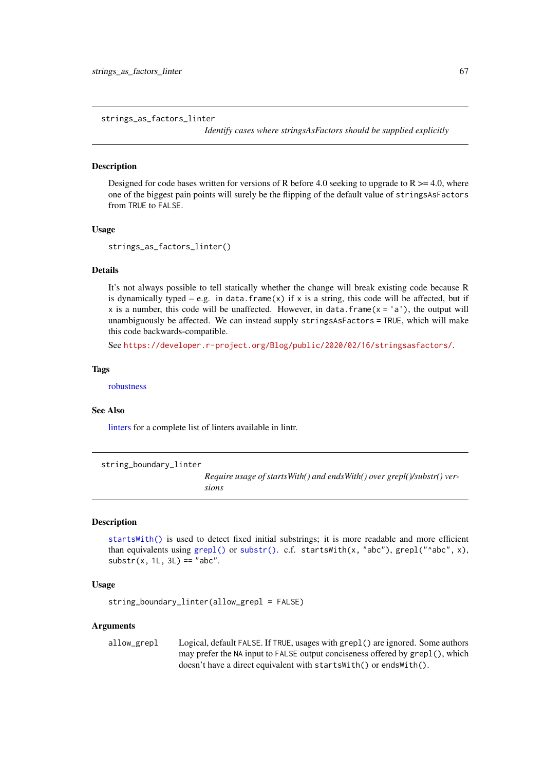## strings_as_factors_linter

*Identify cases where stringsAsFactors should be supplied explicitly*

### Description

Designed for code bases written for versions of R before 4.0 seeking to upgrade to R >= 4.0, where one of the biggest pain points will surely be the flipping of the default value of `stringsAsFactors` from `TRUE` to `FALSE`.

### Usage

```
strings_as_factors_linter()
```

### Details

It's not always possible to tell statically whether the change will break existing code because R is dynamically typed – e.g. in `data.frame(x)` if `x` is a string, this code will be affected, but if `x` is a number, this code will be unaffected. However, in `data.frame(x = 'a')`, the output will unambiguously be affected. We can instead supply `stringsAsFactors = TRUE`, which will make this code backwards-compatible.

See https://developer.r-project.org/Blog/public/2020/02/16/stringsasfactors/.

### Tags

robustness

### See Also

linters for a complete list of linters available in lintr.

## string_boundary_linter

*Require usage of startsWith() and endsWith() over grepl()/substr() versions*

### Description

`startsWith()` is used to detect fixed initial substrings; it is more readable and more efficient than equivalents using `grepl()` or `substr()`. c.f. `startsWith(x, "abc")`, `grepl("^abc", x)`, `substr(x, 1L, 3L) == "abc"`.

### Usage

```
string_boundary_linter(allow_grepl = FALSE)
```

### Arguments

| | |
|---|---|
| allow_grepl | Logical, default `FALSE`. If `TRUE`, usages with `grepl()` are ignored. Some authors may prefer the `NA` input to `FALSE` output conciseness offered by `grepl()`, which doesn't have a direct equivalent with `startsWith()` or `endsWith()`. |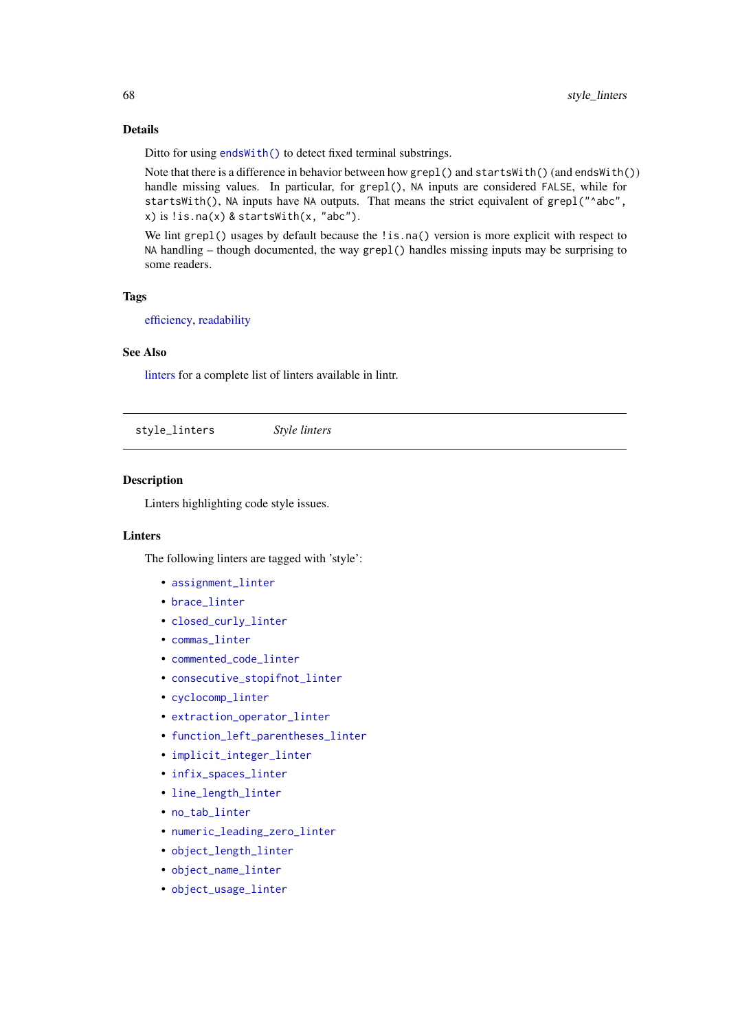### Details

Ditto for using `endsWith()` to detect fixed terminal substrings.

Note that there is a difference in behavior between how `grepl()` and `startsWith()` (and `endsWith()`) handle missing values. In particular, for `grepl()`, `NA` inputs are considered `FALSE`, while for `startsWith()`, `NA` inputs have `NA` outputs. That means the strict equivalent of `grepl("^abc", x)` is `!is.na(x) & startsWith(x, "abc")`.

We lint `grepl()` usages by default because the `!is.na()` version is more explicit with respect to `NA` handling – though documented, the way `grepl()` handles missing inputs may be surprising to some readers.

### Tags

efficiency, readability

### See Also

linters for a complete list of linters available in lintr.

---

## style_linters — *Style linters*

---

### Description

Linters highlighting code style issues.

### Linters

The following linters are tagged with 'style':

- `assignment_linter`
- `brace_linter`
- `closed_curly_linter`
- `commas_linter`
- `commented_code_linter`
- `consecutive_stopifnot_linter`
- `cyclocomp_linter`
- `extraction_operator_linter`
- `function_left_parentheses_linter`
- `implicit_integer_linter`
- `infix_spaces_linter`
- `line_length_linter`
- `no_tab_linter`
- `numeric_leading_zero_linter`
- `object_length_linter`
- `object_name_linter`
- `object_usage_linter`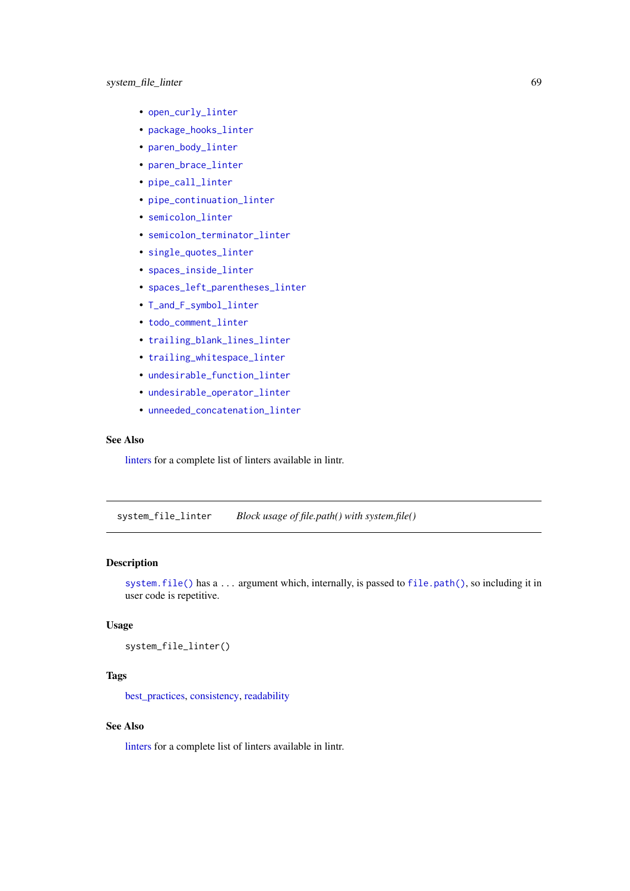- open_curly_linter
- package_hooks_linter
- paren_body_linter
- paren_brace_linter
- pipe_call_linter
- pipe_continuation_linter
- semicolon_linter
- semicolon_terminator_linter
- single_quotes_linter
- spaces_inside_linter
- spaces_left_parentheses_linter
- T_and_F_symbol_linter
- todo_comment_linter
- trailing_blank_lines_linter
- trailing_whitespace_linter
- undesirable_function_linter
- undesirable_operator_linter
- unneeded_concatenation_linter

### See Also

linters for a complete list of linters available in lintr.

---

## system_file_linter — *Block usage of file.path() with system.file()*

### Description

`system.file()` has a ... argument which, internally, is passed to `file.path()`, so including it in user code is repetitive.

### Usage

```
system_file_linter()
```

### Tags

best_practices, consistency, readability

### See Also

linters for a complete list of linters available in lintr.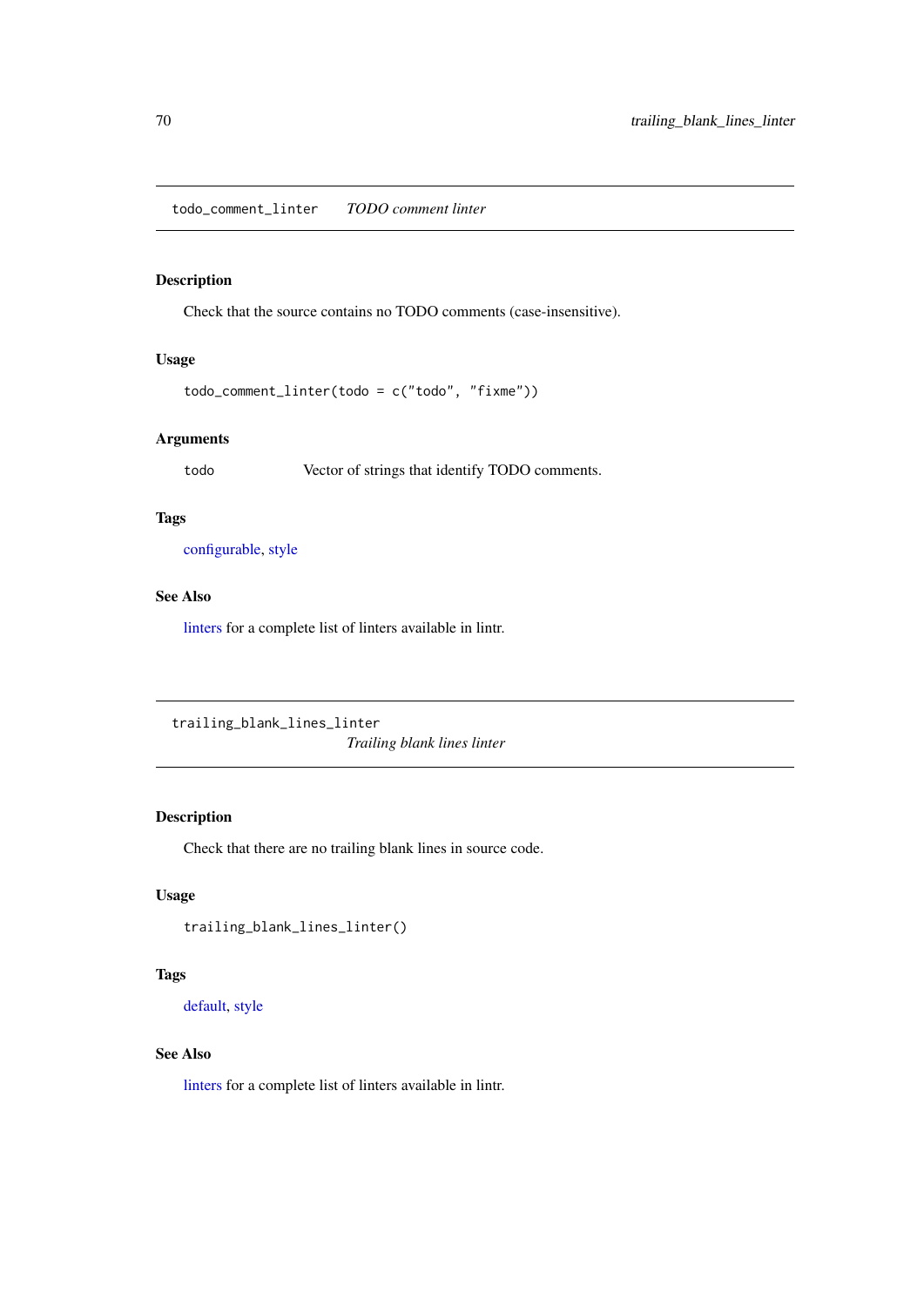## todo_comment_linter *TODO comment linter*

### Description

Check that the source contains no TODO comments (case-insensitive).

### Usage

```
todo_comment_linter(todo = c("todo", "fixme"))
```

### Arguments

| | |
|---|---|
| todo | Vector of strings that identify TODO comments. |

### Tags

configurable, style

### See Also

linters for a complete list of linters available in lintr.

## trailing_blank_lines_linter *Trailing blank lines linter*

### Description

Check that there are no trailing blank lines in source code.

### Usage

```
trailing_blank_lines_linter()
```

### Tags

default, style

### See Also

linters for a complete list of linters available in lintr.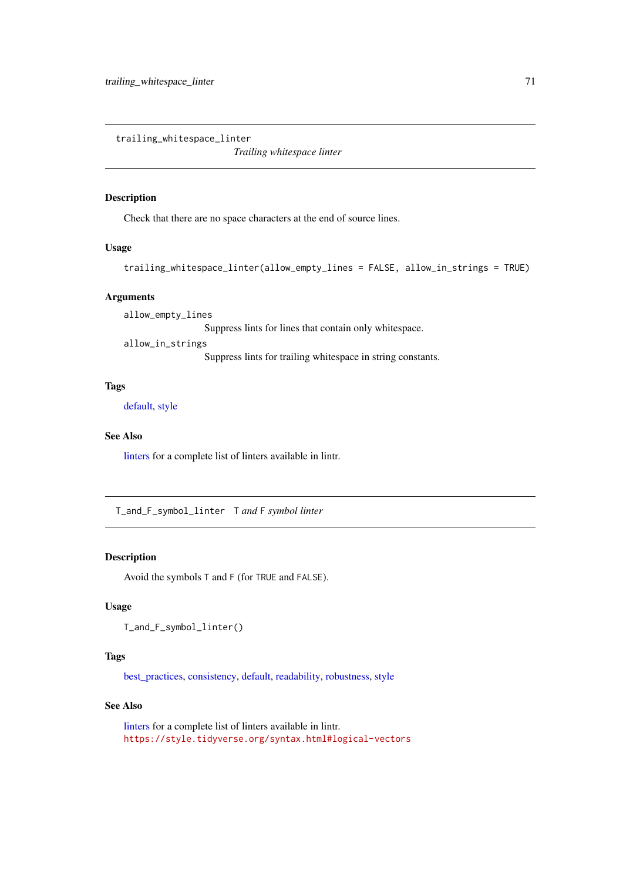## trailing_whitespace_linter

*Trailing whitespace linter*

### Description

Check that there are no space characters at the end of source lines.

### Usage

```
trailing_whitespace_linter(allow_empty_lines = FALSE, allow_in_strings = TRUE)
```

### Arguments

`allow_empty_lines`
: Suppress lints for lines that contain only whitespace.

`allow_in_strings`
: Suppress lints for trailing whitespace in string constants.

### Tags

default, style

### See Also

linters for a complete list of linters available in lintr.

## T_and_F_symbol_linter

*T and F symbol linter*

### Description

Avoid the symbols `T` and `F` (for `TRUE` and `FALSE`).

### Usage

```
T_and_F_symbol_linter()
```

### Tags

best_practices, consistency, default, readability, robustness, style

### See Also

linters for a complete list of linters available in lintr.
https://style.tidyverse.org/syntax.html#logical-vectors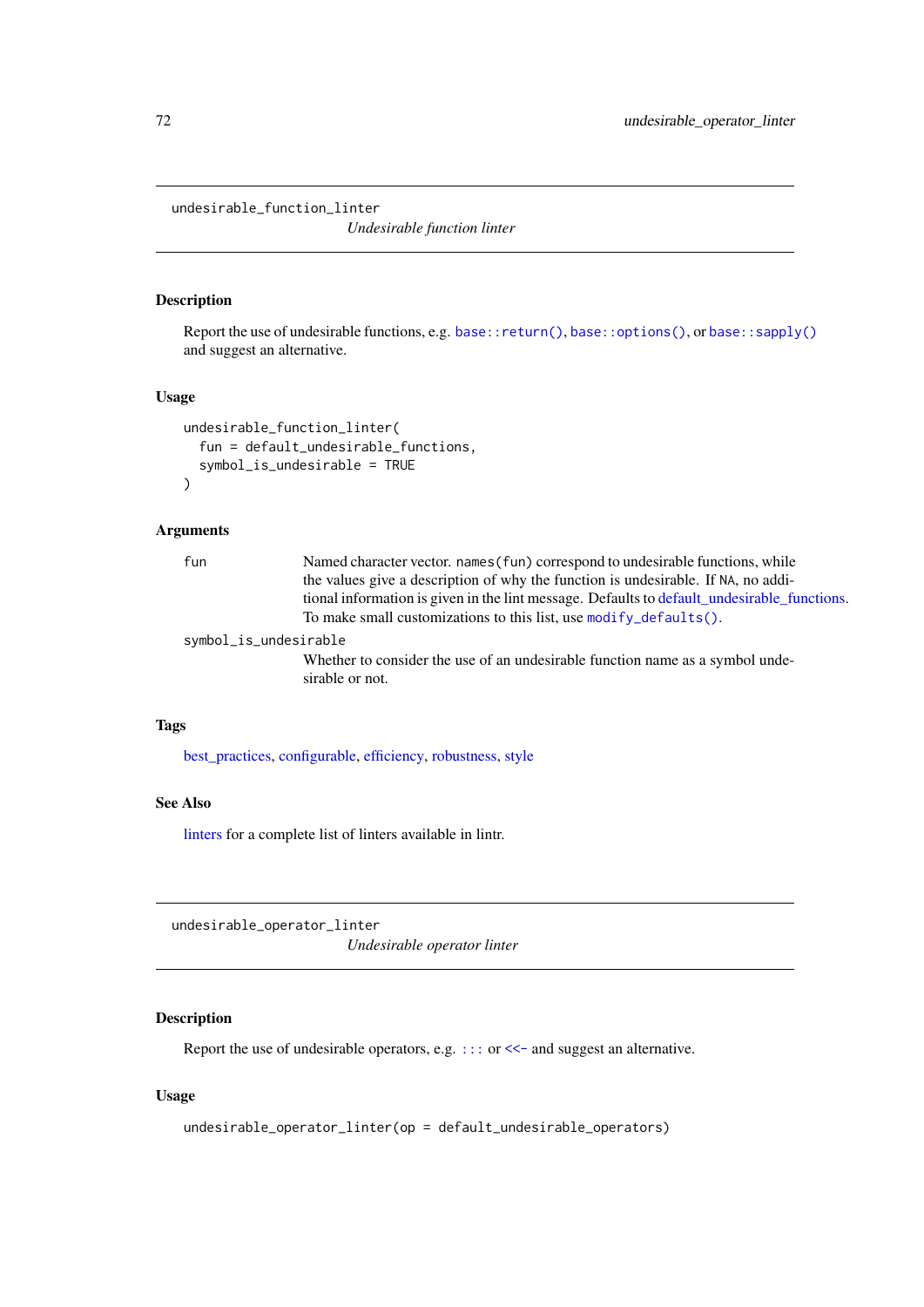## undesirable_function_linter

*Undesirable function linter*

### Description

Report the use of undesirable functions, e.g. `base::return()`, `base::options()`, or `base::sapply()` and suggest an alternative.

### Usage

```
undesirable_function_linter(
  fun = default_undesirable_functions,
  symbol_is_undesirable = TRUE
)
```

### Arguments

`fun` Named character vector. `names(fun)` correspond to undesirable functions, while the values give a description of why the function is undesirable. If `NA`, no additional information is given in the lint message. Defaults to default_undesirable_functions. To make small customizations to this list, use `modify_defaults()`.

`symbol_is_undesirable` Whether to consider the use of an undesirable function name as a symbol undesirable or not.

### Tags

best_practices, configurable, efficiency, robustness, style

### See Also

linters for a complete list of linters available in lintr.

## undesirable_operator_linter

*Undesirable operator linter*

### Description

Report the use of undesirable operators, e.g. `:::` or `<<-` and suggest an alternative.

### Usage

```
undesirable_operator_linter(op = default_undesirable_operators)
```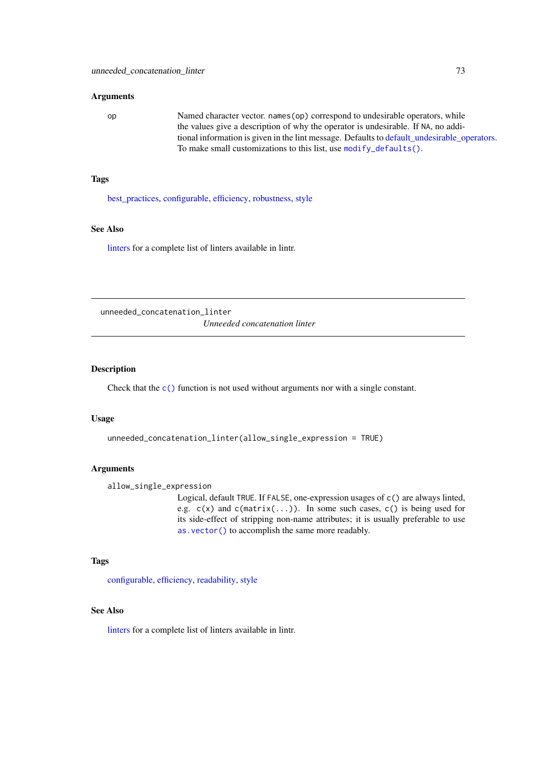## Arguments

op
: Named character vector. `names(op)` correspond to undesirable operators, while the values give a description of why the operator is undesirable. If `NA`, no additional information is given in the lint message. Defaults to default_undesirable_operators. To make small customizations to this list, use `modify_defaults()`.

## Tags

best_practices, configurable, efficiency, robustness, style

## See Also

linters for a complete list of linters available in lintr.

---

# unneeded_concatenation_linter

*Unneeded concatenation linter*

---

## Description

Check that the `c()` function is not used without arguments nor with a single constant.

## Usage

```
unneeded_concatenation_linter(allow_single_expression = TRUE)
```

## Arguments

allow_single_expression
: Logical, default `TRUE`. If `FALSE`, one-expression usages of `c()` are always linted, e.g. `c(x)` and `c(matrix(...))`. In some such cases, `c()` is being used for its side-effect of stripping non-name attributes; it is usually preferable to use `as.vector()` to accomplish the same more readably.

## Tags

configurable, efficiency, readability, style

## See Also

linters for a complete list of linters available in lintr.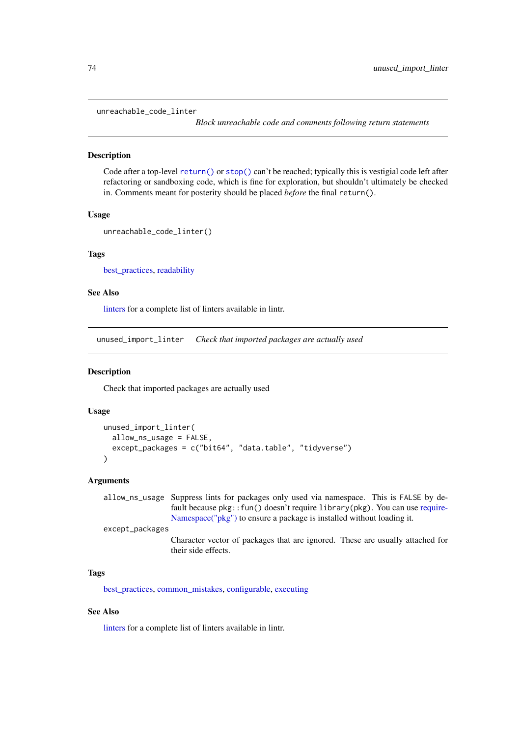## unreachable_code_linter

*Block unreachable code and comments following return statements*

### Description

Code after a top-level `return()` or `stop()` can't be reached; typically this is vestigial code left after refactoring or sandboxing code, which is fine for exploration, but shouldn't ultimately be checked in. Comments meant for posterity should be placed *before* the final `return()`.

### Usage

```
unreachable_code_linter()
```

### Tags

best_practices, readability

### See Also

linters for a complete list of linters available in lintr.

## unused_import_linter

*Check that imported packages are actually used*

### Description

Check that imported packages are actually used

### Usage

```
unused_import_linter(
  allow_ns_usage = FALSE,
  except_packages = c("bit64", "data.table", "tidyverse")
)
```

### Arguments

| | |
|---|---|
| `allow_ns_usage` | Suppress lints for packages only used via namespace. This is `FALSE` by default because `pkg::fun()` doesn't require `library(pkg)`. You can use requireNamespace("pkg") to ensure a package is installed without loading it. |
| `except_packages` | Character vector of packages that are ignored. These are usually attached for their side effects. |

### Tags

best_practices, common_mistakes, configurable, executing

### See Also

linters for a complete list of linters available in lintr.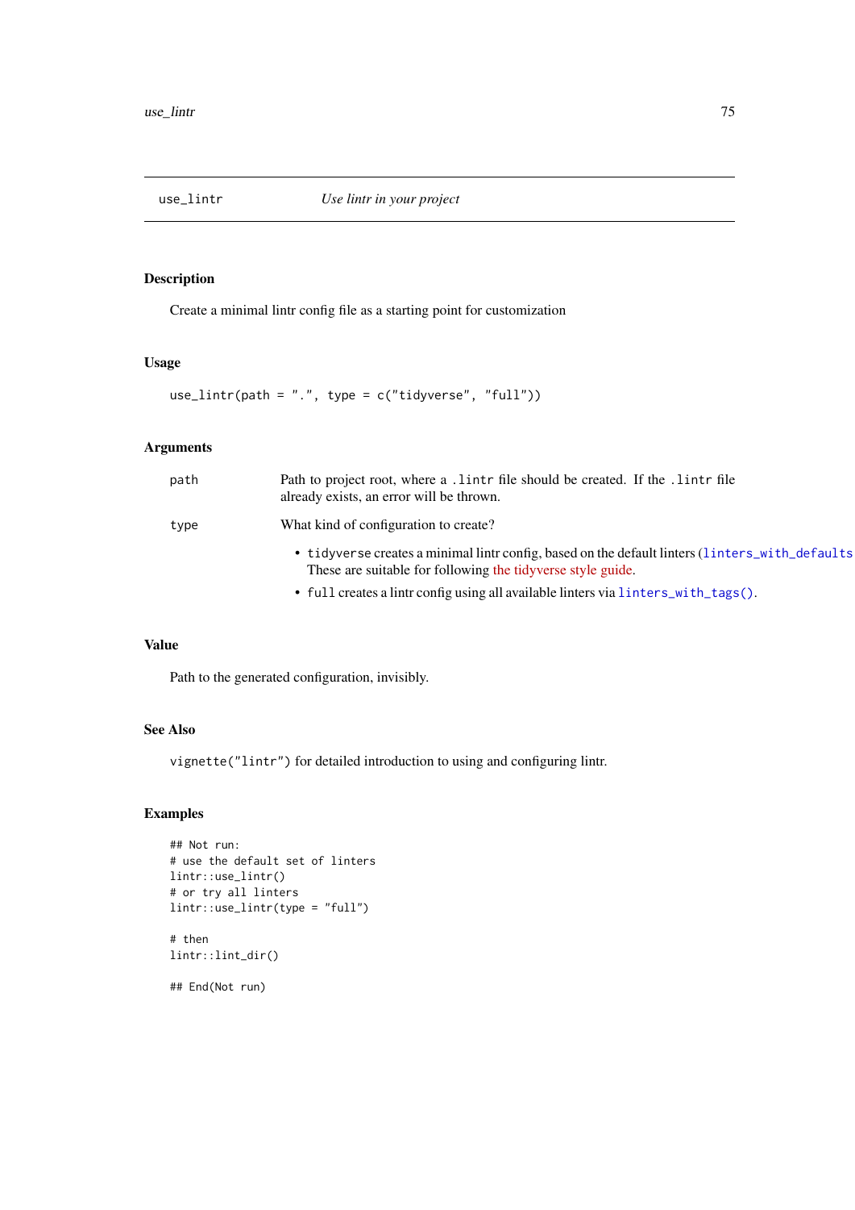## use_lintr — *Use lintr in your project*

### Description

Create a minimal lintr config file as a starting point for customization

### Usage

```
use_lintr(path = ".", type = c("tidyverse", "full"))
```

### Arguments

| Argument | Description |
|---|---|
| `path` | Path to project root, where a `.lintr` file should be created. If the `.lintr` file already exists, an error will be thrown. |
| `type` | What kind of configuration to create?<br>• `tidyverse` creates a minimal lintr config, based on the default linters (`linters_with_defaults`). These are suitable for following the tidyverse style guide.<br>• `full` creates a lintr config using all available linters via `linters_with_tags()`. |

### Value

Path to the generated configuration, invisibly.

### See Also

`vignette("lintr")` for detailed introduction to using and configuring lintr.

### Examples

```
## Not run:
# use the default set of linters
lintr::use_lintr()
# or try all linters
lintr::use_lintr(type = "full")

# then
lintr::lint_dir()

## End(Not run)
```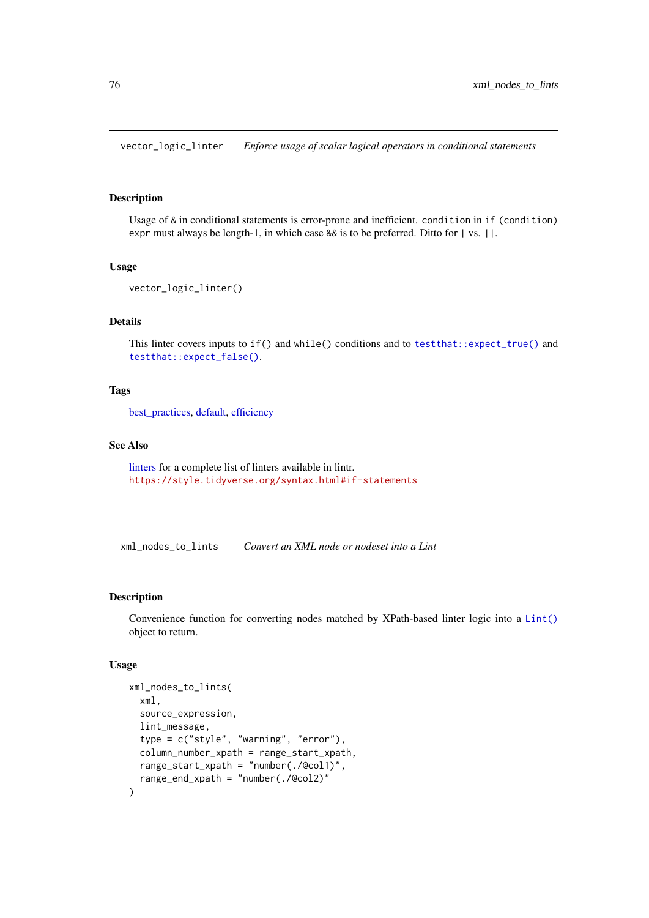## vector_logic_linter *Enforce usage of scalar logical operators in conditional statements*

### Description

Usage of `&` in conditional statements is error-prone and inefficient. `condition` in `if (condition) expr` must always be length-1, in which case `&&` is to be preferred. Ditto for `|` vs. `||`.

### Usage

```
vector_logic_linter()
```

### Details

This linter covers inputs to `if()` and `while()` conditions and to `testthat::expect_true()` and `testthat::expect_false()`.

### Tags

best_practices, default, efficiency

### See Also

linters for a complete list of linters available in lintr.
https://style.tidyverse.org/syntax.html#if-statements

## xml_nodes_to_lints *Convert an XML node or nodeset into a Lint*

### Description

Convenience function for converting nodes matched by XPath-based linter logic into a `Lint()` object to return.

### Usage

```
xml_nodes_to_lints(
  xml,
  source_expression,
  lint_message,
  type = c("style", "warning", "error"),
  column_number_xpath = range_start_xpath,
  range_start_xpath = "number(./@col1)",
  range_end_xpath = "number(./@col2)"
)
```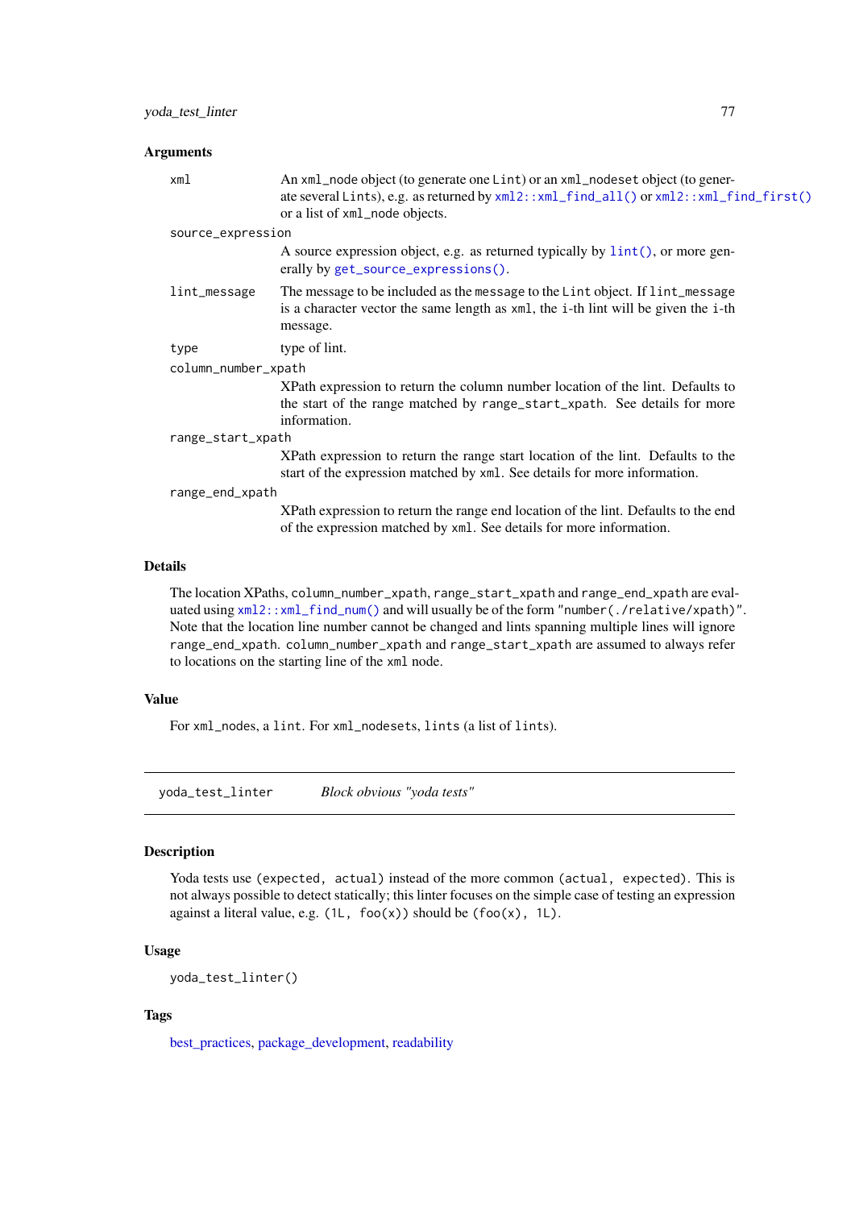### Arguments

- `xml` — An `xml_node` object (to generate one `Lint`) or an `xml_nodeset` object (to generate several `Lint`s), e.g. as returned by `xml2::xml_find_all()` or `xml2::xml_find_first()` or a list of `xml_node` objects.
- `source_expression` — A source expression object, e.g. as returned typically by `lint()`, or more generally by `get_source_expressions()`.
- `lint_message` — The message to be included as the `message` to the `Lint` object. If `lint_message` is a character vector the same length as `xml`, the `i`-th lint will be given the `i`-th message.
- `type` — type of lint.
- `column_number_xpath` — XPath expression to return the column number location of the lint. Defaults to the start of the range matched by `range_start_xpath`. See details for more information.
- `range_start_xpath` — XPath expression to return the range start location of the lint. Defaults to the start of the expression matched by `xml`. See details for more information.
- `range_end_xpath` — XPath expression to return the range end location of the lint. Defaults to the end of the expression matched by `xml`. See details for more information.

### Details

The location XPaths, `column_number_xpath`, `range_start_xpath` and `range_end_xpath` are evaluated using `xml2::xml_find_num()` and will usually be of the form `"number(./relative/xpath)"`. Note that the location line number cannot be changed and lints spanning multiple lines will ignore `range_end_xpath`. `column_number_xpath` and `range_start_xpath` are assumed to always refer to locations on the starting line of the `xml` node.

### Value

For `xml_node`s, a `lint`. For `xml_nodeset`s, `lints` (a list of `lint`s).

---

## yoda_test_linter — *Block obvious "yoda tests"*

### Description

Yoda tests use `(expected, actual)` instead of the more common `(actual, expected)`. This is not always possible to detect statically; this linter focuses on the simple case of testing an expression against a literal value, e.g. `(1L, foo(x))` should be `(foo(x), 1L)`.

### Usage

```
yoda_test_linter()
```

### Tags

best_practices, package_development, readability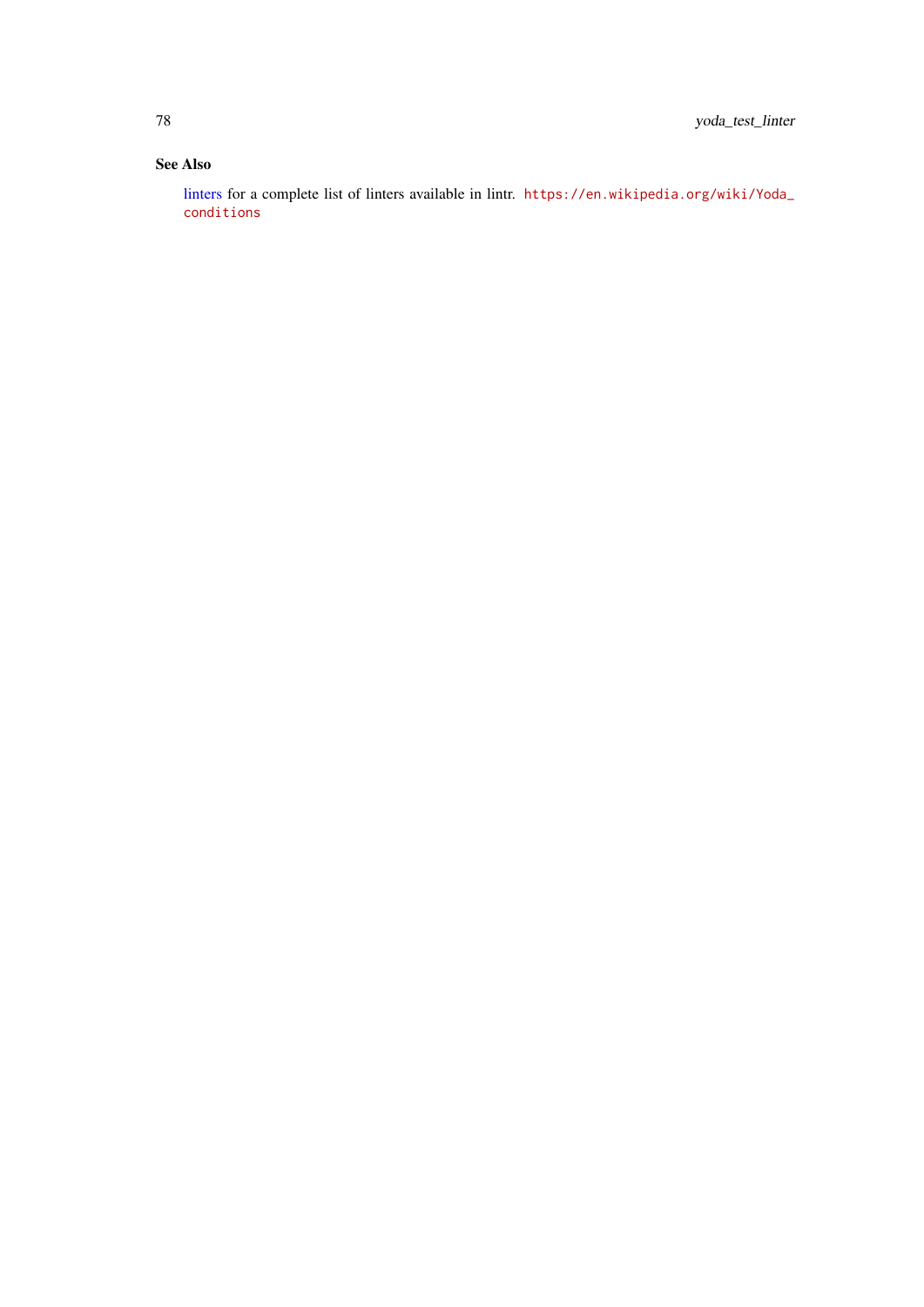### See Also

linters for a complete list of linters available in lintr. https://en.wikipedia.org/wiki/Yoda_conditions